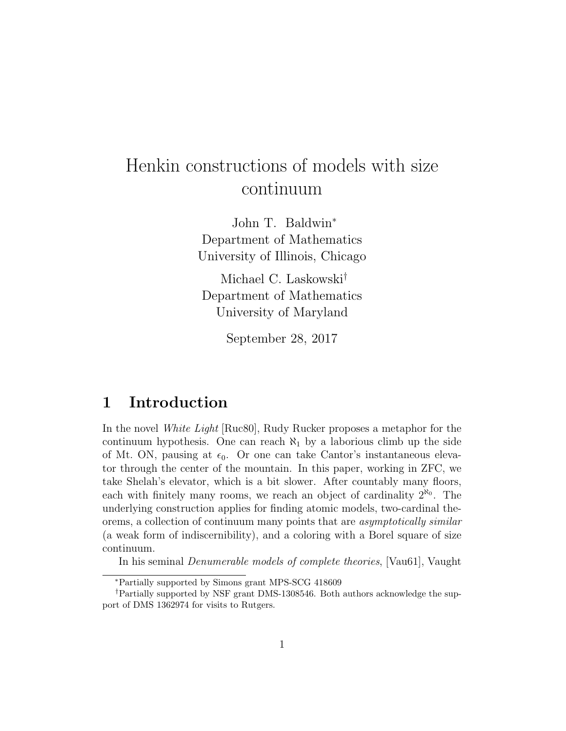# Henkin constructions of models with size continuum

John T. Baldwin*
Department of Mathematics
University of Illinois, Chicago

Michael C. Laskowski†
Department of Mathematics
University of Maryland

September 28, 2017

## 1 Introduction

In the novel *White Light* [Ruc80], Rudy Rucker proposes a metaphor for the continuum hypothesis. One can reach $\aleph_1$ by a laborious climb up the side of Mt. ON, pausing at $\epsilon_0$. Or one can take Cantor's instantaneous elevator through the center of the mountain. In this paper, working in ZFC, we take Shelah's elevator, which is a bit slower. After countably many floors, each with finitely many rooms, we reach an object of cardinality $2^{\aleph_0}$. The underlying construction applies for finding atomic models, two-cardinal theorems, a collection of continuum many points that are *asymptotically similar* (a weak form of indiscernibility), and a coloring with a Borel square of size continuum.

In his seminal *Denumerable models of complete theories*, [Vau61], Vaught

---

*Partially supported by Simons grant MPS-SCG 418609

†Partially supported by NSF grant DMS-1308546. Both authors acknowledge the support of DMS 1362974 for visits to Rutgers.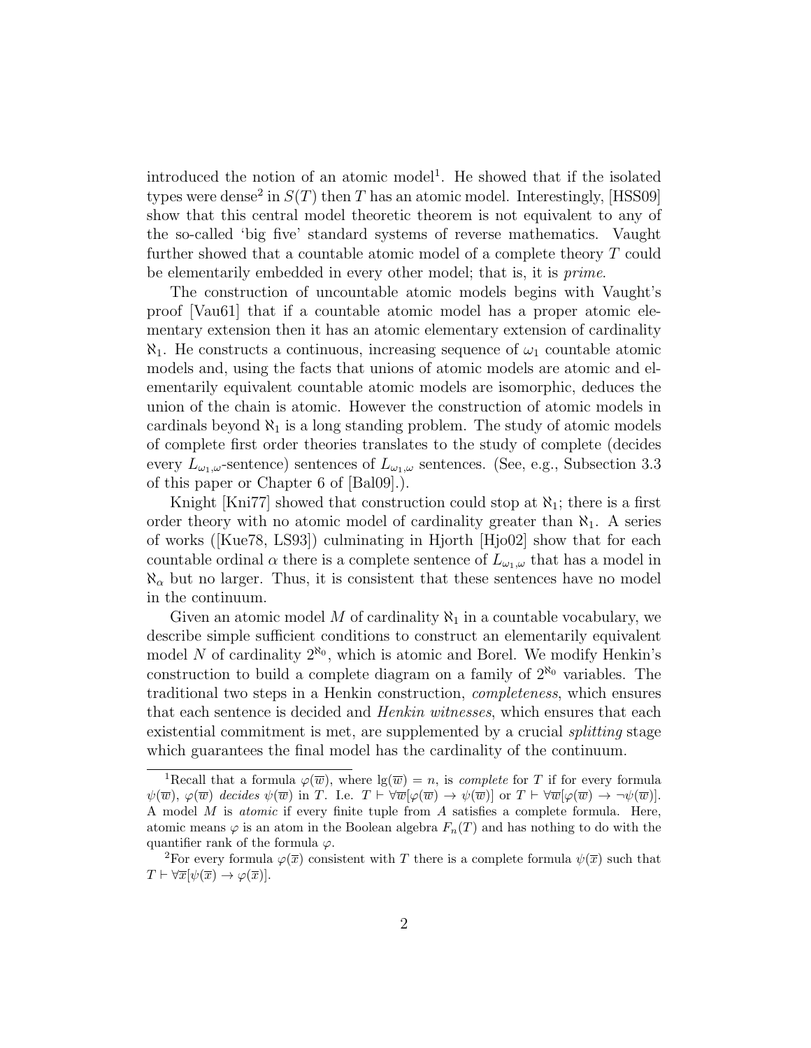introduced the notion of an atomic model[1]. He showed that if the isolated types were dense[2] in $S(T)$ then $T$ has an atomic model. Interestingly, [HSS09] show that this central model theoretic theorem is not equivalent to any of the so-called 'big five' standard systems of reverse mathematics. Vaught further showed that a countable atomic model of a complete theory $T$ could be elementarily embedded in every other model; that is, it is *prime*.

The construction of uncountable atomic models begins with Vaught's proof [Vau61] that if a countable atomic model has a proper atomic elementary extension then it has an atomic elementary extension of cardinality $\aleph_1$. He constructs a continuous, increasing sequence of $\omega_1$ countable atomic models and, using the facts that unions of atomic models are atomic and elementarily equivalent countable atomic models are isomorphic, deduces the union of the chain is atomic. However the construction of atomic models in cardinals beyond $\aleph_1$ is a long standing problem. The study of atomic models of complete first order theories translates to the study of complete (decides every $L_{\omega_1,\omega}$-sentence) sentences of $L_{\omega_1,\omega}$ sentences. (See, e.g., Subsection 3.3 of this paper or Chapter 6 of [Bal09].).

Knight [Kni77] showed that construction could stop at $\aleph_1$; there is a first order theory with no atomic model of cardinality greater than $\aleph_1$. A series of works ([Kue78, LS93]) culminating in Hjorth [Hjo02] show that for each countable ordinal $\alpha$ there is a complete sentence of $L_{\omega_1,\omega}$ that has a model in $\aleph_\alpha$ but no larger. Thus, it is consistent that these sentences have no model in the continuum.

Given an atomic model $M$ of cardinality $\aleph_1$ in a countable vocabulary, we describe simple sufficient conditions to construct an elementarily equivalent model $N$ of cardinality $2^{\aleph_0}$, which is atomic and Borel. We modify Henkin's construction to build a complete diagram on a family of $2^{\aleph_0}$ variables. The traditional two steps in a Henkin construction, *completeness*, which ensures that each sentence is decided and *Henkin witnesses*, which ensures that each existential commitment is met, are supplemented by a crucial *splitting* stage which guarantees the final model has the cardinality of the continuum.

---

[1] Recall that a formula $\varphi(\overline{w})$, where $\lg(\overline{w}) = n$, is *complete* for $T$ if for every formula $\psi(\overline{w})$, $\varphi(\overline{w})$ *decides* $\psi(\overline{w})$ in $T$. I.e. $T \vdash \forall \overline{w}[\varphi(\overline{w}) \rightarrow \psi(\overline{w})]$ or $T \vdash \forall \overline{w}[\varphi(\overline{w}) \rightarrow \neg\psi(\overline{w})]$. A model $M$ is *atomic* if every finite tuple from $A$ satisfies a complete formula. Here, atomic means $\varphi$ is an atom in the Boolean algebra $F_n(T)$ and has nothing to do with the quantifier rank of the formula $\varphi$.

[2] For every formula $\varphi(\overline{x})$ consistent with $T$ there is a complete formula $\psi(\overline{x})$ such that $T \vdash \forall \overline{x}[\psi(\overline{x}) \rightarrow \varphi(\overline{x})]$.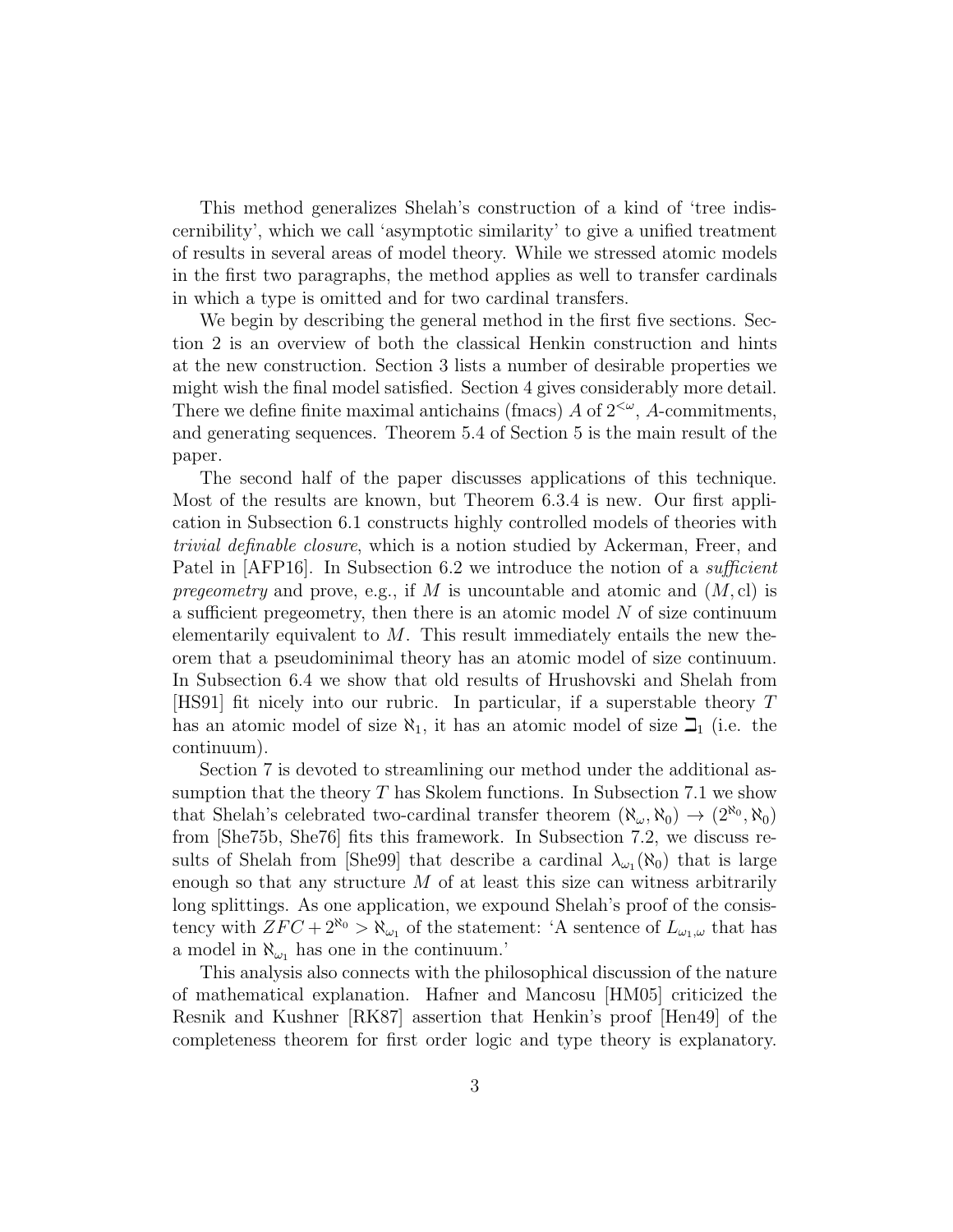This method generalizes Shelah's construction of a kind of 'tree indiscernibility', which we call 'asymptotic similarity' to give a unified treatment of results in several areas of model theory. While we stressed atomic models in the first two paragraphs, the method applies as well to transfer cardinals in which a type is omitted and for two cardinal transfers.

We begin by describing the general method in the first five sections. Section 2 is an overview of both the classical Henkin construction and hints at the new construction. Section 3 lists a number of desirable properties we might wish the final model satisfied. Section 4 gives considerably more detail. There we define finite maximal antichains (fmacs) $A$ of $2^{<\omega}$, $A$-commitments, and generating sequences. Theorem 5.4 of Section 5 is the main result of the paper.

The second half of the paper discusses applications of this technique. Most of the results are known, but Theorem 6.3.4 is new. Our first application in Subsection 6.1 constructs highly controlled models of theories with *trivial definable closure*, which is a notion studied by Ackerman, Freer, and Patel in [AFP16]. In Subsection 6.2 we introduce the notion of a *sufficient pregeometry* and prove, e.g., if $M$ is uncountable and atomic and $(M, \mathrm{cl})$ is a sufficient pregeometry, then there is an atomic model $N$ of size continuum elementarily equivalent to $M$. This result immediately entails the new theorem that a pseudominimal theory has an atomic model of size continuum. In Subsection 6.4 we show that old results of Hrushovski and Shelah from [HS91] fit nicely into our rubric. In particular, if a superstable theory $T$ has an atomic model of size $\aleph_1$, it has an atomic model of size $\beth_1$ (i.e. the continuum).

Section 7 is devoted to streamlining our method under the additional assumption that the theory $T$ has Skolem functions. In Subsection 7.1 we show that Shelah's celebrated two-cardinal transfer theorem $(\aleph_\omega, \aleph_0) \to (2^{\aleph_0}, \aleph_0)$ from [She75b, She76] fits this framework. In Subsection 7.2, we discuss results of Shelah from [She99] that describe a cardinal $\lambda_{\omega_1}(\aleph_0)$ that is large enough so that any structure $M$ of at least this size can witness arbitrarily long splittings. As one application, we expound Shelah's proof of the consistency with $ZFC + 2^{\aleph_0} > \aleph_{\omega_1}$ of the statement: 'A sentence of $L_{\omega_1,\omega}$ that has a model in $\aleph_{\omega_1}$ has one in the continuum.'

This analysis also connects with the philosophical discussion of the nature of mathematical explanation. Hafner and Mancosu [HM05] criticized the Resnik and Kushner [RK87] assertion that Henkin's proof [Hen49] of the completeness theorem for first order logic and type theory is explanatory.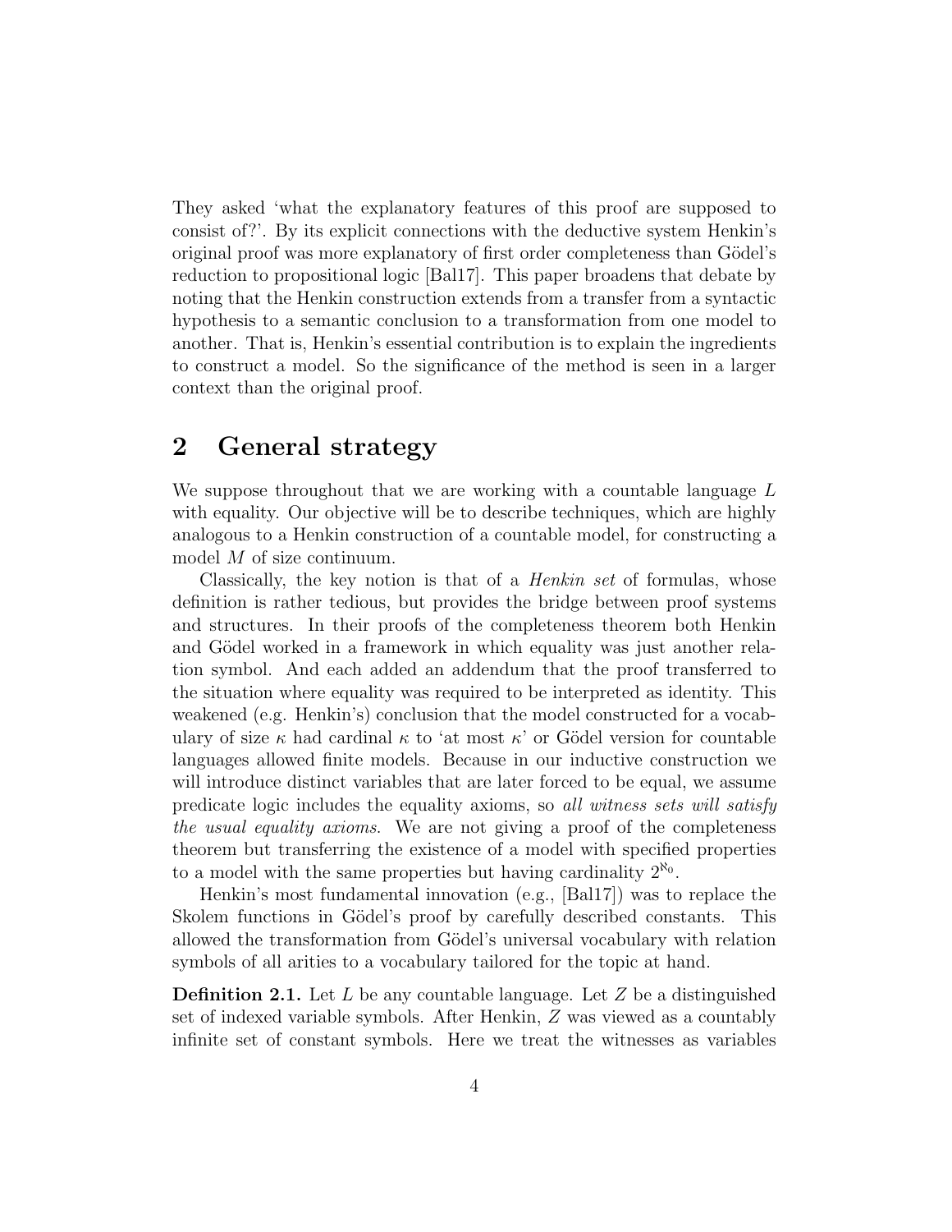They asked 'what the explanatory features of this proof are supposed to consist of?'. By its explicit connections with the deductive system Henkin's original proof was more explanatory of first order completeness than Gödel's reduction to propositional logic [Bal17]. This paper broadens that debate by noting that the Henkin construction extends from a transfer from a syntactic hypothesis to a semantic conclusion to a transformation from one model to another. That is, Henkin's essential contribution is to explain the ingredients to construct a model. So the significance of the method is seen in a larger context than the original proof.

## 2 General strategy

We suppose throughout that we are working with a countable language $L$ with equality. Our objective will be to describe techniques, which are highly analogous to a Henkin construction of a countable model, for constructing a model $M$ of size continuum.

Classically, the key notion is that of a *Henkin set* of formulas, whose definition is rather tedious, but provides the bridge between proof systems and structures. In their proofs of the completeness theorem both Henkin and Gödel worked in a framework in which equality was just another relation symbol. And each added an addendum that the proof transferred to the situation where equality was required to be interpreted as identity. This weakened (e.g. Henkin's) conclusion that the model constructed for a vocabulary of size $\kappa$ had cardinal $\kappa$ to 'at most $\kappa$' or Gödel version for countable languages allowed finite models. Because in our inductive construction we will introduce distinct variables that are later forced to be equal, we assume predicate logic includes the equality axioms, so *all witness sets will satisfy the usual equality axioms*. We are not giving a proof of the completeness theorem but transferring the existence of a model with specified properties to a model with the same properties but having cardinality $2^{\aleph_0}$.

Henkin's most fundamental innovation (e.g., [Bal17]) was to replace the Skolem functions in Gödel's proof by carefully described constants. This allowed the transformation from Gödel's universal vocabulary with relation symbols of all arities to a vocabulary tailored for the topic at hand.

**Definition 2.1.** Let $L$ be any countable language. Let $Z$ be a distinguished set of indexed variable symbols. After Henkin, $Z$ was viewed as a countably infinite set of constant symbols. Here we treat the witnesses as variables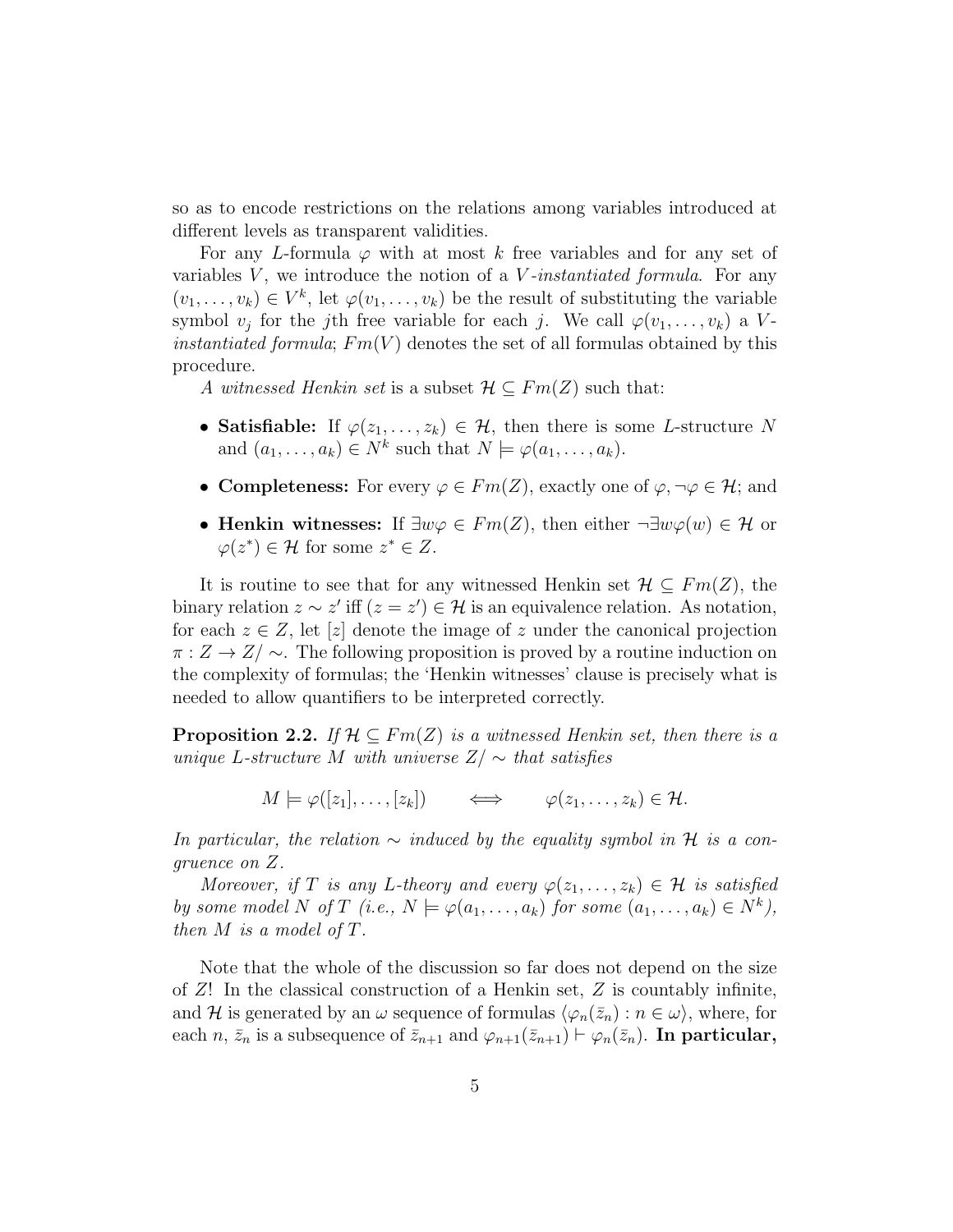so as to encode restrictions on the relations among variables introduced at different levels as transparent validities.

For any $L$-formula $\varphi$ with at most $k$ free variables and for any set of variables $V$, we introduce the notion of a *$V$-instantiated formula*. For any $(v_1, \ldots, v_k) \in V^k$, let $\varphi(v_1, \ldots, v_k)$ be the result of substituting the variable symbol $v_j$ for the $j$th free variable for each $j$. We call $\varphi(v_1, \ldots, v_k)$ a *$V$-instantiated formula*; $Fm(V)$ denotes the set of all formulas obtained by this procedure.

*A witnessed Henkin set* is a subset $\mathcal{H} \subseteq Fm(Z)$ such that:

- **Satisfiable:** If $\varphi(z_1, \ldots, z_k) \in \mathcal{H}$, then there is some $L$-structure $N$ and $(a_1, \ldots, a_k) \in N^k$ such that $N \models \varphi(a_1, \ldots, a_k)$.
- **Completeness:** For every $\varphi \in Fm(Z)$, exactly one of $\varphi, \neg\varphi \in \mathcal{H}$; and
- **Henkin witnesses:** If $\exists w \varphi \in Fm(Z)$, then either $\neg\exists w \varphi(w) \in \mathcal{H}$ or $\varphi(z^*) \in \mathcal{H}$ for some $z^* \in Z$.

It is routine to see that for any witnessed Henkin set $\mathcal{H} \subseteq Fm(Z)$, the binary relation $z \sim z'$ iff $(z = z') \in \mathcal{H}$ is an equivalence relation. As notation, for each $z \in Z$, let $[z]$ denote the image of $z$ under the canonical projection $\pi : Z \to Z/\sim$. The following proposition is proved by a routine induction on the complexity of formulas; the 'Henkin witnesses' clause is precisely what is needed to allow quantifiers to be interpreted correctly.

**Proposition 2.2.** *If $\mathcal{H} \subseteq Fm(Z)$ is a witnessed Henkin set, then there is a unique $L$-structure $M$ with universe $Z/\sim$ that satisfies*

$$M \models \varphi([z_1], \ldots, [z_k]) \qquad \Longleftrightarrow \qquad \varphi(z_1, \ldots, z_k) \in \mathcal{H}.$$

*In particular, the relation $\sim$ induced by the equality symbol in $\mathcal{H}$ is a congruence on $Z$.*

*Moreover, if $T$ is any $L$-theory and every $\varphi(z_1, \ldots, z_k) \in \mathcal{H}$ is satisfied by some model $N$ of $T$ (i.e., $N \models \varphi(a_1, \ldots, a_k)$ for some $(a_1, \ldots, a_k) \in N^k$), then $M$ is a model of $T$.*

Note that the whole of the discussion so far does not depend on the size of $Z$! In the classical construction of a Henkin set, $Z$ is countably infinite, and $\mathcal{H}$ is generated by an $\omega$ sequence of formulas $\langle \varphi_n(\bar{z}_n) : n \in \omega \rangle$, where, for each $n$, $\bar{z}_n$ is a subsequence of $\bar{z}_{n+1}$ and $\varphi_{n+1}(\bar{z}_{n+1}) \vdash \varphi_n(\bar{z}_n)$. **In particular,**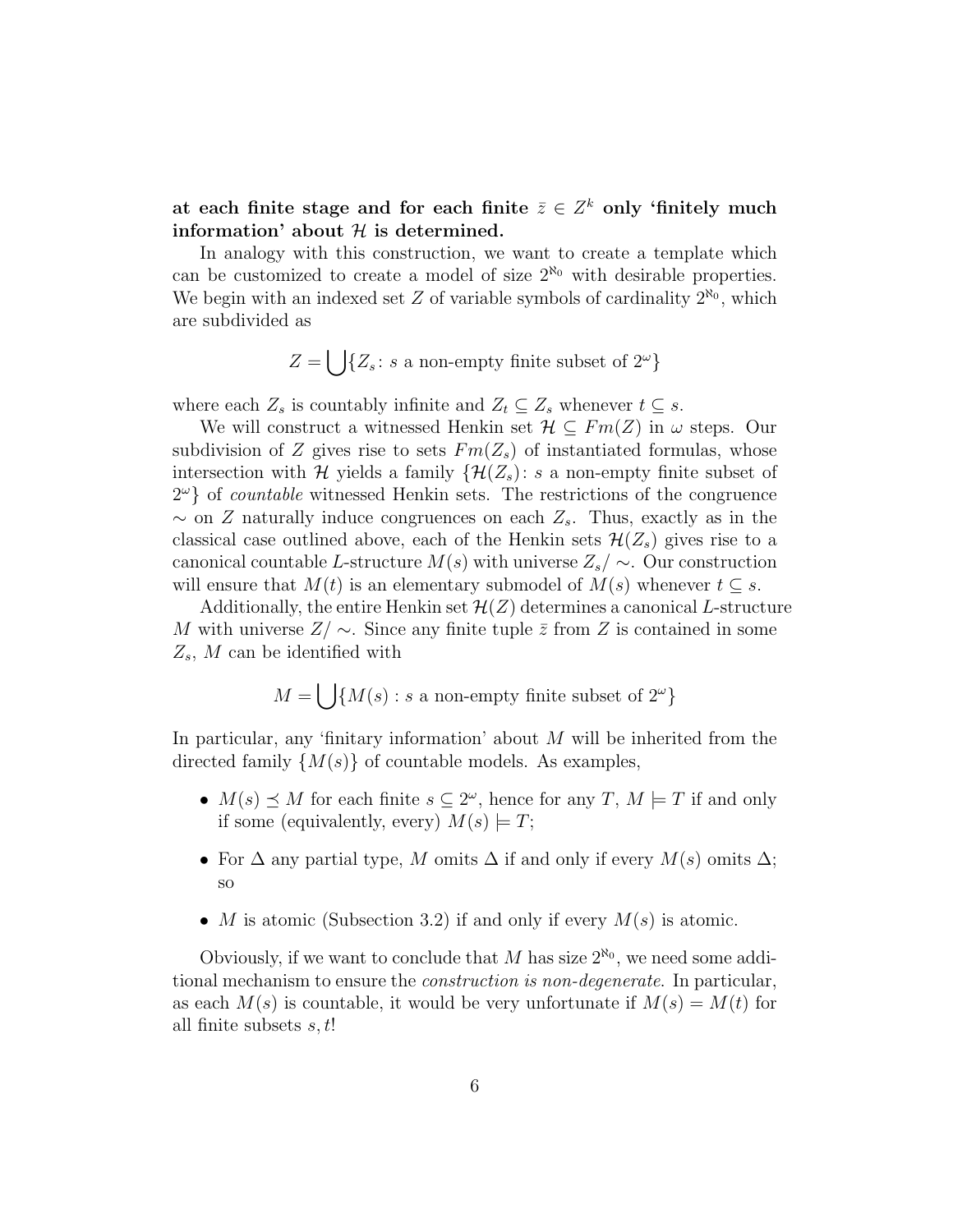**at each finite stage and for each finite $\bar{z} \in Z^k$ only 'finitely much information' about $\mathcal{H}$ is determined.**

In analogy with this construction, we want to create a template which can be customized to create a model of size $2^{\aleph_0}$ with desirable properties. We begin with an indexed set $Z$ of variable symbols of cardinality $2^{\aleph_0}$, which are subdivided as

$$Z = \bigcup \{Z_s \colon s \text{ a non-empty finite subset of } 2^\omega\}$$

where each $Z_s$ is countably infinite and $Z_t \subseteq Z_s$ whenever $t \subseteq s$.

We will construct a witnessed Henkin set $\mathcal{H} \subseteq Fm(Z)$ in $\omega$ steps. Our subdivision of $Z$ gives rise to sets $Fm(Z_s)$ of instantiated formulas, whose intersection with $\mathcal{H}$ yields a family $\{\mathcal{H}(Z_s)\colon s$ a non-empty finite subset of $2^\omega\}$ of *countable* witnessed Henkin sets. The restrictions of the congruence $\sim$ on $Z$ naturally induce congruences on each $Z_s$. Thus, exactly as in the classical case outlined above, each of the Henkin sets $\mathcal{H}(Z_s)$ gives rise to a canonical countable $L$-structure $M(s)$ with universe $Z_s/\sim$. Our construction will ensure that $M(t)$ is an elementary submodel of $M(s)$ whenever $t \subseteq s$.

Additionally, the entire Henkin set $\mathcal{H}(Z)$ determines a canonical $L$-structure $M$ with universe $Z/\sim$. Since any finite tuple $\bar{z}$ from $Z$ is contained in some $Z_s$, $M$ can be identified with

$$M = \bigcup \{M(s) : s \text{ a non-empty finite subset of } 2^\omega\}$$

In particular, any 'finitary information' about $M$ will be inherited from the directed family $\{M(s)\}$ of countable models. As examples,

- $M(s) \preceq M$ for each finite $s \subseteq 2^\omega$, hence for any $T$, $M \models T$ if and only if some (equivalently, every) $M(s) \models T$;
- For $\Delta$ any partial type, $M$ omits $\Delta$ if and only if every $M(s)$ omits $\Delta$; so
- $M$ is atomic (Subsection 3.2) if and only if every $M(s)$ is atomic.

Obviously, if we want to conclude that $M$ has size $2^{\aleph_0}$, we need some additional mechanism to ensure the *construction is non-degenerate*. In particular, as each $M(s)$ is countable, it would be very unfortunate if $M(s) = M(t)$ for all finite subsets $s, t$!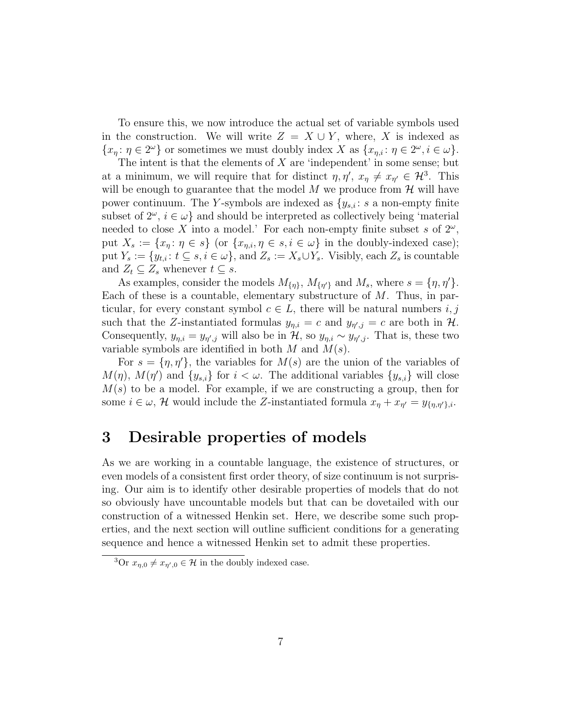To ensure this, we now introduce the actual set of variable symbols used in the construction. We will write $Z = X \cup Y$, where, $X$ is indexed as $\{x_\eta \colon \eta \in 2^\omega\}$ or sometimes we must doubly index $X$ as $\{x_{\eta,i} \colon \eta \in 2^\omega, i \in \omega\}$.

The intent is that the elements of $X$ are 'independent' in some sense; but at a minimum, we will require that for distinct $\eta, \eta'$, $x_\eta \neq x_{\eta'} \in \mathcal{H}$[3]. This will be enough to guarantee that the model $M$ we produce from $\mathcal{H}$ will have power continuum. The $Y$-symbols are indexed as $\{y_{s,i} \colon s$ a non-empty finite subset of $2^\omega$, $i \in \omega\}$ and should be interpreted as collectively being 'material needed to close $X$ into a model.' For each non-empty finite subset $s$ of $2^\omega$, put $X_s := \{x_\eta \colon \eta \in s\}$ (or $\{x_{\eta,i}, \eta \in s, i \in \omega\}$ in the doubly-indexed case); put $Y_s := \{y_{t,i} \colon t \subseteq s, i \in \omega\}$, and $Z_s := X_s \cup Y_s$. Visibly, each $Z_s$ is countable and $Z_t \subseteq Z_s$ whenever $t \subseteq s$.

As examples, consider the models $M_{\{\eta\}}$, $M_{\{\eta'\}}$ and $M_s$, where $s = \{\eta, \eta'\}$. Each of these is a countable, elementary substructure of $M$. Thus, in particular, for every constant symbol $c \in L$, there will be natural numbers $i, j$ such that the $Z$-instantiated formulas $y_{\eta,i} = c$ and $y_{\eta',j} = c$ are both in $\mathcal{H}$. Consequently, $y_{\eta,i} = y_{\eta',j}$ will also be in $\mathcal{H}$, so $y_{\eta,i} \sim y_{\eta',j}$. That is, these two variable symbols are identified in both $M$ and $M(s)$.

For $s = \{\eta, \eta'\}$, the variables for $M(s)$ are the union of the variables of $M(\eta)$, $M(\eta')$ and $\{y_{s,i}\}$ for $i < \omega$. The additional variables $\{y_{s,i}\}$ will close $M(s)$ to be a model. For example, if we are constructing a group, then for some $i \in \omega$, $\mathcal{H}$ would include the $Z$-instantiated formula $x_\eta + x_{\eta'} = y_{\{\eta,\eta'\},i}$.

# 3 Desirable properties of models

As we are working in a countable language, the existence of structures, or even models of a consistent first order theory, of size continuum is not surprising. Our aim is to identify other desirable properties of models that do not so obviously have uncountable models but that can be dovetailed with our construction of a witnessed Henkin set. Here, we describe some such properties, and the next section will outline sufficient conditions for a generating sequence and hence a witnessed Henkin set to admit these properties.

[3] Or $x_{\eta,0} \neq x_{\eta',0} \in \mathcal{H}$ in the doubly indexed case.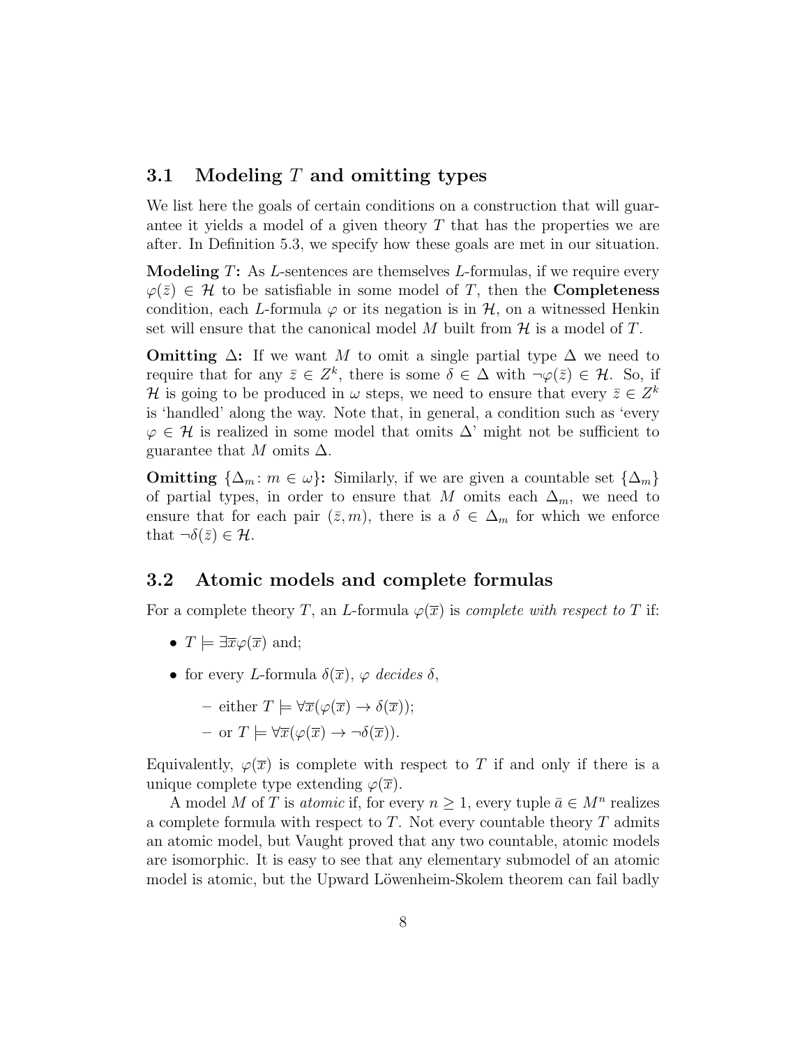## 3.1 Modeling $T$ and omitting types

We list here the goals of certain conditions on a construction that will guarantee it yields a model of a given theory $T$ that has the properties we are after. In Definition 5.3, we specify how these goals are met in our situation.

**Modeling $T$:** As $L$-sentences are themselves $L$-formulas, if we require every $\varphi(\bar{z}) \in \mathcal{H}$ to be satisfiable in some model of $T$, then the **Completeness** condition, each $L$-formula $\varphi$ or its negation is in $\mathcal{H}$, on a witnessed Henkin set will ensure that the canonical model $M$ built from $\mathcal{H}$ is a model of $T$.

**Omitting $\Delta$:** If we want $M$ to omit a single partial type $\Delta$ we need to require that for any $\bar{z} \in Z^k$, there is some $\delta \in \Delta$ with $\neg\varphi(\bar{z}) \in \mathcal{H}$. So, if $\mathcal{H}$ is going to be produced in $\omega$ steps, we need to ensure that every $\bar{z} \in Z^k$ is 'handled' along the way. Note that, in general, a condition such as 'every $\varphi \in \mathcal{H}$ is realized in some model that omits $\Delta$' might not be sufficient to guarantee that $M$ omits $\Delta$.

**Omitting $\{\Delta_m \colon m \in \omega\}$:** Similarly, if we are given a countable set $\{\Delta_m\}$ of partial types, in order to ensure that $M$ omits each $\Delta_m$, we need to ensure that for each pair $(\bar{z}, m)$, there is a $\delta \in \Delta_m$ for which we enforce that $\neg\delta(\bar{z}) \in \mathcal{H}$.

## 3.2 Atomic models and complete formulas

For a complete theory $T$, an $L$-formula $\varphi(\overline{x})$ is *complete with respect to* $T$ if:

- $T \models \exists\overline{x}\varphi(\overline{x})$ and;
- for every $L$-formula $\delta(\overline{x})$, $\varphi$ *decides* $\delta$,
  - either $T \models \forall\overline{x}(\varphi(\overline{x}) \to \delta(\overline{x}))$;
  - or $T \models \forall\overline{x}(\varphi(\overline{x}) \to \neg\delta(\overline{x}))$.

Equivalently, $\varphi(\overline{x})$ is complete with respect to $T$ if and only if there is a unique complete type extending $\varphi(\overline{x})$.

A model $M$ of $T$ is *atomic* if, for every $n \geq 1$, every tuple $\bar{a} \in M^n$ realizes a complete formula with respect to $T$. Not every countable theory $T$ admits an atomic model, but Vaught proved that any two countable, atomic models are isomorphic. It is easy to see that any elementary submodel of an atomic model is atomic, but the Upward Löwenheim-Skolem theorem can fail badly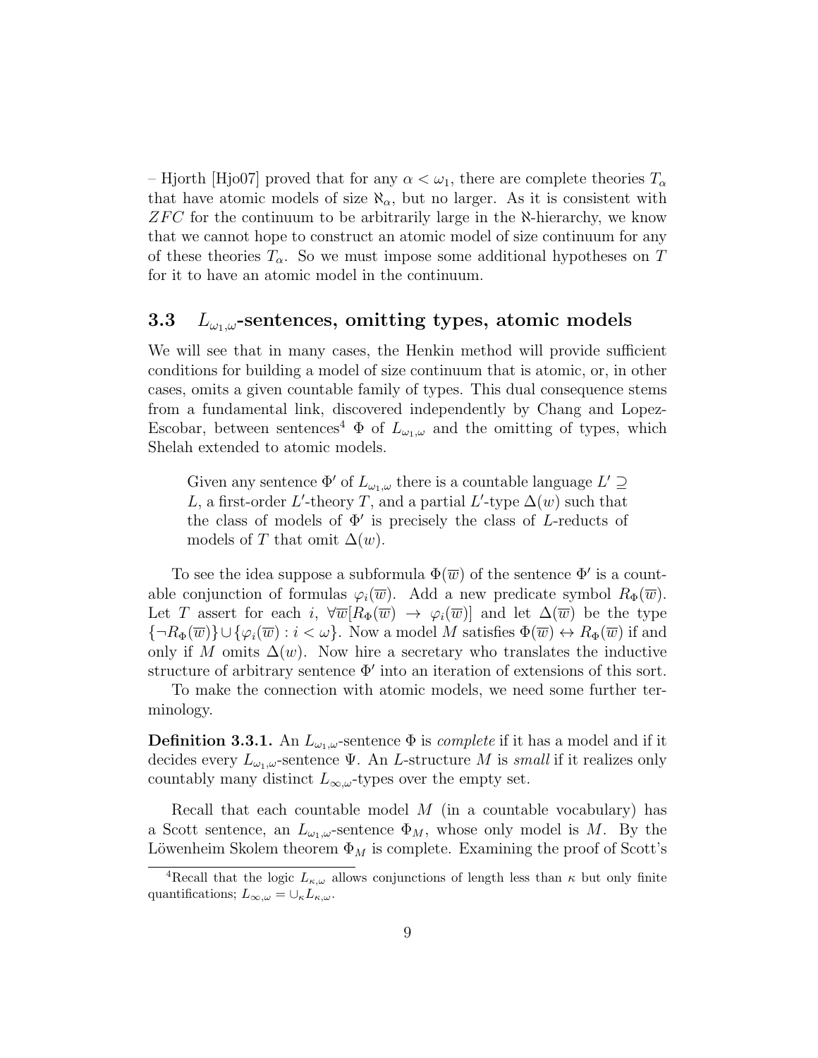– Hjorth [Hjo07] proved that for any $\alpha < \omega_1$, there are complete theories $T_\alpha$ that have atomic models of size $\aleph_\alpha$, but no larger. As it is consistent with $ZFC$ for the continuum to be arbitrarily large in the $\aleph$-hierarchy, we know that we cannot hope to construct an atomic model of size continuum for any of these theories $T_\alpha$. So we must impose some additional hypotheses on $T$ for it to have an atomic model in the continuum.

### 3.3 $L_{\omega_1,\omega}$-sentences, omitting types, atomic models

We will see that in many cases, the Henkin method will provide sufficient conditions for building a model of size continuum that is atomic, or, in other cases, omits a given countable family of types. This dual consequence stems from a fundamental link, discovered independently by Chang and Lopez-Escobar, between sentences[4] $\Phi$ of $L_{\omega_1,\omega}$ and the omitting of types, which Shelah extended to atomic models.

> Given any sentence $\Phi'$ of $L_{\omega_1,\omega}$ there is a countable language $L' \supseteq L$, a first-order $L'$-theory $T$, and a partial $L'$-type $\Delta(w)$ such that the class of models of $\Phi'$ is precisely the class of $L$-reducts of models of $T$ that omit $\Delta(w)$.

To see the idea suppose a subformula $\Phi(\overline{w})$ of the sentence $\Phi'$ is a countable conjunction of formulas $\varphi_i(\overline{w})$. Add a new predicate symbol $R_\Phi(\overline{w})$. Let $T$ assert for each $i$, $\forall \overline{w}[R_\Phi(\overline{w}) \to \varphi_i(\overline{w})]$ and let $\Delta(\overline{w})$ be the type $\{\neg R_\Phi(\overline{w})\} \cup \{\varphi_i(\overline{w}) : i < \omega\}$. Now a model $M$ satisfies $\Phi(\overline{w}) \leftrightarrow R_\Phi(\overline{w})$ if and only if $M$ omits $\Delta(w)$. Now hire a secretary who translates the inductive structure of arbitrary sentence $\Phi'$ into an iteration of extensions of this sort.

To make the connection with atomic models, we need some further terminology.

**Definition 3.3.1.** An $L_{\omega_1,\omega}$-sentence $\Phi$ is *complete* if it has a model and if it decides every $L_{\omega_1,\omega}$-sentence $\Psi$. An $L$-structure $M$ is *small* if it realizes only countably many distinct $L_{\infty,\omega}$-types over the empty set.

Recall that each countable model $M$ (in a countable vocabulary) has a Scott sentence, an $L_{\omega_1,\omega}$-sentence $\Phi_M$, whose only model is $M$. By the Löwenheim Skolem theorem $\Phi_M$ is complete. Examining the proof of Scott's

[4] Recall that the logic $L_{\kappa,\omega}$ allows conjunctions of length less than $\kappa$ but only finite quantifications; $L_{\infty,\omega} = \cup_\kappa L_{\kappa,\omega}$.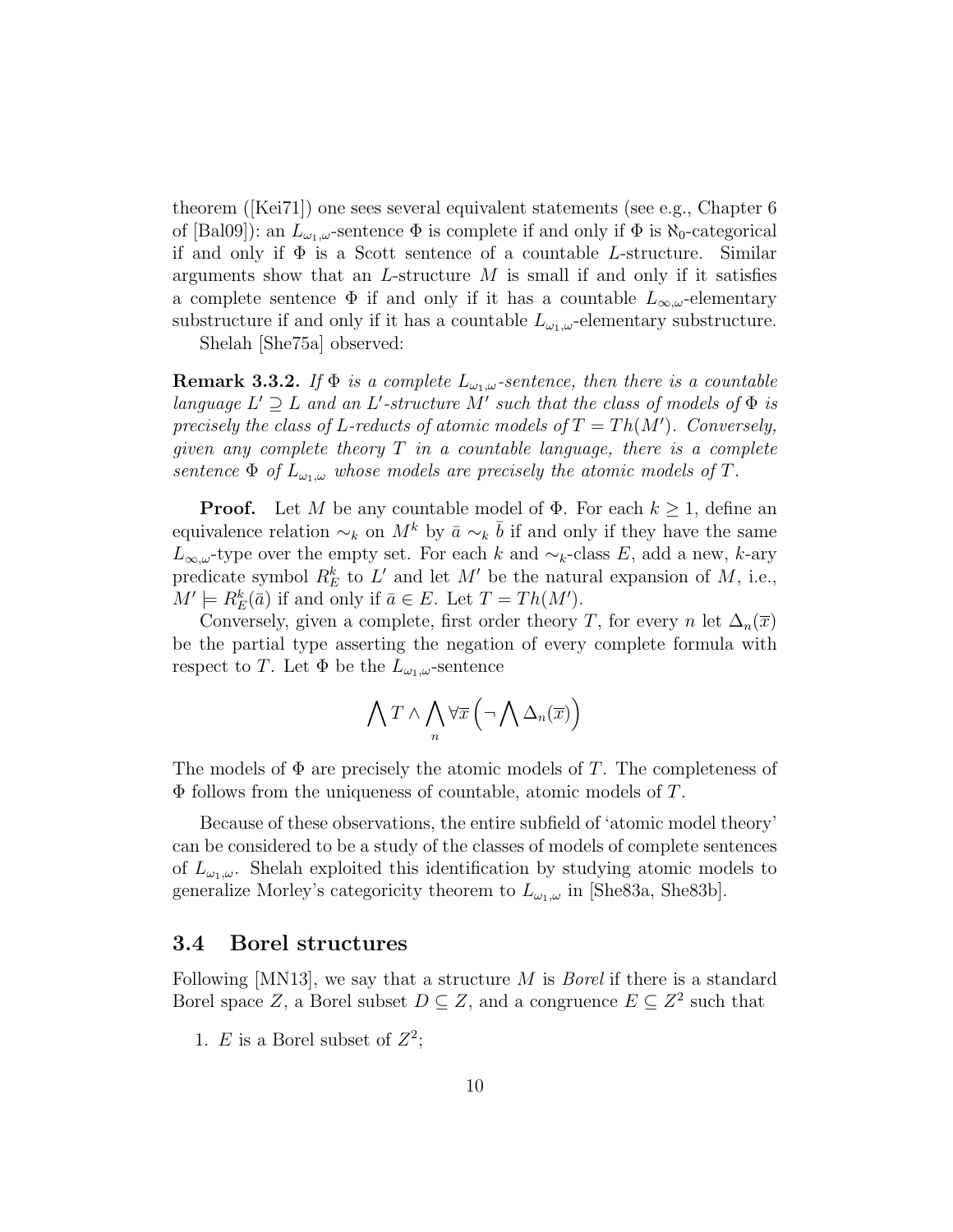theorem ([Kei71]) one sees several equivalent statements (see e.g., Chapter 6 of [Bal09]): an $L_{\omega_1,\omega}$-sentence $\Phi$ is complete if and only if $\Phi$ is $\aleph_0$-categorical if and only if $\Phi$ is a Scott sentence of a countable $L$-structure. Similar arguments show that an $L$-structure $M$ is small if and only if it satisfies a complete sentence $\Phi$ if and only if it has a countable $L_{\infty,\omega}$-elementary substructure if and only if it has a countable $L_{\omega_1,\omega}$-elementary substructure.

Shelah [She75a] observed:

**Remark 3.3.2.** *If $\Phi$ is a complete $L_{\omega_1,\omega}$-sentence, then there is a countable language $L' \supseteq L$ and an $L'$-structure $M'$ such that the class of models of $\Phi$ is precisely the class of $L$-reducts of atomic models of $T = Th(M')$. Conversely, given any complete theory $T$ in a countable language, there is a complete sentence $\Phi$ of $L_{\omega_1,\omega}$ whose models are precisely the atomic models of $T$.*

**Proof.** Let $M$ be any countable model of $\Phi$. For each $k \geq 1$, define an equivalence relation $\sim_k$ on $M^k$ by $\bar{a} \sim_k \bar{b}$ if and only if they have the same $L_{\infty,\omega}$-type over the empty set. For each $k$ and $\sim_k$-class $E$, add a new, $k$-ary predicate symbol $R^k_E$ to $L'$ and let $M'$ be the natural expansion of $M$, i.e., $M' \models R^k_E(\bar{a})$ if and only if $\bar{a} \in E$. Let $T = Th(M')$.

Conversely, given a complete, first order theory $T$, for every $n$ let $\Delta_n(\overline{x})$ be the partial type asserting the negation of every complete formula with respect to $T$. Let $\Phi$ be the $L_{\omega_1,\omega}$-sentence

$$\bigwedge T \wedge \bigwedge_n \forall \overline{x} \left( \neg \bigwedge \Delta_n(\overline{x}) \right)$$

The models of $\Phi$ are precisely the atomic models of $T$. The completeness of $\Phi$ follows from the uniqueness of countable, atomic models of $T$.

Because of these observations, the entire subfield of 'atomic model theory' can be considered to be a study of the classes of models of complete sentences of $L_{\omega_1,\omega}$. Shelah exploited this identification by studying atomic models to generalize Morley's categoricity theorem to $L_{\omega_1,\omega}$ in [She83a, She83b].

## 3.4 Borel structures

Following [MN13], we say that a structure $M$ is *Borel* if there is a standard Borel space $Z$, a Borel subset $D \subseteq Z$, and a congruence $E \subseteq Z^2$ such that

1. $E$ is a Borel subset of $Z^2$;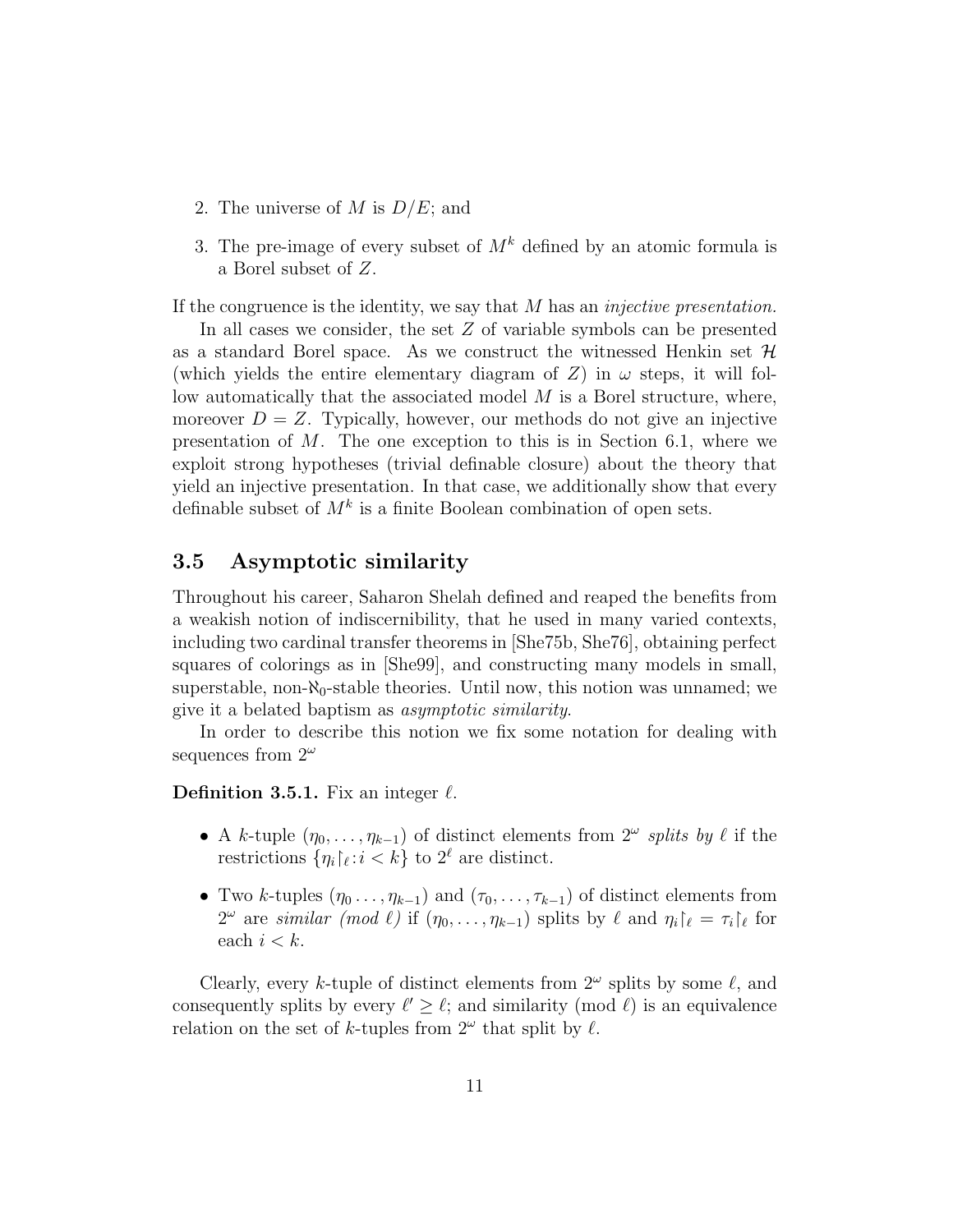2. The universe of $M$ is $D/E$; and
3. The pre-image of every subset of $M^k$ defined by an atomic formula is a Borel subset of $Z$.

If the congruence is the identity, we say that $M$ has an *injective presentation.*

In all cases we consider, the set $Z$ of variable symbols can be presented as a standard Borel space. As we construct the witnessed Henkin set $\mathcal{H}$ (which yields the entire elementary diagram of $Z$) in $\omega$ steps, it will follow automatically that the associated model $M$ is a Borel structure, where, moreover $D = Z$. Typically, however, our methods do not give an injective presentation of $M$. The one exception to this is in Section 6.1, where we exploit strong hypotheses (trivial definable closure) about the theory that yield an injective presentation. In that case, we additionally show that every definable subset of $M^k$ is a finite Boolean combination of open sets.

## 3.5 Asymptotic similarity

Throughout his career, Saharon Shelah defined and reaped the benefits from a weakish notion of indiscernibility, that he used in many varied contexts, including two cardinal transfer theorems in [She75b, She76], obtaining perfect squares of colorings as in [She99], and constructing many models in small, superstable, non-$\aleph_0$-stable theories. Until now, this notion was unnamed; we give it a belated baptism as *asymptotic similarity*.

In order to describe this notion we fix some notation for dealing with sequences from $2^\omega$

**Definition 3.5.1.** Fix an integer $\ell$.

- A $k$-tuple $(\eta_0, \dots, \eta_{k-1})$ of distinct elements from $2^\omega$ *splits by $\ell$* if the restrictions $\{\eta_i\restriction_\ell : i < k\}$ to $2^\ell$ are distinct.
- Two $k$-tuples $(\eta_0 \dots, \eta_{k-1})$ and $(\tau_0, \dots, \tau_{k-1})$ of distinct elements from $2^\omega$ are *similar (mod $\ell$)* if $(\eta_0, \dots, \eta_{k-1})$ splits by $\ell$ and $\eta_i\restriction_\ell = \tau_i\restriction_\ell$ for each $i < k$.

Clearly, every $k$-tuple of distinct elements from $2^\omega$ splits by some $\ell$, and consequently splits by every $\ell' \geq \ell$; and similarity (mod $\ell$) is an equivalence relation on the set of $k$-tuples from $2^\omega$ that split by $\ell$.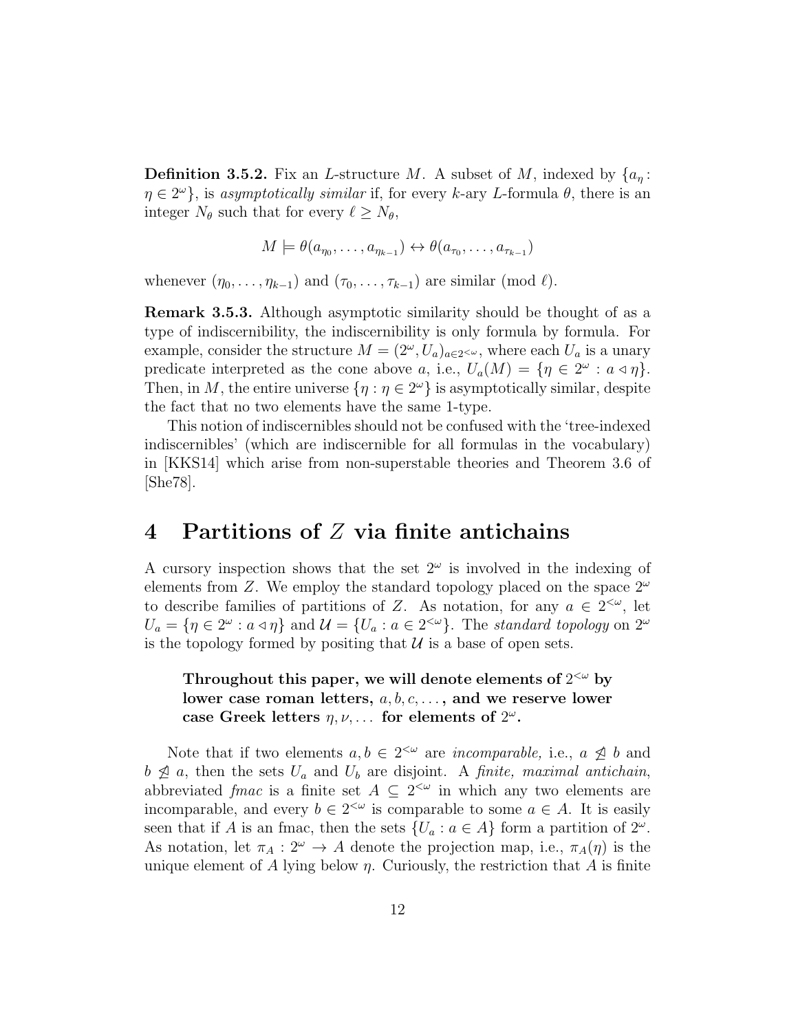**Definition 3.5.2.** Fix an $L$-structure $M$. A subset of $M$, indexed by $\{a_\eta : \eta \in 2^\omega\}$, is *asymptotically similar* if, for every $k$-ary $L$-formula $\theta$, there is an integer $N_\theta$ such that for every $\ell \geq N_\theta$,

$$M \models \theta(a_{\eta_0}, \ldots, a_{\eta_{k-1}}) \leftrightarrow \theta(a_{\tau_0}, \ldots, a_{\tau_{k-1}})$$

whenever $(\eta_0, \ldots, \eta_{k-1})$ and $(\tau_0, \ldots, \tau_{k-1})$ are similar (mod $\ell$).

**Remark 3.5.3.** Although asymptotic similarity should be thought of as a type of indiscernibility, the indiscernibility is only formula by formula. For example, consider the structure $M = (2^\omega, U_a)_{a \in 2^{<\omega}}$, where each $U_a$ is a unary predicate interpreted as the cone above $a$, i.e., $U_a(M) = \{\eta \in 2^\omega : a \triangleleft \eta\}$. Then, in $M$, the entire universe $\{\eta : \eta \in 2^\omega\}$ is asymptotically similar, despite the fact that no two elements have the same 1-type.

This notion of indiscernibles should not be confused with the 'tree-indexed indiscernibles' (which are indiscernible for all formulas in the vocabulary) in [KKS14] which arise from non-superstable theories and Theorem 3.6 of [She78].

# 4 Partitions of $Z$ via finite antichains

A cursory inspection shows that the set $2^\omega$ is involved in the indexing of elements from $Z$. We employ the standard topology placed on the space $2^\omega$ to describe families of partitions of $Z$. As notation, for any $a \in 2^{<\omega}$, let $U_a = \{\eta \in 2^\omega : a \triangleleft \eta\}$ and $\mathcal{U} = \{U_a : a \in 2^{<\omega}\}$. The *standard topology* on $2^\omega$ is the topology formed by positing that $\mathcal{U}$ is a base of open sets.

> **Throughout this paper, we will denote elements of $2^{<\omega}$ by lower case roman letters, $a, b, c, \ldots$, and we reserve lower case Greek letters $\eta, \nu, \ldots$ for elements of $2^\omega$.**

Note that if two elements $a, b \in 2^{<\omega}$ are *incomparable,* i.e., $a \ntrianglelefteq b$ and $b \ntrianglelefteq a$, then the sets $U_a$ and $U_b$ are disjoint. A *finite, maximal antichain*, abbreviated *fmac* is a finite set $A \subseteq 2^{<\omega}$ in which any two elements are incomparable, and every $b \in 2^{<\omega}$ is comparable to some $a \in A$. It is easily seen that if $A$ is an fmac, then the sets $\{U_a : a \in A\}$ form a partition of $2^\omega$. As notation, let $\pi_A : 2^\omega \to A$ denote the projection map, i.e., $\pi_A(\eta)$ is the unique element of $A$ lying below $\eta$. Curiously, the restriction that $A$ is finite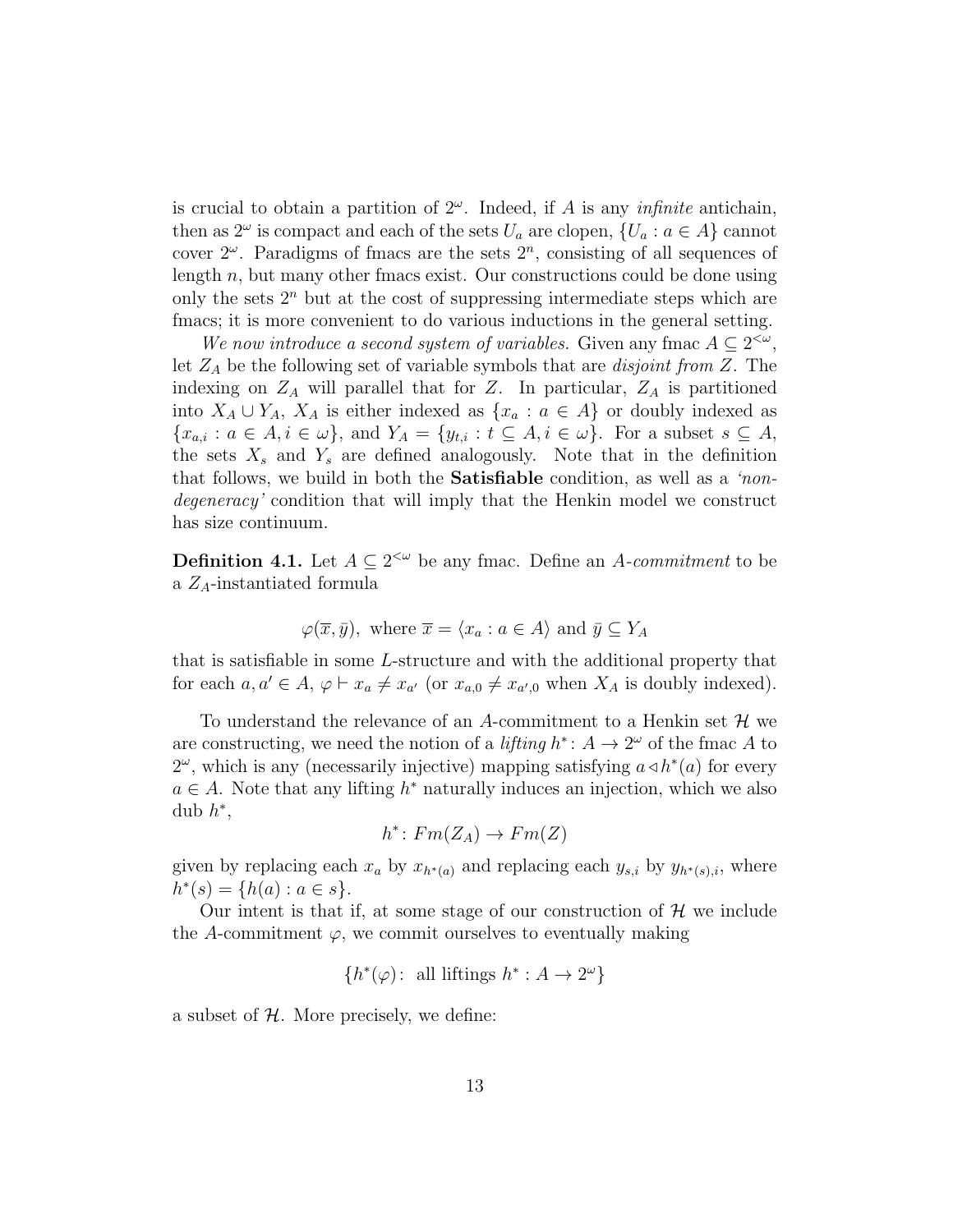is crucial to obtain a partition of $2^\omega$. Indeed, if $A$ is any *infinite* antichain, then as $2^\omega$ is compact and each of the sets $U_a$ are clopen, $\{U_a : a \in A\}$ cannot cover $2^\omega$. Paradigms of fmacs are the sets $2^n$, consisting of all sequences of length $n$, but many other fmacs exist. Our constructions could be done using only the sets $2^n$ but at the cost of suppressing intermediate steps which are fmacs; it is more convenient to do various inductions in the general setting.

*We now introduce a second system of variables.* Given any fmac $A \subseteq 2^{<\omega}$, let $Z_A$ be the following set of variable symbols that are *disjoint from* $Z$. The indexing on $Z_A$ will parallel that for $Z$. In particular, $Z_A$ is partitioned into $X_A \cup Y_A$, $X_A$ is either indexed as $\{x_a : a \in A\}$ or doubly indexed as $\{x_{a,i} : a \in A, i \in \omega\}$, and $Y_A = \{y_{t,i} : t \subseteq A, i \in \omega\}$. For a subset $s \subseteq A$, the sets $X_s$ and $Y_s$ are defined analogously. Note that in the definition that follows, we build in both the **Satisfiable** condition, as well as a *'non-degeneracy'* condition that will imply that the Henkin model we construct has size continuum.

**Definition 4.1.** Let $A \subseteq 2^{<\omega}$ be any fmac. Define an *A-commitment* to be a $Z_A$-instantiated formula

$$\varphi(\overline{x}, \bar{y}), \text{ where } \overline{x} = \langle x_a : a \in A\rangle \text{ and } \bar{y} \subseteq Y_A$$

that is satisfiable in some $L$-structure and with the additional property that for each $a, a' \in A$, $\varphi \vdash x_a \neq x_{a'}$ (or $x_{a,0} \neq x_{a',0}$ when $X_A$ is doubly indexed).

To understand the relevance of an $A$-commitment to a Henkin set $\mathcal{H}$ we are constructing, we need the notion of a *lifting* $h^* \colon A \to 2^\omega$ of the fmac $A$ to $2^\omega$, which is any (necessarily injective) mapping satisfying $a \lhd h^*(a)$ for every $a \in A$. Note that any lifting $h^*$ naturally induces an injection, which we also dub $h^*$,

$$h^* \colon Fm(Z_A) \to Fm(Z)$$

given by replacing each $x_a$ by $x_{h^*(a)}$ and replacing each $y_{s,i}$ by $y_{h^*(s),i}$, where $h^*(s) = \{h(a) : a \in s\}$.

Our intent is that if, at some stage of our construction of $\mathcal{H}$ we include the $A$-commitment $\varphi$, we commit ourselves to eventually making

$$\{h^*(\varphi)\colon \text{ all liftings } h^* : A \to 2^\omega\}$$

a subset of $\mathcal{H}$. More precisely, we define: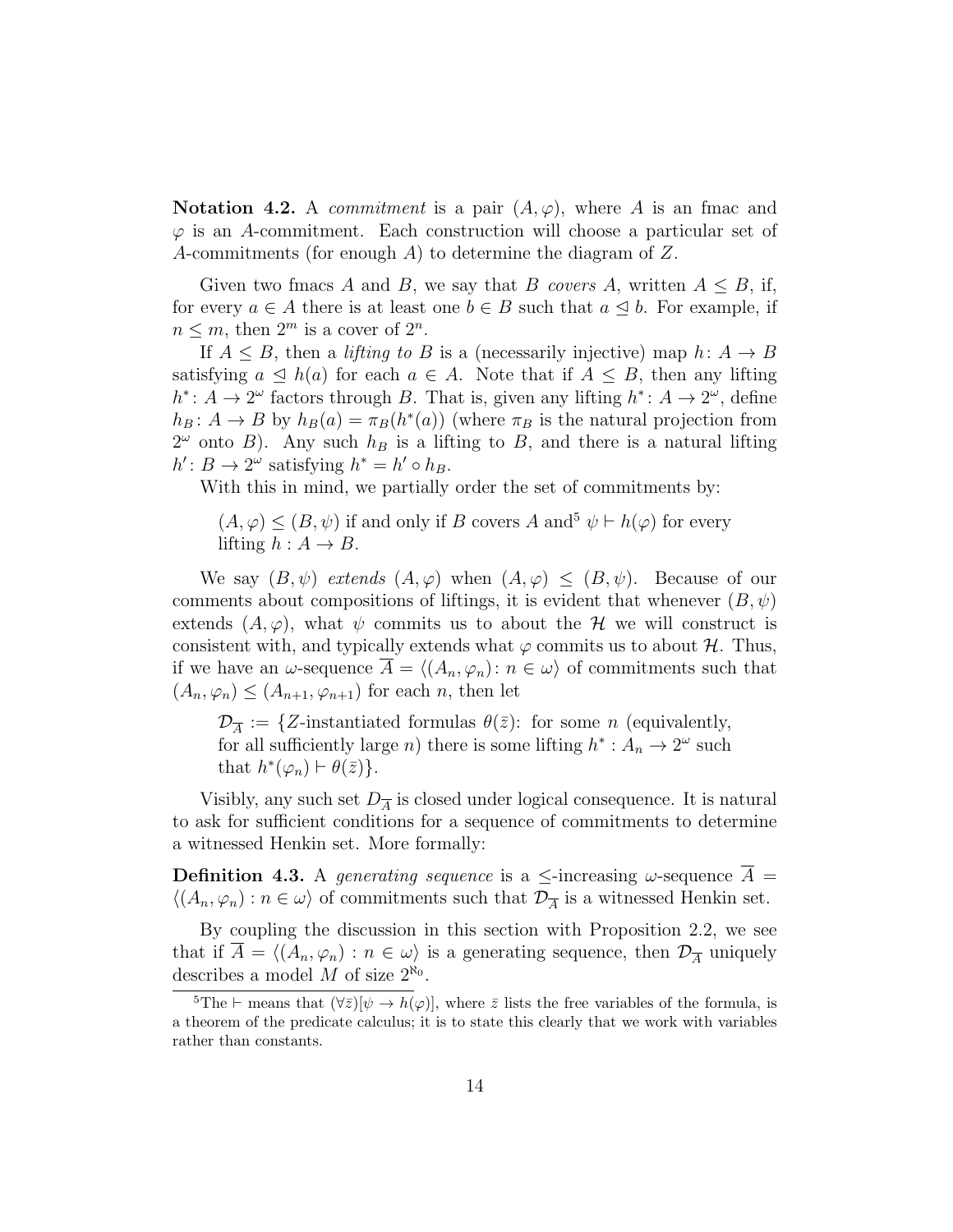**Notation 4.2.** A *commitment* is a pair $(A, \varphi)$, where $A$ is an fmac and $\varphi$ is an $A$-commitment. Each construction will choose a particular set of $A$-commitments (for enough $A$) to determine the diagram of $Z$.

Given two fmacs $A$ and $B$, we say that $B$ *covers* $A$, written $A \leq B$, if, for every $a \in A$ there is at least one $b \in B$ such that $a \trianglelefteq b$. For example, if $n \leq m$, then $2^m$ is a cover of $2^n$.

If $A \leq B$, then a *lifting to* $B$ is a (necessarily injective) map $h \colon A \to B$ satisfying $a \trianglelefteq h(a)$ for each $a \in A$. Note that if $A \leq B$, then any lifting $h^* \colon A \to 2^\omega$ factors through $B$. That is, given any lifting $h^* \colon A \to 2^\omega$, define $h_B \colon A \to B$ by $h_B(a) = \pi_B(h^*(a))$ (where $\pi_B$ is the natural projection from $2^\omega$ onto $B$). Any such $h_B$ is a lifting to $B$, and there is a natural lifting $h' \colon B \to 2^\omega$ satisfying $h^* = h' \circ h_B$.

With this in mind, we partially order the set of commitments by:

> $(A, \varphi) \leq (B, \psi)$ if and only if $B$ covers $A$ and[5] $\psi \vdash h(\varphi)$ for every lifting $h : A \to B$.

We say $(B, \psi)$ *extends* $(A, \varphi)$ when $(A, \varphi) \leq (B, \psi)$. Because of our comments about compositions of liftings, it is evident that whenever $(B, \psi)$ extends $(A, \varphi)$, what $\psi$ commits us to about the $\mathcal{H}$ we will construct is consistent with, and typically extends what $\varphi$ commits us to about $\mathcal{H}$. Thus, if we have an $\omega$-sequence $\overline{A} = \langle (A_n, \varphi_n) \colon n \in \omega \rangle$ of commitments such that $(A_n, \varphi_n) \leq (A_{n+1}, \varphi_{n+1})$ for each $n$, then let

> $\mathcal{D}_{\overline{A}} := \{Z$-instantiated formulas $\theta(\bar{z})$: for some $n$ (equivalently, for all sufficiently large $n$) there is some lifting $h^* : A_n \to 2^\omega$ such that $h^*(\varphi_n) \vdash \theta(\bar{z})\}$.

Visibly, any such set $D_{\overline{A}}$ is closed under logical consequence. It is natural to ask for sufficient conditions for a sequence of commitments to determine a witnessed Henkin set. More formally:

**Definition 4.3.** A *generating sequence* is a $\leq$-increasing $\omega$-sequence $\overline{A} = \langle (A_n, \varphi_n) : n \in \omega \rangle$ of commitments such that $\mathcal{D}_{\overline{A}}$ is a witnessed Henkin set.

By coupling the discussion in this section with Proposition 2.2, we see that if $\overline{A} = \langle (A_n, \varphi_n) : n \in \omega \rangle$ is a generating sequence, then $\mathcal{D}_{\overline{A}}$ uniquely describes a model $M$ of size $2^{\aleph_0}$.

[5] The $\vdash$ means that $(\forall \bar{z})[\psi \to h(\varphi)]$, where $\bar{z}$ lists the free variables of the formula, is a theorem of the predicate calculus; it is to state this clearly that we work with variables rather than constants.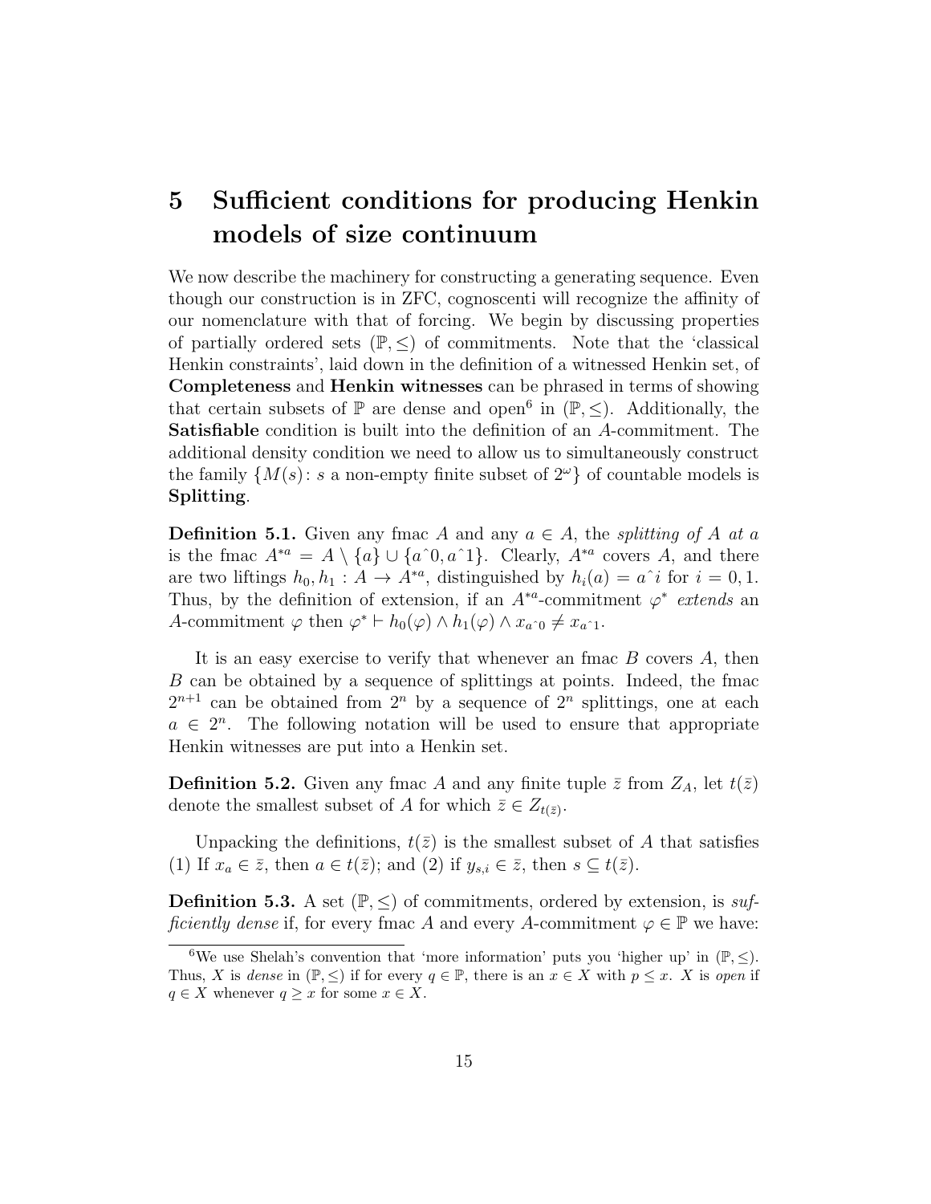# 5 Sufficient conditions for producing Henkin models of size continuum

We now describe the machinery for constructing a generating sequence. Even though our construction is in ZFC, cognoscenti will recognize the affinity of our nomenclature with that of forcing. We begin by discussing properties of partially ordered sets $(\mathbb{P}, \leq)$ of commitments. Note that the 'classical Henkin constraints', laid down in the definition of a witnessed Henkin set, of **Completeness** and **Henkin witnesses** can be phrased in terms of showing that certain subsets of $\mathbb{P}$ are dense and open[6] in $(\mathbb{P}, \leq)$. Additionally, the **Satisfiable** condition is built into the definition of an $A$-commitment. The additional density condition we need to allow us to simultaneously construct the family $\{M(s) \colon s \text{ a non-empty finite subset of } 2^\omega\}$ of countable models is **Splitting**.

**Definition 5.1.** Given any fmac $A$ and any $a \in A$, the *splitting of $A$ at $a$* is the fmac $A^{*a} = A \setminus \{a\} \cup \{a\hat{\ }0, a\hat{\ }1\}$. Clearly, $A^{*a}$ covers $A$, and there are two liftings $h_0, h_1 : A \to A^{*a}$, distinguished by $h_i(a) = a\hat{\ }i$ for $i = 0, 1$. Thus, by the definition of extension, if an $A^{*a}$-commitment $\varphi^*$ *extends* an $A$-commitment $\varphi$ then $\varphi^* \vdash h_0(\varphi) \wedge h_1(\varphi) \wedge x_{a\hat{\ }0} \neq x_{a\hat{\ }1}$.

It is an easy exercise to verify that whenever an fmac $B$ covers $A$, then $B$ can be obtained by a sequence of splittings at points. Indeed, the fmac $2^{n+1}$ can be obtained from $2^n$ by a sequence of $2^n$ splittings, one at each $a \in 2^n$. The following notation will be used to ensure that appropriate Henkin witnesses are put into a Henkin set.

**Definition 5.2.** Given any fmac $A$ and any finite tuple $\bar{z}$ from $Z_A$, let $t(\bar{z})$ denote the smallest subset of $A$ for which $\bar{z} \in Z_{t(\bar{z})}$.

Unpacking the definitions, $t(\bar{z})$ is the smallest subset of $A$ that satisfies (1) If $x_a \in \bar{z}$, then $a \in t(\bar{z})$; and (2) if $y_{s,i} \in \bar{z}$, then $s \subseteq t(\bar{z})$.

**Definition 5.3.** A set $(\mathbb{P}, \leq)$ of commitments, ordered by extension, is *sufficiently dense* if, for every fmac $A$ and every $A$-commitment $\varphi \in \mathbb{P}$ we have:

[6] We use Shelah's convention that 'more information' puts you 'higher up' in $(\mathbb{P}, \leq)$. Thus, $X$ is *dense* in $(\mathbb{P}, \leq)$ if for every $q \in \mathbb{P}$, there is an $x \in X$ with $p \leq x$. $X$ is *open* if $q \in X$ whenever $q \geq x$ for some $x \in X$.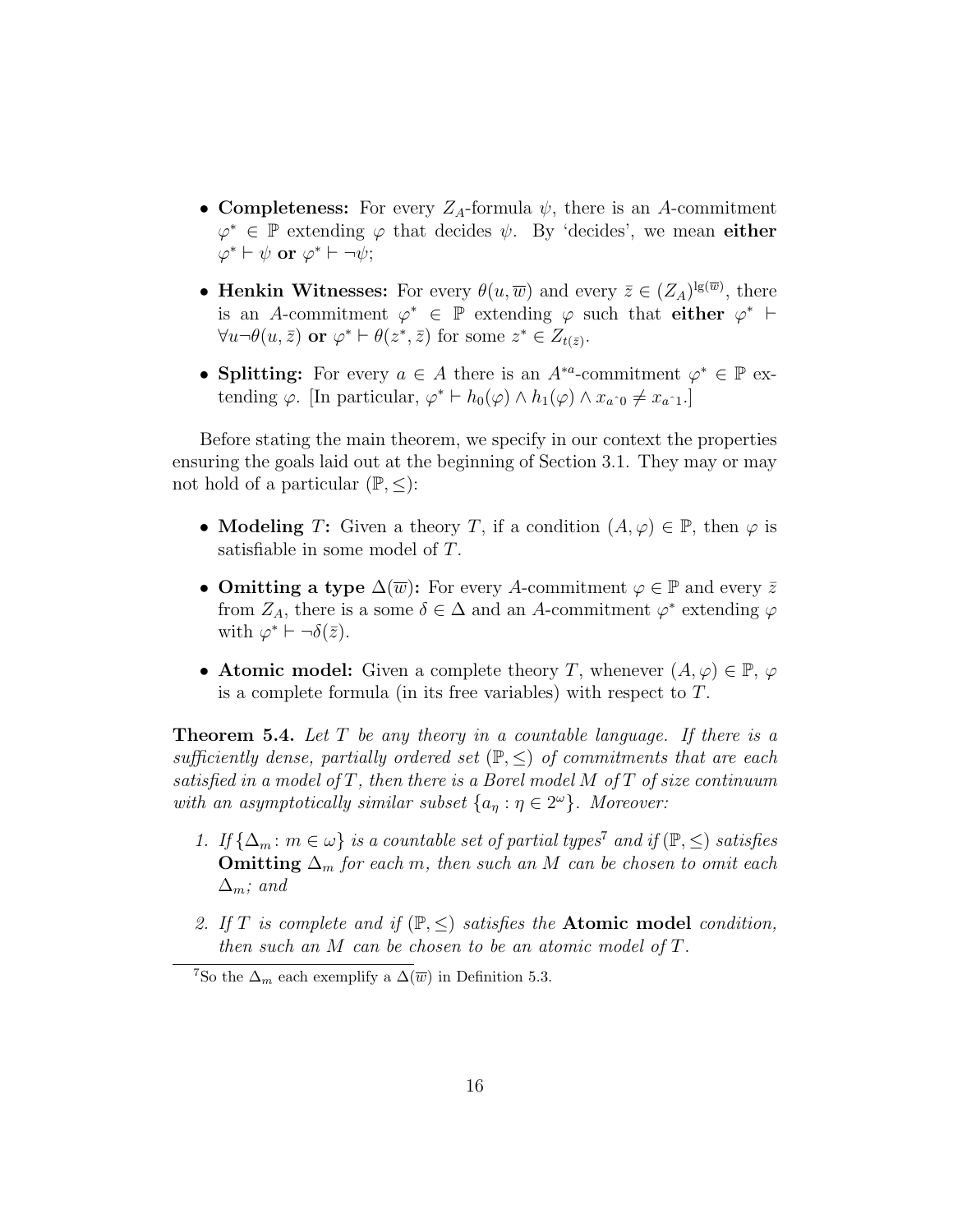- **Completeness:** For every $Z_A$-formula $\psi$, there is an $A$-commitment $\varphi^* \in \mathbb{P}$ extending $\varphi$ that decides $\psi$. By 'decides', we mean **either** $\varphi^* \vdash \psi$ **or** $\varphi^* \vdash \neg\psi$;

- **Henkin Witnesses:** For every $\theta(u, \overline{w})$ and every $\bar{z} \in (Z_A)^{\lg(\overline{w})}$, there is an $A$-commitment $\varphi^* \in \mathbb{P}$ extending $\varphi$ such that **either** $\varphi^* \vdash \forall u \neg\theta(u, \bar{z})$ **or** $\varphi^* \vdash \theta(z^*, \bar{z})$ for some $z^* \in Z_{t(\bar{z})}$.

- **Splitting:** For every $a \in A$ there is an $A^{*a}$-commitment $\varphi^* \in \mathbb{P}$ extending $\varphi$. [In particular, $\varphi^* \vdash h_0(\varphi) \wedge h_1(\varphi) \wedge x_{a^\frown 0} \neq x_{a^\frown 1}$.]

Before stating the main theorem, we specify in our context the properties ensuring the goals laid out at the beginning of Section 3.1. They may or may not hold of a particular $(\mathbb{P}, \leq)$:

- **Modeling $T$:** Given a theory $T$, if a condition $(A, \varphi) \in \mathbb{P}$, then $\varphi$ is satisfiable in some model of $T$.

- **Omitting a type $\Delta(\overline{w})$:** For every $A$-commitment $\varphi \in \mathbb{P}$ and every $\bar{z}$ from $Z_A$, there is a some $\delta \in \Delta$ and an $A$-commitment $\varphi^*$ extending $\varphi$ with $\varphi^* \vdash \neg\delta(\bar{z})$.

- **Atomic model:** Given a complete theory $T$, whenever $(A, \varphi) \in \mathbb{P}$, $\varphi$ is a complete formula (in its free variables) with respect to $T$.

**Theorem 5.4.** *Let $T$ be any theory in a countable language. If there is a sufficiently dense, partially ordered set $(\mathbb{P}, \leq)$ of commitments that are each satisfied in a model of $T$, then there is a Borel model $M$ of $T$ of size continuum with an asymptotically similar subset $\{a_\eta : \eta \in 2^\omega\}$. Moreover:*

1. *If $\{\Delta_m : m \in \omega\}$ is a countable set of partial types*[7] *and if $(\mathbb{P}, \leq)$ satisfies* **Omitting** *$\Delta_m$ for each $m$, then such an $M$ can be chosen to omit each $\Delta_m$; and*

2. *If $T$ is complete and if $(\mathbb{P}, \leq)$ satisfies the* **Atomic model** *condition, then such an $M$ can be chosen to be an atomic model of $T$.*

[7] So the $\Delta_m$ each exemplify a $\Delta(\overline{w})$ in Definition 5.3.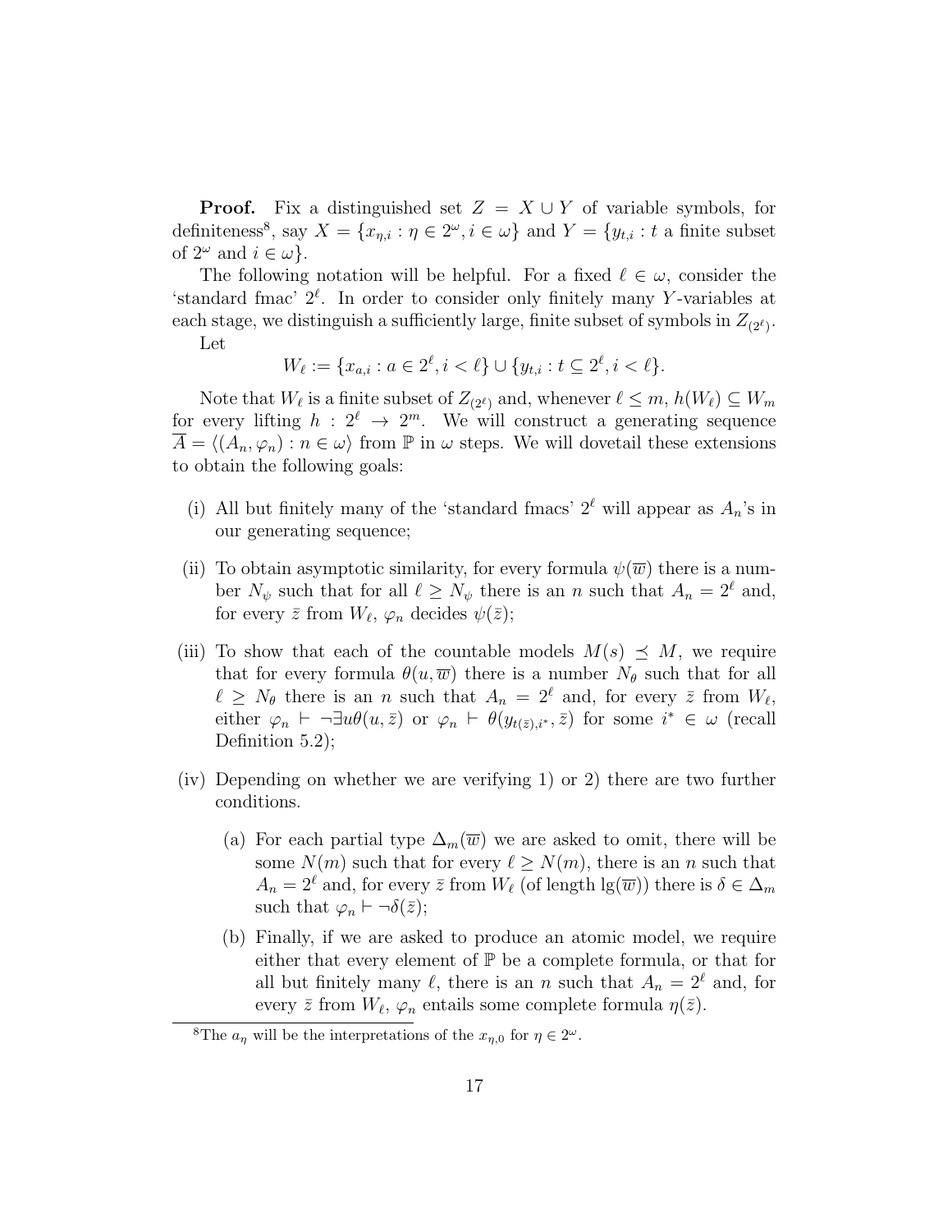**Proof.** Fix a distinguished set $Z = X \cup Y$ of variable symbols, for definiteness[8], say $X = \{x_{\eta,i} : \eta \in 2^\omega, i \in \omega\}$ and $Y = \{y_{t,i} : t$ a finite subset of $2^\omega$ and $i \in \omega\}$.

The following notation will be helpful. For a fixed $\ell \in \omega$, consider the 'standard fmac' $2^\ell$. In order to consider only finitely many $Y$-variables at each stage, we distinguish a sufficiently large, finite subset of symbols in $Z_{(2^\ell)}$.

Let

$$W_\ell := \{x_{a,i} : a \in 2^\ell, i < \ell\} \cup \{y_{t,i} : t \subseteq 2^\ell, i < \ell\}.$$

Note that $W_\ell$ is a finite subset of $Z_{(2^\ell)}$ and, whenever $\ell \le m$, $h(W_\ell) \subseteq W_m$ for every lifting $h : 2^\ell \to 2^m$. We will construct a generating sequence $\overline{A} = \langle (A_n, \varphi_n) : n \in \omega \rangle$ from $\mathbb{P}$ in $\omega$ steps. We will dovetail these extensions to obtain the following goals:

(i) All but finitely many of the 'standard fmacs' $2^\ell$ will appear as $A_n$'s in our generating sequence;

(ii) To obtain asymptotic similarity, for every formula $\psi(\overline{w})$ there is a number $N_\psi$ such that for all $\ell \ge N_\psi$ there is an $n$ such that $A_n = 2^\ell$ and, for every $\bar{z}$ from $W_\ell$, $\varphi_n$ decides $\psi(\bar{z})$;

(iii) To show that each of the countable models $M(s) \preceq M$, we require that for every formula $\theta(u, \overline{w})$ there is a number $N_\theta$ such that for all $\ell \ge N_\theta$ there is an $n$ such that $A_n = 2^\ell$ and, for every $\bar{z}$ from $W_\ell$, either $\varphi_n \vdash \neg \exists u \theta(u, \bar{z})$ or $\varphi_n \vdash \theta(y_{t(\bar{z}),i^*}, \bar{z})$ for some $i^* \in \omega$ (recall Definition 5.2);

(iv) Depending on whether we are verifying 1) or 2) there are two further conditions.

   (a) For each partial type $\Delta_m(\overline{w})$ we are asked to omit, there will be some $N(m)$ such that for every $\ell \ge N(m)$, there is an $n$ such that $A_n = 2^\ell$ and, for every $\bar{z}$ from $W_\ell$ (of length $\lg(\overline{w})$) there is $\delta \in \Delta_m$ such that $\varphi_n \vdash \neg\delta(\bar{z})$;

   (b) Finally, if we are asked to produce an atomic model, we require either that every element of $\mathbb{P}$ be a complete formula, or that for all but finitely many $\ell$, there is an $n$ such that $A_n = 2^\ell$ and, for every $\bar{z}$ from $W_\ell$, $\varphi_n$ entails some complete formula $\eta(\bar{z})$.

[8] The $a_\eta$ will be the interpretations of the $x_{\eta,0}$ for $\eta \in 2^\omega$.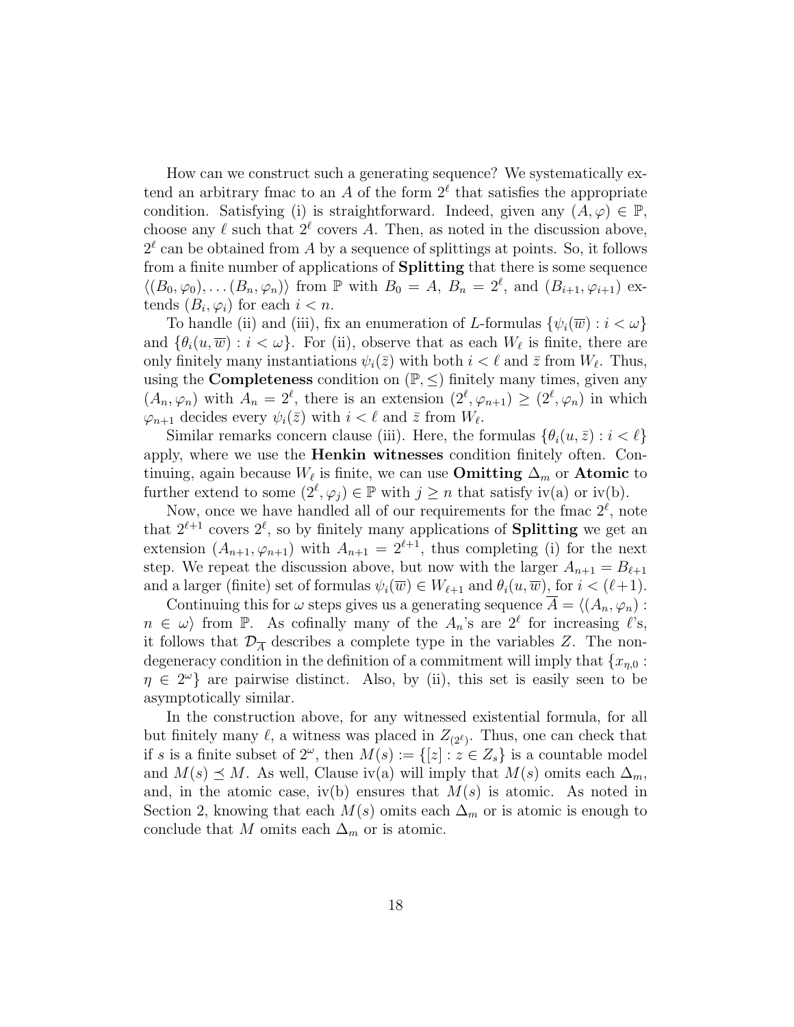How can we construct such a generating sequence? We systematically extend an arbitrary fmac to an $A$ of the form $2^\ell$ that satisfies the appropriate condition. Satisfying (i) is straightforward. Indeed, given any $(A, \varphi) \in \mathbb{P}$, choose any $\ell$ such that $2^\ell$ covers $A$. Then, as noted in the discussion above, $2^\ell$ can be obtained from $A$ by a sequence of splittings at points. So, it follows from a finite number of applications of **Splitting** that there is some sequence $\langle (B_0, \varphi_0), \ldots (B_n, \varphi_n) \rangle$ from $\mathbb{P}$ with $B_0 = A$, $B_n = 2^\ell$, and $(B_{i+1}, \varphi_{i+1})$ extends $(B_i, \varphi_i)$ for each $i < n$.

To handle (ii) and (iii), fix an enumeration of $L$-formulas $\{\psi_i(\overline{w}) : i < \omega\}$ and $\{\theta_i(u, \overline{w}) : i < \omega\}$. For (ii), observe that as each $W_\ell$ is finite, there are only finitely many instantiations $\psi_i(\bar{z})$ with both $i < \ell$ and $\bar{z}$ from $W_\ell$. Thus, using the **Completeness** condition on $(\mathbb{P}, \leq)$ finitely many times, given any $(A_n, \varphi_n)$ with $A_n = 2^\ell$, there is an extension $(2^\ell, \varphi_{n+1}) \geq (2^\ell, \varphi_n)$ in which $\varphi_{n+1}$ decides every $\psi_i(\bar{z})$ with $i < \ell$ and $\bar{z}$ from $W_\ell$.

Similar remarks concern clause (iii). Here, the formulas $\{\theta_i(u, \bar{z}) : i < \ell\}$ apply, where we use the **Henkin witnesses** condition finitely often. Continuing, again because $W_\ell$ is finite, we can use **Omitting** $\Delta_m$ or **Atomic** to further extend to some $(2^\ell, \varphi_j) \in \mathbb{P}$ with $j \geq n$ that satisfy iv(a) or iv(b).

Now, once we have handled all of our requirements for the fmac $2^\ell$, note that $2^{\ell+1}$ covers $2^\ell$, so by finitely many applications of **Splitting** we get an extension $(A_{n+1}, \varphi_{n+1})$ with $A_{n+1} = 2^{\ell+1}$, thus completing (i) for the next step. We repeat the discussion above, but now with the larger $A_{n+1} = B_{\ell+1}$ and a larger (finite) set of formulas $\psi_i(\overline{w}) \in W_{\ell+1}$ and $\theta_i(u, \overline{w})$, for $i < (\ell+1)$.

Continuing this for $\omega$ steps gives us a generating sequence $\overline{A} = \langle (A_n, \varphi_n) : n \in \omega \rangle$ from $\mathbb{P}$. As cofinally many of the $A_n$'s are $2^\ell$ for increasing $\ell$'s, it follows that $\mathcal{D}_{\overline{A}}$ describes a complete type in the variables $Z$. The non-degeneracy condition in the definition of a commitment will imply that $\{x_{\eta,0} : \eta \in 2^\omega\}$ are pairwise distinct. Also, by (ii), this set is easily seen to be asymptotically similar.

In the construction above, for any witnessed existential formula, for all but finitely many $\ell$, a witness was placed in $Z_{(2^\ell)}$. Thus, one can check that if $s$ is a finite subset of $2^\omega$, then $M(s) := \{[z] : z \in Z_s\}$ is a countable model and $M(s) \preceq M$. As well, Clause iv(a) will imply that $M(s)$ omits each $\Delta_m$, and, in the atomic case, iv(b) ensures that $M(s)$ is atomic. As noted in Section 2, knowing that each $M(s)$ omits each $\Delta_m$ or is atomic is enough to conclude that $M$ omits each $\Delta_m$ or is atomic.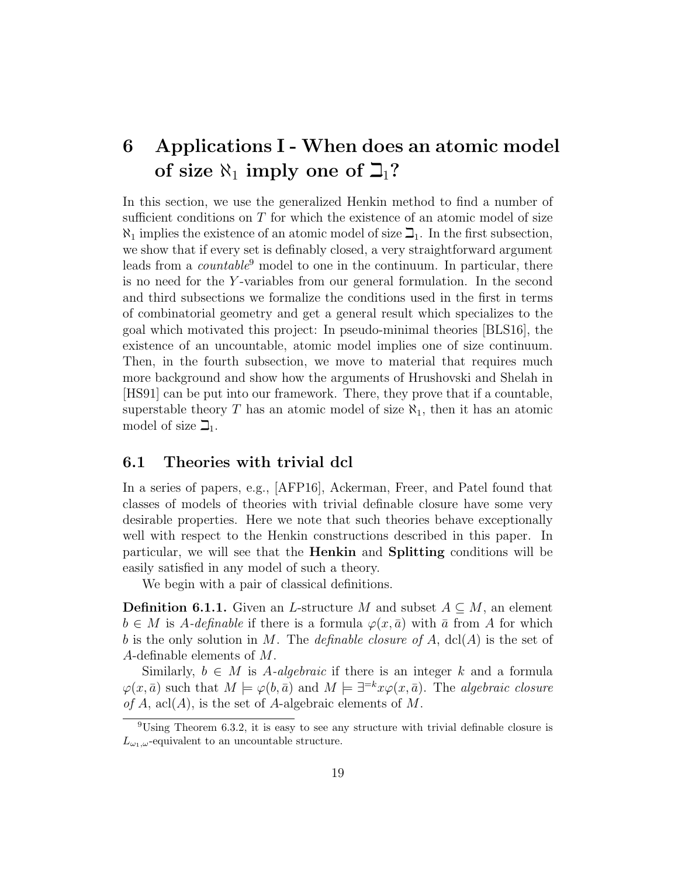# 6 Applications I - When does an atomic model of size $\aleph_1$ imply one of $\beth_1$?

In this section, we use the generalized Henkin method to find a number of sufficient conditions on $T$ for which the existence of an atomic model of size $\aleph_1$ implies the existence of an atomic model of size $\beth_1$. In the first subsection, we show that if every set is definably closed, a very straightforward argument leads from a *countable*[9] model to one in the continuum. In particular, there is no need for the $Y$-variables from our general formulation. In the second and third subsections we formalize the conditions used in the first in terms of combinatorial geometry and get a general result which specializes to the goal which motivated this project: In pseudo-minimal theories [BLS16], the existence of an uncountable, atomic model implies one of size continuum. Then, in the fourth subsection, we move to material that requires much more background and show how the arguments of Hrushovski and Shelah in [HS91] can be put into our framework. There, they prove that if a countable, superstable theory $T$ has an atomic model of size $\aleph_1$, then it has an atomic model of size $\beth_1$.

## 6.1 Theories with trivial dcl

In a series of papers, e.g., [AFP16], Ackerman, Freer, and Patel found that classes of models of theories with trivial definable closure have some very desirable properties. Here we note that such theories behave exceptionally well with respect to the Henkin constructions described in this paper. In particular, we will see that the **Henkin** and **Splitting** conditions will be easily satisfied in any model of such a theory.

We begin with a pair of classical definitions.

**Definition 6.1.1.** Given an $L$-structure $M$ and subset $A \subseteq M$, an element $b \in M$ is *$A$-definable* if there is a formula $\varphi(x, \bar{a})$ with $\bar{a}$ from $A$ for which $b$ is the only solution in $M$. The *definable closure of $A$*, $\mathrm{dcl}(A)$ is the set of $A$-definable elements of $M$.

Similarly, $b \in M$ is *$A$-algebraic* if there is an integer $k$ and a formula $\varphi(x, \bar{a})$ such that $M \models \varphi(b, \bar{a})$ and $M \models \exists^{=k} x \varphi(x, \bar{a})$. The *algebraic closure of $A$*, $\mathrm{acl}(A)$, is the set of $A$-algebraic elements of $M$.

[9] Using Theorem 6.3.2, it is easy to see any structure with trivial definable closure is $L_{\omega_1,\omega}$-equivalent to an uncountable structure.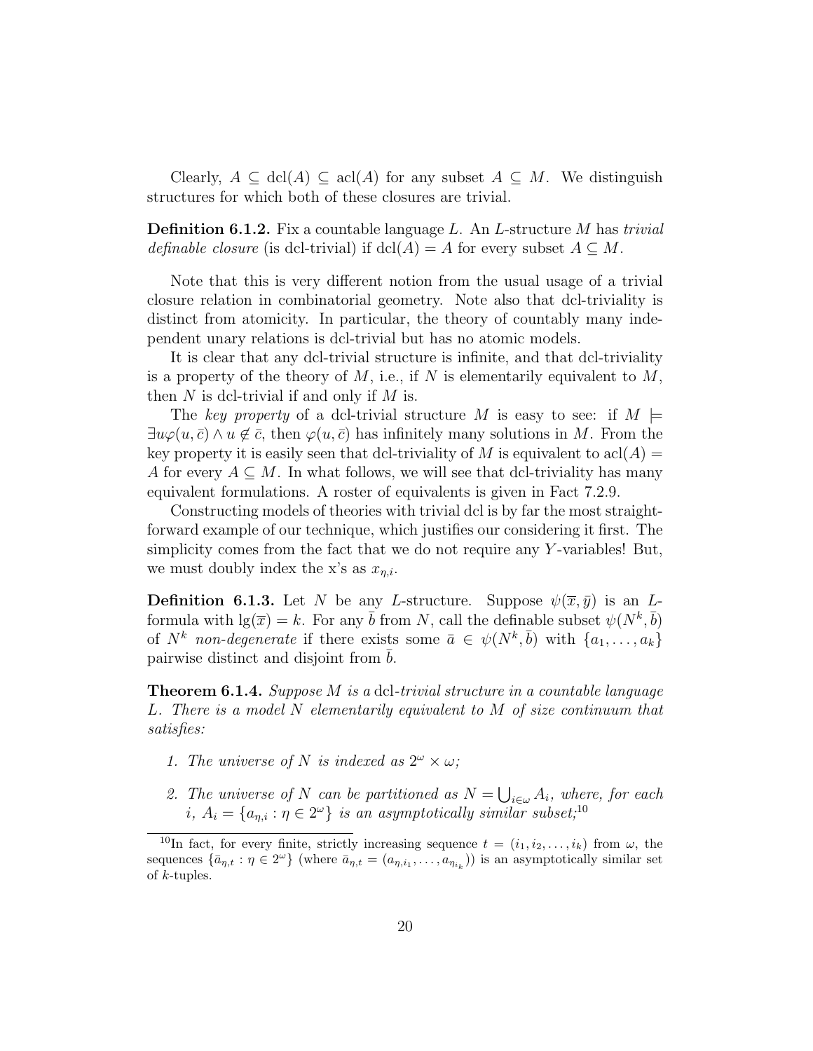Clearly, $A \subseteq \mathrm{dcl}(A) \subseteq \mathrm{acl}(A)$ for any subset $A \subseteq M$. We distinguish structures for which both of these closures are trivial.

**Definition 6.1.2.** Fix a countable language $L$. An $L$-structure $M$ has *trivial definable closure* (is dcl-trivial) if $\mathrm{dcl}(A) = A$ for every subset $A \subseteq M$.

Note that this is very different notion from the usual usage of a trivial closure relation in combinatorial geometry. Note also that dcl-triviality is distinct from atomicity. In particular, the theory of countably many independent unary relations is dcl-trivial but has no atomic models.

It is clear that any dcl-trivial structure is infinite, and that dcl-triviality is a property of the theory of $M$, i.e., if $N$ is elementarily equivalent to $M$, then $N$ is dcl-trivial if and only if $M$ is.

The *key property* of a dcl-trivial structure $M$ is easy to see: if $M \models \exists u \varphi(u, \bar{c}) \wedge u \notin \bar{c}$, then $\varphi(u, \bar{c})$ has infinitely many solutions in $M$. From the key property it is easily seen that dcl-triviality of $M$ is equivalent to $\mathrm{acl}(A) = A$ for every $A \subseteq M$. In what follows, we will see that dcl-triviality has many equivalent formulations. A roster of equivalents is given in Fact 7.2.9.

Constructing models of theories with trivial dcl is by far the most straightforward example of our technique, which justifies our considering it first. The simplicity comes from the fact that we do not require any $Y$-variables! But, we must doubly index the x's as $x_{\eta,i}$.

**Definition 6.1.3.** Let $N$ be any $L$-structure. Suppose $\psi(\overline{x}, \bar{y})$ is an $L$-formula with $\mathrm{lg}(\overline{x}) = k$. For any $\bar{b}$ from $N$, call the definable subset $\psi(N^k, \bar{b})$ of $N^k$ *non-degenerate* if there exists some $\bar{a} \in \psi(N^k, \bar{b})$ with $\{a_1, \ldots, a_k\}$ pairwise distinct and disjoint from $\bar{b}$.

**Theorem 6.1.4.** *Suppose $M$ is a* dcl*-trivial structure in a countable language $L$. There is a model $N$ elementarily equivalent to $M$ of size continuum that satisfies:*

1. *The universe of $N$ is indexed as $2^\omega \times \omega$;*
2. *The universe of $N$ can be partitioned as $N = \bigcup_{i \in \omega} A_i$, where, for each $i$, $A_i = \{a_{\eta,i} : \eta \in 2^\omega\}$ is an asymptotically similar subset;*[10]

[10] In fact, for every finite, strictly increasing sequence $t = (i_1, i_2, \ldots, i_k)$ from $\omega$, the sequences $\{\bar{a}_{\eta,t} : \eta \in 2^\omega\}$ (where $\bar{a}_{\eta,t} = (a_{\eta,i_1}, \ldots, a_{\eta_{i_k}})$) is an asymptotically similar set of $k$-tuples.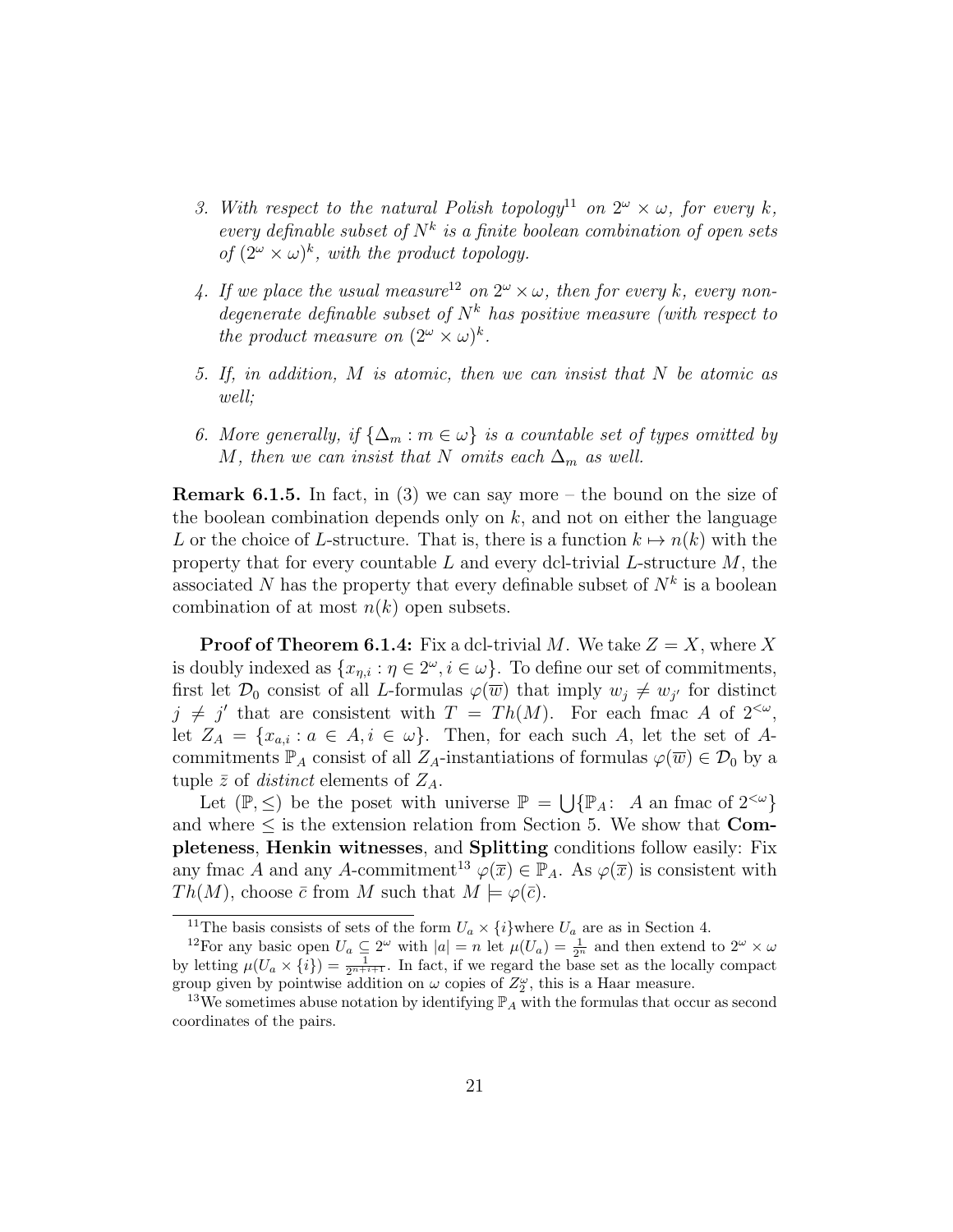3. *With respect to the natural Polish topology*[11] *on* $2^\omega \times \omega$*, for every* $k$*, every definable subset of* $N^k$ *is a finite boolean combination of open sets of* $(2^\omega \times \omega)^k$*, with the product topology.*

4. *If we place the usual measure*[12] *on* $2^\omega \times \omega$*, then for every* $k$*, every non-degenerate definable subset of* $N^k$ *has positive measure (with respect to the product measure on* $(2^\omega \times \omega)^k$*.*

5. *If, in addition,* $M$ *is atomic, then we can insist that* $N$ *be atomic as well;*

6. *More generally, if* $\{\Delta_m : m \in \omega\}$ *is a countable set of types omitted by* $M$*, then we can insist that* $N$ *omits each* $\Delta_m$ *as well.*

**Remark 6.1.5.** In fact, in (3) we can say more – the bound on the size of the boolean combination depends only on $k$, and not on either the language $L$ or the choice of $L$-structure. That is, there is a function $k \mapsto n(k)$ with the property that for every countable $L$ and every dcl-trivial $L$-structure $M$, the associated $N$ has the property that every definable subset of $N^k$ is a boolean combination of at most $n(k)$ open subsets.

**Proof of Theorem 6.1.4:** Fix a dcl-trivial $M$. We take $Z = X$, where $X$ is doubly indexed as $\{x_{\eta,i} : \eta \in 2^\omega, i \in \omega\}$. To define our set of commitments, first let $\mathcal{D}_0$ consist of all $L$-formulas $\varphi(\overline{w})$ that imply $w_j \neq w_{j'}$ for distinct $j \neq j'$ that are consistent with $T = Th(M)$. For each fmac $A$ of $2^{<\omega}$, let $Z_A = \{x_{a,i} : a \in A, i \in \omega\}$. Then, for each such $A$, let the set of $A$-commitments $\mathbb{P}_A$ consist of all $Z_A$-instantiations of formulas $\varphi(\overline{w}) \in \mathcal{D}_0$ by a tuple $\bar{z}$ of *distinct* elements of $Z_A$.

Let $(\mathbb{P}, \leq)$ be the poset with universe $\mathbb{P} = \bigcup\{\mathbb{P}_A : \ A \text{ an fmac of } 2^{<\omega}\}$ and where $\leq$ is the extension relation from Section 5. We show that **Completeness**, **Henkin witnesses**, and **Splitting** conditions follow easily: Fix any fmac $A$ and any $A$-commitment[13] $\varphi(\overline{x}) \in \mathbb{P}_A$. As $\varphi(\overline{x})$ is consistent with $Th(M)$, choose $\bar{c}$ from $M$ such that $M \models \varphi(\bar{c})$.

---

[11] The basis consists of sets of the form $U_a \times \{i\}$where $U_a$ are as in Section 4.

[12] For any basic open $U_a \subseteq 2^\omega$ with $|a| = n$ let $\mu(U_a) = \frac{1}{2^n}$ and then extend to $2^\omega \times \omega$ by letting $\mu(U_a \times \{i\}) = \frac{1}{2^{n+i+1}}$. In fact, if we regard the base set as the locally compact group given by pointwise addition on $\omega$ copies of $Z_2^\omega$, this is a Haar measure.

[13] We sometimes abuse notation by identifying $\mathbb{P}_A$ with the formulas that occur as second coordinates of the pairs.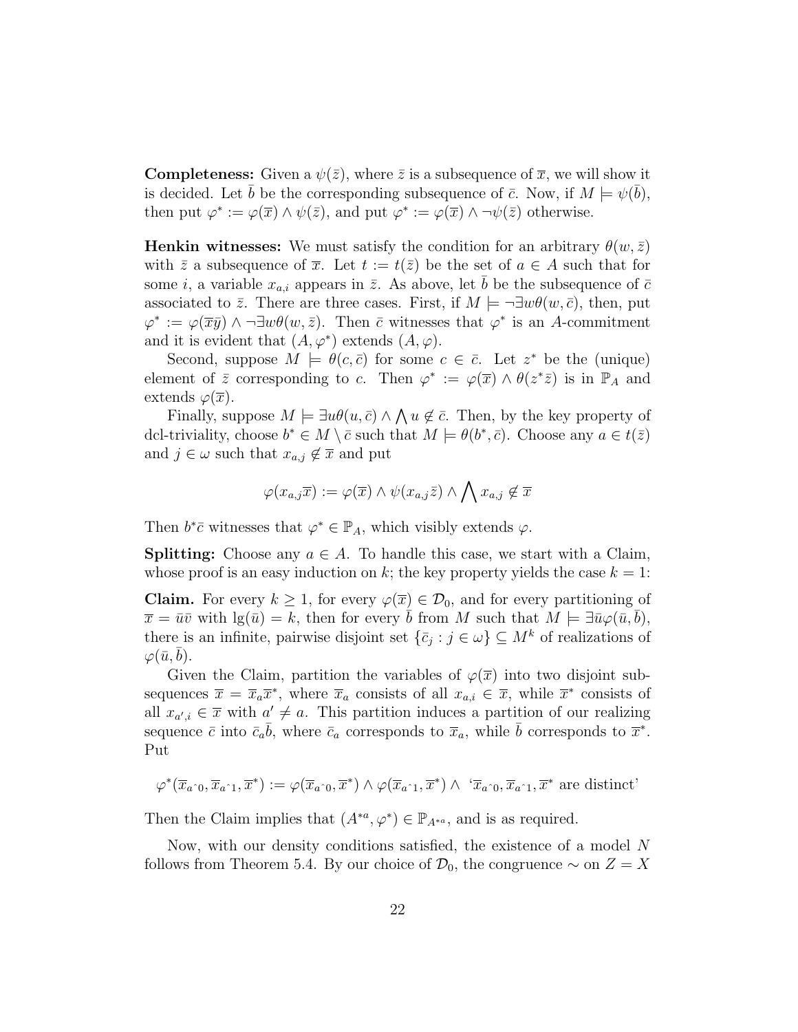**Completeness:** Given a $\psi(\bar{z})$, where $\bar{z}$ is a subsequence of $\overline{x}$, we will show it is decided. Let $\bar{b}$ be the corresponding subsequence of $\bar{c}$. Now, if $M \models \psi(\bar{b})$, then put $\varphi^* := \varphi(\overline{x}) \wedge \psi(\bar{z})$, and put $\varphi^* := \varphi(\overline{x}) \wedge \neg\psi(\bar{z})$ otherwise.

**Henkin witnesses:** We must satisfy the condition for an arbitrary $\theta(w, \bar{z})$ with $\bar{z}$ a subsequence of $\overline{x}$. Let $t := t(\bar{z})$ be the set of $a \in A$ such that for some $i$, a variable $x_{a,i}$ appears in $\bar{z}$. As above, let $\bar{b}$ be the subsequence of $\bar{c}$ associated to $\bar{z}$. There are three cases. First, if $M \models \neg\exists w\theta(w, \bar{c})$, then, put $\varphi^* := \varphi(\overline{x}\overline{y}) \wedge \neg\exists w\theta(w, \bar{z})$. Then $\bar{c}$ witnesses that $\varphi^*$ is an $A$-commitment and it is evident that $(A, \varphi^*)$ extends $(A, \varphi)$.

Second, suppose $M \models \theta(c, \bar{c})$ for some $c \in \bar{c}$. Let $z^*$ be the (unique) element of $\bar{z}$ corresponding to $c$. Then $\varphi^* := \varphi(\overline{x}) \wedge \theta(z^*\bar{z})$ is in $\mathbb{P}_A$ and extends $\varphi(\overline{x})$.

Finally, suppose $M \models \exists u\theta(u, \bar{c}) \wedge \bigwedge u \notin \bar{c}$. Then, by the key property of dcl-triviality, choose $b^* \in M \setminus \bar{c}$ such that $M \models \theta(b^*, \bar{c})$. Choose any $a \in t(\bar{z})$ and $j \in \omega$ such that $x_{a,j} \notin \overline{x}$ and put

$$\varphi(x_{a,j}\overline{x}) := \varphi(\overline{x}) \wedge \psi(x_{a,j}\bar{z}) \wedge \bigwedge x_{a,j} \notin \overline{x}$$

Then $b^*\bar{c}$ witnesses that $\varphi^* \in \mathbb{P}_A$, which visibly extends $\varphi$.

**Splitting:** Choose any $a \in A$. To handle this case, we start with a Claim, whose proof is an easy induction on $k$; the key property yields the case $k = 1$:

**Claim.** For every $k \geq 1$, for every $\varphi(\overline{x}) \in \mathcal{D}_0$, and for every partitioning of $\overline{x} = \bar{u}\bar{v}$ with $\lg(\bar{u}) = k$, then for every $\bar{b}$ from $M$ such that $M \models \exists\bar{u}\varphi(\bar{u}, \bar{b})$, there is an infinite, pairwise disjoint set $\{\bar{c}_j : j \in \omega\} \subseteq M^k$ of realizations of $\varphi(\bar{u}, \bar{b})$.

Given the Claim, partition the variables of $\varphi(\overline{x})$ into two disjoint subsequences $\overline{x} = \overline{x}_a\overline{x}^*$, where $\overline{x}_a$ consists of all $x_{a,i} \in \overline{x}$, while $\overline{x}^*$ consists of all $x_{a',i} \in \overline{x}$ with $a' \neq a$. This partition induces a partition of our realizing sequence $\bar{c}$ into $\bar{c}_a\bar{b}$, where $\bar{c}_a$ corresponds to $\overline{x}_a$, while $\bar{b}$ corresponds to $\overline{x}^*$. Put

$$\varphi^*(\overline{x}_{a\hat{\ }0}, \overline{x}_{a\hat{\ }1}, \overline{x}^*) := \varphi(\overline{x}_{a\hat{\ }0}, \overline{x}^*) \wedge \varphi(\overline{x}_{a\hat{\ }1}, \overline{x}^*) \wedge \text{ `}\overline{x}_{a\hat{\ }0}, \overline{x}_{a\hat{\ }1}, \overline{x}^* \text{ are distinct'}$$

Then the Claim implies that $(A^{*a}, \varphi^*) \in \mathbb{P}_{A^{*a}}$, and is as required.

Now, with our density conditions satisfied, the existence of a model $N$ follows from Theorem 5.4. By our choice of $\mathcal{D}_0$, the congruence $\sim$ on $Z = X$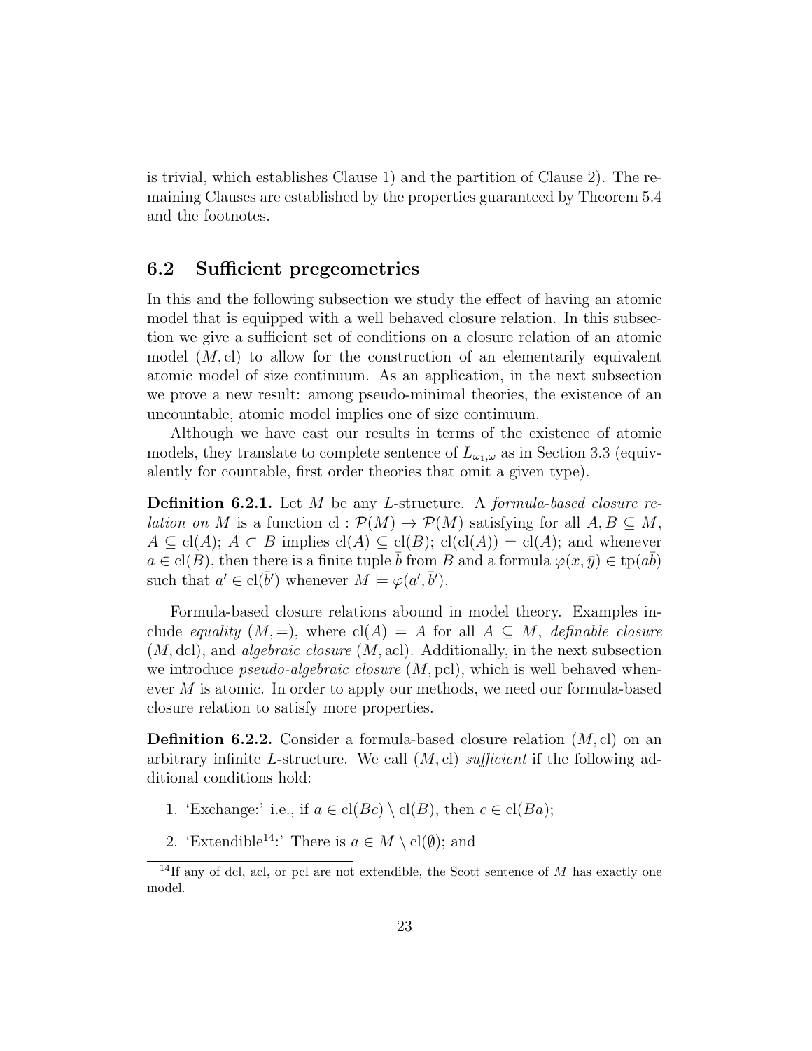is trivial, which establishes Clause 1) and the partition of Clause 2). The remaining Clauses are established by the properties guaranteed by Theorem 5.4 and the footnotes.

### 6.2 Sufficient pregeometries

In this and the following subsection we study the effect of having an atomic model that is equipped with a well behaved closure relation. In this subsection we give a sufficient set of conditions on a closure relation of an atomic model $(M, \mathrm{cl})$ to allow for the construction of an elementarily equivalent atomic model of size continuum. As an application, in the next subsection we prove a new result: among pseudo-minimal theories, the existence of an uncountable, atomic model implies one of size continuum.

Although we have cast our results in terms of the existence of atomic models, they translate to complete sentence of $L_{\omega_1,\omega}$ as in Section 3.3 (equivalently for countable, first order theories that omit a given type).

**Definition 6.2.1.** Let $M$ be any $L$-structure. A *formula-based closure relation on* $M$ is a function $\mathrm{cl} : \mathcal{P}(M) \to \mathcal{P}(M)$ satisfying for all $A, B \subseteq M$, $A \subseteq \mathrm{cl}(A)$; $A \subset B$ implies $\mathrm{cl}(A) \subseteq \mathrm{cl}(B)$; $\mathrm{cl}(\mathrm{cl}(A)) = \mathrm{cl}(A)$; and whenever $a \in \mathrm{cl}(B)$, then there is a finite tuple $\bar{b}$ from $B$ and a formula $\varphi(x, \bar{y}) \in \mathrm{tp}(a\bar{b})$ such that $a' \in \mathrm{cl}(\bar{b}')$ whenever $M \models \varphi(a', \bar{b}')$.

Formula-based closure relations abound in model theory. Examples include *equality* $(M, =)$, where $\mathrm{cl}(A) = A$ for all $A \subseteq M$, *definable closure* $(M, \mathrm{dcl})$, and *algebraic closure* $(M, \mathrm{acl})$. Additionally, in the next subsection we introduce *pseudo-algebraic closure* $(M, \mathrm{pcl})$, which is well behaved whenever $M$ is atomic. In order to apply our methods, we need our formula-based closure relation to satisfy more properties.

**Definition 6.2.2.** Consider a formula-based closure relation $(M, \mathrm{cl})$ on an arbitrary infinite $L$-structure. We call $(M, \mathrm{cl})$ *sufficient* if the following additional conditions hold:

1. 'Exchange:' i.e., if $a \in \mathrm{cl}(Bc) \setminus \mathrm{cl}(B)$, then $c \in \mathrm{cl}(Ba)$;
2. 'Extendible[14]:' There is $a \in M \setminus \mathrm{cl}(\emptyset)$; and

[14] If any of dcl, acl, or pcl are not extendible, the Scott sentence of $M$ has exactly one model.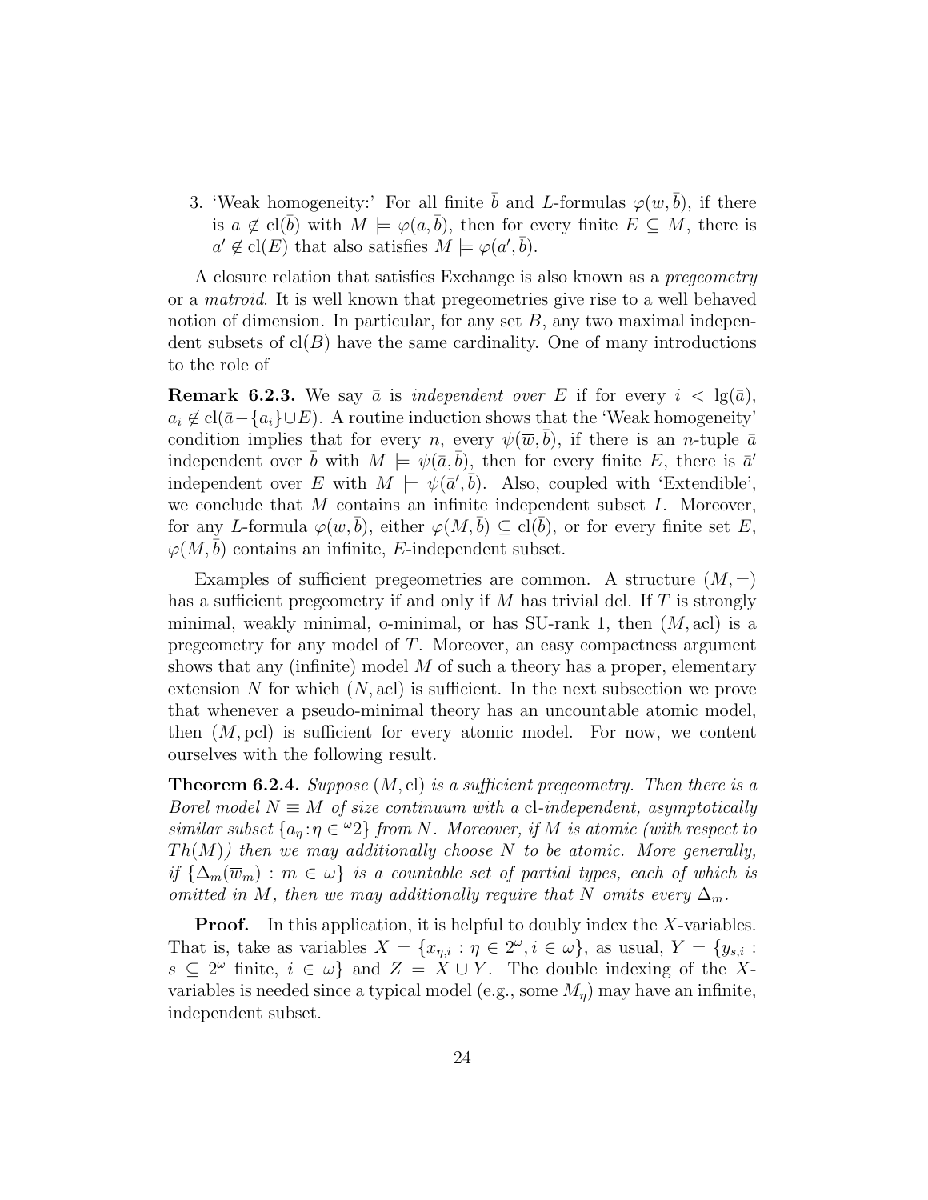3. 'Weak homogeneity:' For all finite $\bar{b}$ and $L$-formulas $\varphi(w, \bar{b})$, if there is $a \notin \mathrm{cl}(\bar{b})$ with $M \models \varphi(a, \bar{b})$, then for every finite $E \subseteq M$, there is $a' \notin \mathrm{cl}(E)$ that also satisfies $M \models \varphi(a', \bar{b})$.

A closure relation that satisfies Exchange is also known as a *pregeometry* or a *matroid*. It is well known that pregeometries give rise to a well behaved notion of dimension. In particular, for any set $B$, any two maximal independent subsets of $\mathrm{cl}(B)$ have the same cardinality. One of many introductions to the role of

**Remark 6.2.3.** We say $\bar{a}$ is *independent over* $E$ if for every $i < \lg(\bar{a})$, $a_i \notin \mathrm{cl}(\bar{a} - \{a_i\} \cup E)$. A routine induction shows that the 'Weak homogeneity' condition implies that for every $n$, every $\psi(\overline{w}, \bar{b})$, if there is an $n$-tuple $\bar{a}$ independent over $\bar{b}$ with $M \models \psi(\bar{a}, \bar{b})$, then for every finite $E$, there is $\bar{a}'$ independent over $E$ with $M \models \psi(\bar{a}', \bar{b})$. Also, coupled with 'Extendible', we conclude that $M$ contains an infinite independent subset $I$. Moreover, for any $L$-formula $\varphi(w, \bar{b})$, either $\varphi(M, \bar{b}) \subseteq \mathrm{cl}(\bar{b})$, or for every finite set $E$, $\varphi(M, \bar{b})$ contains an infinite, $E$-independent subset.

Examples of sufficient pregeometries are common. A structure $(M, =)$ has a sufficient pregeometry if and only if $M$ has trivial dcl. If $T$ is strongly minimal, weakly minimal, o-minimal, or has SU-rank 1, then $(M, \mathrm{acl})$ is a pregeometry for any model of $T$. Moreover, an easy compactness argument shows that any (infinite) model $M$ of such a theory has a proper, elementary extension $N$ for which $(N, \mathrm{acl})$ is sufficient. In the next subsection we prove that whenever a pseudo-minimal theory has an uncountable atomic model, then $(M, \mathrm{pcl})$ is sufficient for every atomic model. For now, we content ourselves with the following result.

**Theorem 6.2.4.** *Suppose $(M, \mathrm{cl})$ is a sufficient pregeometry. Then there is a Borel model $N \equiv M$ of size continuum with a $\mathrm{cl}$-independent, asymptotically similar subset $\{a_\eta : \eta \in {}^\omega 2\}$ from $N$. Moreover, if $M$ is atomic (with respect to $Th(M)$) then we may additionally choose $N$ to be atomic. More generally, if $\{\Delta_m(\overline{w}_m) : m \in \omega\}$ is a countable set of partial types, each of which is omitted in $M$, then we may additionally require that $N$ omits every $\Delta_m$.*

**Proof.** In this application, it is helpful to doubly index the $X$-variables. That is, take as variables $X = \{x_{\eta,i} : \eta \in 2^\omega, i \in \omega\}$, as usual, $Y = \{y_{s,i} : s \subseteq 2^\omega \text{ finite}, i \in \omega\}$ and $Z = X \cup Y$. The double indexing of the $X$-variables is needed since a typical model (e.g., some $M_\eta$) may have an infinite, independent subset.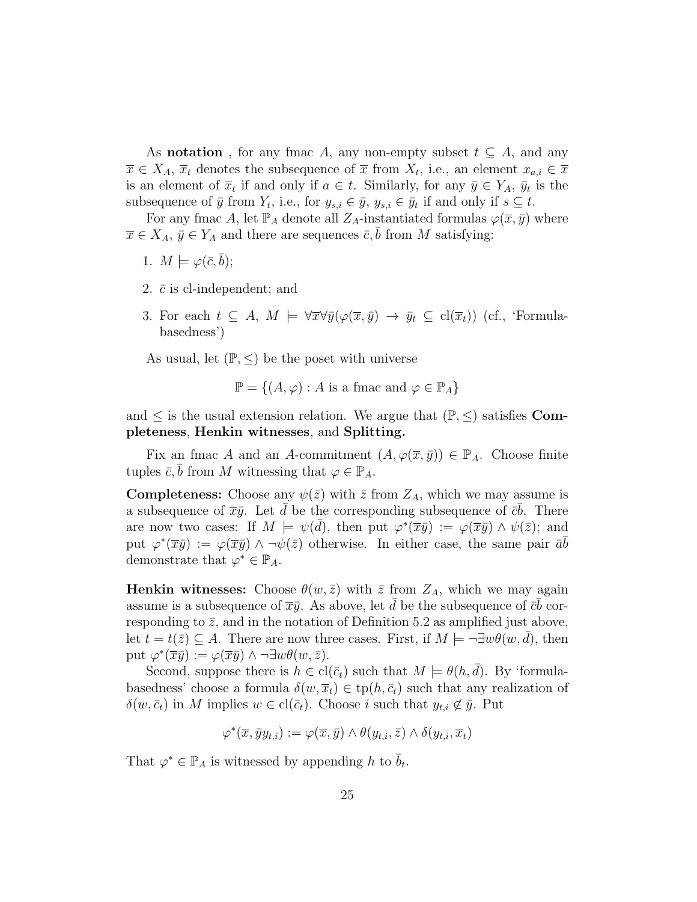As **notation** , for any fmac $A$, any non-empty subset $t \subseteq A$, and any $\overline{x} \in X_A$, $\overline{x}_t$ denotes the subsequence of $\overline{x}$ from $X_t$, i.e., an element $x_{a,i} \in \overline{x}$ is an element of $\overline{x}_t$ if and only if $a \in t$. Similarly, for any $\bar{y} \in Y_A$, $\bar{y}_t$ is the subsequence of $\bar{y}$ from $Y_t$, i.e., for $y_{s,i} \in \bar{y}$, $y_{s,i} \in \bar{y}_t$ if and only if $s \subseteq t$.

For any fmac $A$, let $\mathbb{P}_A$ denote all $Z_A$-instantiated formulas $\varphi(\overline{x}, \bar{y})$ where $\overline{x} \in X_A$, $\bar{y} \in Y_A$ and there are sequences $\bar{c}, \bar{b}$ from $M$ satisfying:

1. $M \models \varphi(\bar{c}, \bar{b})$;
2. $\bar{c}$ is cl-independent; and
3. For each $t \subseteq A$, $M \models \forall \overline{x} \forall \bar{y}(\varphi(\overline{x}, \bar{y}) \rightarrow \bar{y}_t \subseteq \mathrm{cl}(\overline{x}_t))$ (cf., 'Formula-basedness')

As usual, let $(\mathbb{P}, \leq)$ be the poset with universe

$$\mathbb{P} = \{(A, \varphi) : A \text{ is a fmac and } \varphi \in \mathbb{P}_A\}$$

and $\leq$ is the usual extension relation. We argue that $(\mathbb{P}, \leq)$ satisfies **Completeness**, **Henkin witnesses**, and **Splitting.**

Fix an fmac $A$ and an $A$-commitment $(A, \varphi(\overline{x}, \bar{y})) \in \mathbb{P}_A$. Choose finite tuples $\bar{c}, \bar{b}$ from $M$ witnessing that $\varphi \in \mathbb{P}_A$.

**Completeness:** Choose any $\psi(\bar{z})$ with $\bar{z}$ from $Z_A$, which we may assume is a subsequence of $\overline{x}\bar{y}$. Let $\bar{d}$ be the corresponding subsequence of $\bar{c}\bar{b}$. There are now two cases: If $M \models \psi(\bar{d})$, then put $\varphi^*(\overline{x}\bar{y}) := \varphi(\overline{x}\bar{y}) \wedge \psi(\bar{z})$; and put $\varphi^*(\overline{x}\bar{y}) := \varphi(\overline{x}\bar{y}) \wedge \neg\psi(\bar{z})$ otherwise. In either case, the same pair $\bar{a}\bar{b}$ demonstrate that $\varphi^* \in \mathbb{P}_A$.

**Henkin witnesses:** Choose $\theta(w, \bar{z})$ with $\bar{z}$ from $Z_A$, which we may again assume is a subsequence of $\overline{x}\bar{y}$. As above, let $\bar{d}$ be the subsequence of $\bar{c}\bar{b}$ corresponding to $\bar{z}$, and in the notation of Definition 5.2 as amplified just above, let $t = t(\bar{z}) \subseteq A$. There are now three cases. First, if $M \models \neg\exists w \theta(w, \bar{d})$, then put $\varphi^*(\overline{x}\bar{y}) := \varphi(\overline{x}\bar{y}) \wedge \neg\exists w \theta(w, \bar{z})$.

Second, suppose there is $h \in \mathrm{cl}(\bar{c}_t)$ such that $M \models \theta(h, \bar{d})$. By 'formula-basedness' choose a formula $\delta(w, \overline{x}_t) \in \mathrm{tp}(h, \bar{c}_t)$ such that any realization of $\delta(w, \bar{c}_t)$ in $M$ implies $w \in \mathrm{cl}(\bar{c}_t)$. Choose $i$ such that $y_{t,i} \notin \bar{y}$. Put

$$\varphi^*(\overline{x}, \bar{y}y_{t,i}) := \varphi(\overline{x}, \bar{y}) \wedge \theta(y_{t,i}, \bar{z}) \wedge \delta(y_{t,i}, \overline{x}_t)$$

That $\varphi^* \in \mathbb{P}_A$ is witnessed by appending $h$ to $\bar{b}_t$.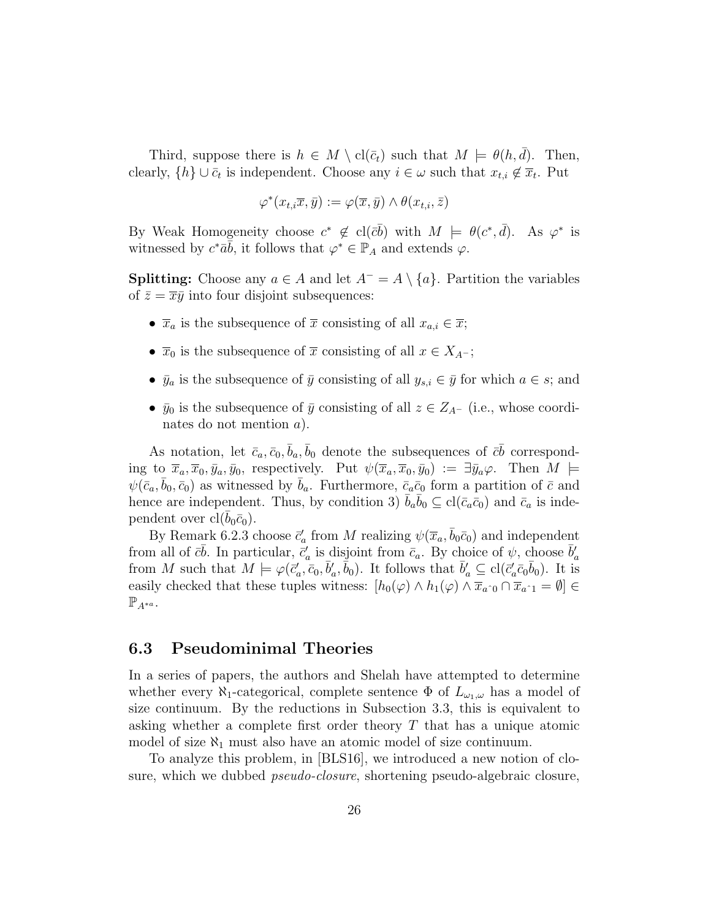Third, suppose there is $h \in M \setminus \mathrm{cl}(\bar{c}_t)$ such that $M \models \theta(h, \bar{d})$. Then, clearly, $\{h\} \cup \bar{c}_t$ is independent. Choose any $i \in \omega$ such that $x_{t,i} \notin \overline{x}_t$. Put

$$\varphi^*(x_{t,i}\overline{x}, \bar{y}) := \varphi(\overline{x}, \bar{y}) \wedge \theta(x_{t,i}, \bar{z})$$

By Weak Homogeneity choose $c^* \notin \mathrm{cl}(\bar{c}\bar{b})$ with $M \models \theta(c^*, \bar{d})$. As $\varphi^*$ is witnessed by $c^*\bar{a}\bar{b}$, it follows that $\varphi^* \in \mathbb{P}_A$ and extends $\varphi$.

**Splitting:** Choose any $a \in A$ and let $A^- = A \setminus \{a\}$. Partition the variables of $\bar{z} = \overline{x}\bar{y}$ into four disjoint subsequences:

- $\overline{x}_a$ is the subsequence of $\overline{x}$ consisting of all $x_{a,i} \in \overline{x}$;
- $\overline{x}_0$ is the subsequence of $\overline{x}$ consisting of all $x \in X_{A^-}$;
- $\bar{y}_a$ is the subsequence of $\bar{y}$ consisting of all $y_{s,i} \in \bar{y}$ for which $a \in s$; and
- $\bar{y}_0$ is the subsequence of $\bar{y}$ consisting of all $z \in Z_{A^-}$ (i.e., whose coordinates do not mention $a$).

As notation, let $\bar{c}_a, \bar{c}_0, \bar{b}_a, \bar{b}_0$ denote the subsequences of $\bar{c}\bar{b}$ corresponding to $\overline{x}_a, \overline{x}_0, \bar{y}_a, \bar{y}_0$, respectively. Put $\psi(\overline{x}_a, \overline{x}_0, \bar{y}_0) := \exists \bar{y}_a \varphi$. Then $M \models \psi(\bar{c}_a, \bar{b}_0, \bar{c}_0)$ as witnessed by $\bar{b}_a$. Furthermore, $\bar{c}_a\bar{c}_0$ form a partition of $\bar{c}$ and hence are independent. Thus, by condition 3) $\bar{b}_a\bar{b}_0 \subseteq \mathrm{cl}(\bar{c}_a\bar{c}_0)$ and $\bar{c}_a$ is independent over $\mathrm{cl}(\bar{b}_0\bar{c}_0)$.

By Remark 6.2.3 choose $\bar{c}'_a$ from $M$ realizing $\psi(\overline{x}_a, \bar{b}_0\bar{c}_0)$ and independent from all of $\bar{c}\bar{b}$. In particular, $\bar{c}'_a$ is disjoint from $\bar{c}_a$. By choice of $\psi$, choose $\bar{b}'_a$ from $M$ such that $M \models \varphi(\bar{c}'_a, \bar{c}_0, \bar{b}'_a, \bar{b}_0)$. It follows that $\bar{b}'_a \subseteq \mathrm{cl}(\bar{c}'_a\bar{c}_0\bar{b}_0)$. It is easily checked that these tuples witness: $[h_0(\varphi) \wedge h_1(\varphi) \wedge \overline{x}_{a\hat{\ }0} \cap \overline{x}_{a\hat{\ }1} = \emptyset] \in \mathbb{P}_{A^{*a}}$.

## 6.3 Pseudominimal Theories

In a series of papers, the authors and Shelah have attempted to determine whether every $\aleph_1$-categorical, complete sentence $\Phi$ of $L_{\omega_1,\omega}$ has a model of size continuum. By the reductions in Subsection 3.3, this is equivalent to asking whether a complete first order theory $T$ that has a unique atomic model of size $\aleph_1$ must also have an atomic model of size continuum.

To analyze this problem, in [BLS16], we introduced a new notion of closure, which we dubbed *pseudo-closure*, shortening pseudo-algebraic closure,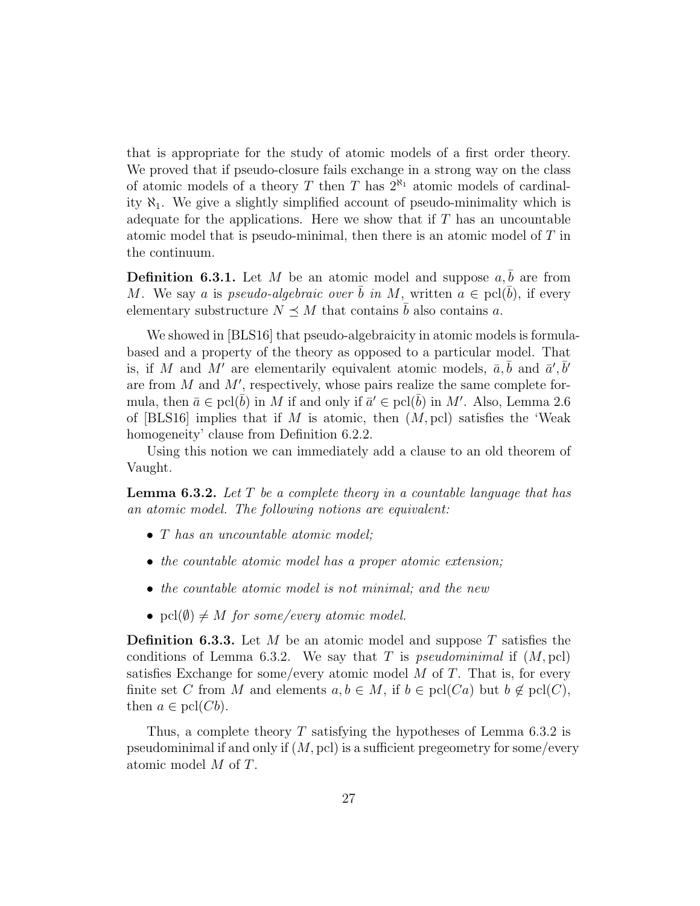that is appropriate for the study of atomic models of a first order theory. We proved that if pseudo-closure fails exchange in a strong way on the class of atomic models of a theory $T$ then $T$ has $2^{\aleph_1}$ atomic models of cardinality $\aleph_1$. We give a slightly simplified account of pseudo-minimality which is adequate for the applications. Here we show that if $T$ has an uncountable atomic model that is pseudo-minimal, then there is an atomic model of $T$ in the continuum.

**Definition 6.3.1.** Let $M$ be an atomic model and suppose $a, \bar{b}$ are from $M$. We say $a$ is *pseudo-algebraic over* $\bar{b}$ *in* $M$, written $a \in \mathrm{pcl}(\bar{b})$, if every elementary substructure $N \preceq M$ that contains $\bar{b}$ also contains $a$.

We showed in [BLS16] that pseudo-algebraicity in atomic models is formula-based and a property of the theory as opposed to a particular model. That is, if $M$ and $M'$ are elementarily equivalent atomic models, $\bar{a}, \bar{b}$ and $\bar{a}', \bar{b}'$ are from $M$ and $M'$, respectively, whose pairs realize the same complete formula, then $\bar{a} \in \mathrm{pcl}(\bar{b})$ in $M$ if and only if $\bar{a}' \in \mathrm{pcl}(\bar{b})$ in $M'$. Also, Lemma 2.6 of [BLS16] implies that if $M$ is atomic, then $(M, \mathrm{pcl})$ satisfies the 'Weak homogeneity' clause from Definition 6.2.2.

Using this notion we can immediately add a clause to an old theorem of Vaught.

**Lemma 6.3.2.** *Let $T$ be a complete theory in a countable language that has an atomic model. The following notions are equivalent:*

- *$T$ has an uncountable atomic model;*
- *the countable atomic model has a proper atomic extension;*
- *the countable atomic model is not minimal; and the new*
- *$\mathrm{pcl}(\emptyset) \neq M$ for some/every atomic model.*

**Definition 6.3.3.** Let $M$ be an atomic model and suppose $T$ satisfies the conditions of Lemma 6.3.2. We say that $T$ is *pseudominimal* if $(M, \mathrm{pcl})$ satisfies Exchange for some/every atomic model $M$ of $T$. That is, for every finite set $C$ from $M$ and elements $a, b \in M$, if $b \in \mathrm{pcl}(Ca)$ but $b \notin \mathrm{pcl}(C)$, then $a \in \mathrm{pcl}(Cb)$.

Thus, a complete theory $T$ satisfying the hypotheses of Lemma 6.3.2 is pseudominimal if and only if $(M, \mathrm{pcl})$ is a sufficient pregeometry for some/every atomic model $M$ of $T$.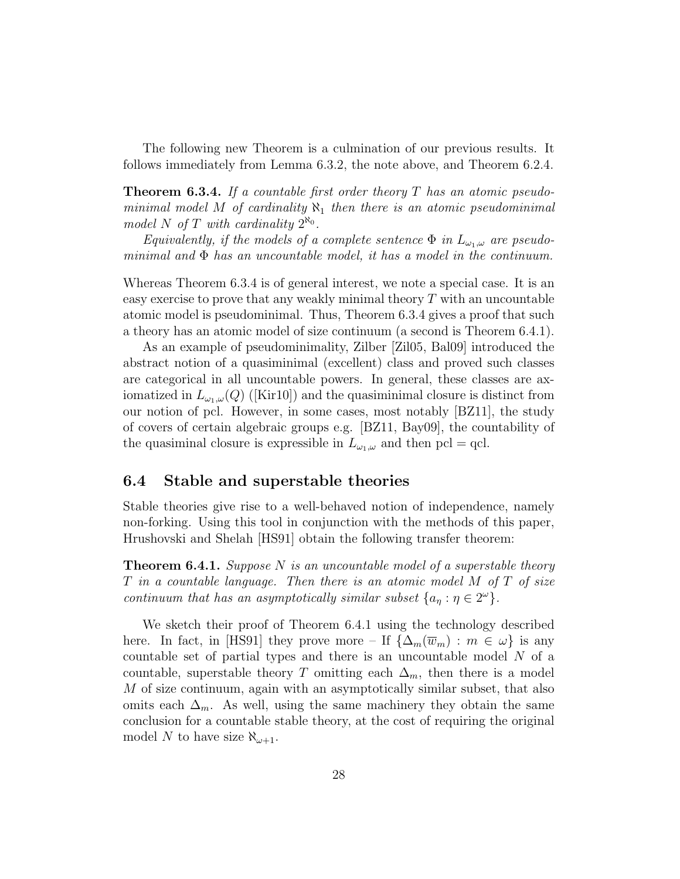The following new Theorem is a culmination of our previous results. It follows immediately from Lemma 6.3.2, the note above, and Theorem 6.2.4.

**Theorem 6.3.4.** *If a countable first order theory $T$ has an atomic pseudominimal model $M$ of cardinality $\aleph_1$ then there is an atomic pseudominimal model $N$ of $T$ with cardinality $2^{\aleph_0}$.*

*Equivalently, if the models of a complete sentence $\Phi$ in $L_{\omega_1,\omega}$ are pseudominimal and $\Phi$ has an uncountable model, it has a model in the continuum.*

Whereas Theorem 6.3.4 is of general interest, we note a special case. It is an easy exercise to prove that any weakly minimal theory $T$ with an uncountable atomic model is pseudominimal. Thus, Theorem 6.3.4 gives a proof that such a theory has an atomic model of size continuum (a second is Theorem 6.4.1).

As an example of pseudominimality, Zilber [Zil05, Bal09] introduced the abstract notion of a quasiminimal (excellent) class and proved such classes are categorical in all uncountable powers. In general, these classes are axiomatized in $L_{\omega_1,\omega}(Q)$ ([Kir10]) and the quasiminimal closure is distinct from our notion of pcl. However, in some cases, most notably [BZ11], the study of covers of certain algebraic groups e.g. [BZ11, Bay09], the countability of the quasiminal closure is expressible in $L_{\omega_1,\omega}$ and then pcl = qcl.

## 6.4 Stable and superstable theories

Stable theories give rise to a well-behaved notion of independence, namely non-forking. Using this tool in conjunction with the methods of this paper, Hrushovski and Shelah [HS91] obtain the following transfer theorem:

**Theorem 6.4.1.** *Suppose $N$ is an uncountable model of a superstable theory $T$ in a countable language. Then there is an atomic model $M$ of $T$ of size continuum that has an asymptotically similar subset $\{a_\eta : \eta \in 2^\omega\}$.*

We sketch their proof of Theorem 6.4.1 using the technology described here. In fact, in [HS91] they prove more – If $\{\Delta_m(\overline{w}_m) : m \in \omega\}$ is any countable set of partial types and there is an uncountable model $N$ of a countable, superstable theory $T$ omitting each $\Delta_m$, then there is a model $M$ of size continuum, again with an asymptotically similar subset, that also omits each $\Delta_m$. As well, using the same machinery they obtain the same conclusion for a countable stable theory, at the cost of requiring the original model $N$ to have size $\aleph_{\omega+1}$.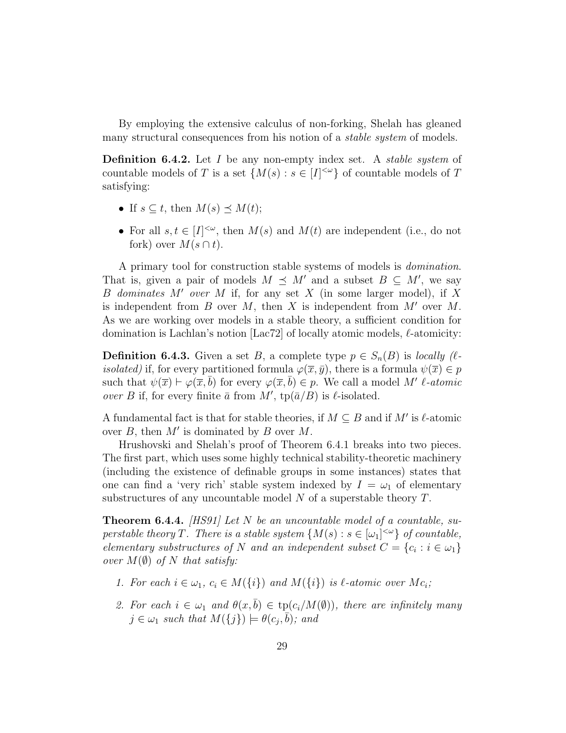By employing the extensive calculus of non-forking, Shelah has gleaned many structural consequences from his notion of a *stable system* of models.

**Definition 6.4.2.** Let $I$ be any non-empty index set. A *stable system* of countable models of $T$ is a set $\{M(s) : s \in [I]^{<\omega}\}$ of countable models of $T$ satisfying:

- If $s \subseteq t$, then $M(s) \preceq M(t)$;
- For all $s, t \in [I]^{<\omega}$, then $M(s)$ and $M(t)$ are independent (i.e., do not fork) over $M(s \cap t)$.

A primary tool for construction stable systems of models is *domination*. That is, given a pair of models $M \preceq M'$ and a subset $B \subseteq M'$, we say $B$ *dominates* $M'$ *over* $M$ if, for any set $X$ (in some larger model), if $X$ is independent from $B$ over $M$, then $X$ is independent from $M'$ over $M$. As we are working over models in a stable theory, a sufficient condition for domination is Lachlan's notion [Lac72] of locally atomic models, $\ell$-atomicity:

**Definition 6.4.3.** Given a set $B$, a complete type $p \in S_n(B)$ is *locally ($\ell$-isolated)* if, for every partitioned formula $\varphi(\overline{x}, \overline{y})$, there is a formula $\psi(\overline{x}) \in p$ such that $\psi(\overline{x}) \vdash \varphi(\overline{x}, \bar{b})$ for every $\varphi(\overline{x}, \bar{b}) \in p$. We call a model $M'$ *$\ell$-atomic over* $B$ if, for every finite $\bar{a}$ from $M'$, $\mathrm{tp}(\bar{a}/B)$ is $\ell$-isolated.

A fundamental fact is that for stable theories, if $M \subseteq B$ and if $M'$ is $\ell$-atomic over $B$, then $M'$ is dominated by $B$ over $M$.

Hrushovski and Shelah's proof of Theorem 6.4.1 breaks into two pieces. The first part, which uses some highly technical stability-theoretic machinery (including the existence of definable groups in some instances) states that one can find a 'very rich' stable system indexed by $I = \omega_1$ of elementary substructures of any uncountable model $N$ of a superstable theory $T$.

**Theorem 6.4.4.** *[HS91] Let $N$ be an uncountable model of a countable, superstable theory $T$. There is a stable system $\{M(s) : s \in [\omega_1]^{<\omega}\}$ of countable, elementary substructures of $N$ and an independent subset $C = \{c_i : i \in \omega_1\}$ over $M(\emptyset)$ of $N$ that satisfy:*

1. *For each $i \in \omega_1$, $c_i \in M(\{i\})$ and $M(\{i\})$ is $\ell$-atomic over $Mc_i$;*
2. *For each $i \in \omega_1$ and $\theta(x, \bar{b}) \in \mathrm{tp}(c_i/M(\emptyset))$, there are infinitely many $j \in \omega_1$ such that $M(\{j\}) \models \theta(c_j, \bar{b})$; and*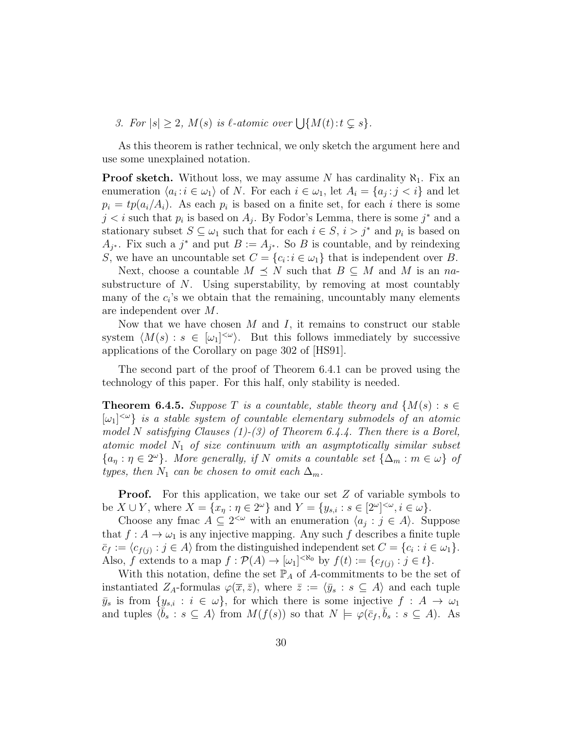*3. For $|s| \geq 2$, $M(s)$ is $\ell$-atomic over $\bigcup\{M(t) : t \subsetneq s\}$.*

As this theorem is rather technical, we only sketch the argument here and use some unexplained notation.

**Proof sketch.** Without loss, we may assume $N$ has cardinality $\aleph_1$. Fix an enumeration $\langle a_i : i \in \omega_1 \rangle$ of $N$. For each $i \in \omega_1$, let $A_i = \{a_j : j < i\}$ and let $p_i = tp(a_i/A_i)$. As each $p_i$ is based on a finite set, for each $i$ there is some $j < i$ such that $p_i$ is based on $A_j$. By Fodor's Lemma, there is some $j^*$ and a stationary subset $S \subseteq \omega_1$ such that for each $i \in S$, $i > j^*$ and $p_i$ is based on $A_{j^*}$. Fix such a $j^*$ and put $B := A_{j^*}$. So $B$ is countable, and by reindexing $S$, we have an uncountable set $C = \{c_i : i \in \omega_1\}$ that is independent over $B$.

Next, choose a countable $M \preceq N$ such that $B \subseteq M$ and $M$ is an *na*-substructure of $N$. Using superstability, by removing at most countably many of the $c_i$'s we obtain that the remaining, uncountably many elements are independent over $M$.

Now that we have chosen $M$ and $I$, it remains to construct our stable system $\langle M(s) : s \in [\omega_1]^{<\omega} \rangle$. But this follows immediately by successive applications of the Corollary on page 302 of [HS91].

The second part of the proof of Theorem 6.4.1 can be proved using the technology of this paper. For this half, only stability is needed.

**Theorem 6.4.5.** *Suppose $T$ is a countable, stable theory and $\{M(s) : s \in [\omega_1]^{<\omega}\}$ is a stable system of countable elementary submodels of an atomic model $N$ satisfying Clauses (1)-(3) of Theorem 6.4.4. Then there is a Borel, atomic model $N_1$ of size continuum with an asymptotically similar subset $\{a_\eta : \eta \in 2^\omega\}$. More generally, if $N$ omits a countable set $\{\Delta_m : m \in \omega\}$ of types, then $N_1$ can be chosen to omit each $\Delta_m$.*

**Proof.** For this application, we take our set $Z$ of variable symbols to be $X \cup Y$, where $X = \{x_\eta : \eta \in 2^\omega\}$ and $Y = \{y_{s,i} : s \in [2^\omega]^{<\omega}, i \in \omega\}$.

Choose any fmac $A \subseteq 2^{<\omega}$ with an enumeration $\langle a_j : j \in A \rangle$. Suppose that $f : A \to \omega_1$ is any injective mapping. Any such $f$ describes a finite tuple $\bar{c}_f := \langle c_{f(j)} : j \in A \rangle$ from the distinguished independent set $C = \{c_i : i \in \omega_1\}$. Also, $f$ extends to a map $f : \mathcal{P}(A) \to [\omega_1]^{<\aleph_0}$ by $f(t) := \{c_{f(j)} : j \in t\}$.

With this notation, define the set $\mathbb{P}_A$ of $A$-commitments to be the set of instantiated $Z_A$-formulas $\varphi(\overline{x}, \bar{z})$, where $\bar{z} := \langle \bar{y}_s : s \subseteq A \rangle$ and each tuple $\bar{y}_s$ is from $\{y_{s,i} : i \in \omega\}$, for which there is some injective $f : A \to \omega_1$ and tuples $\langle \bar{b}_s : s \subseteq A \rangle$ from $M(f(s))$ so that $N \models \varphi(\bar{c}_f, \bar{b}_s : s \subseteq A)$. As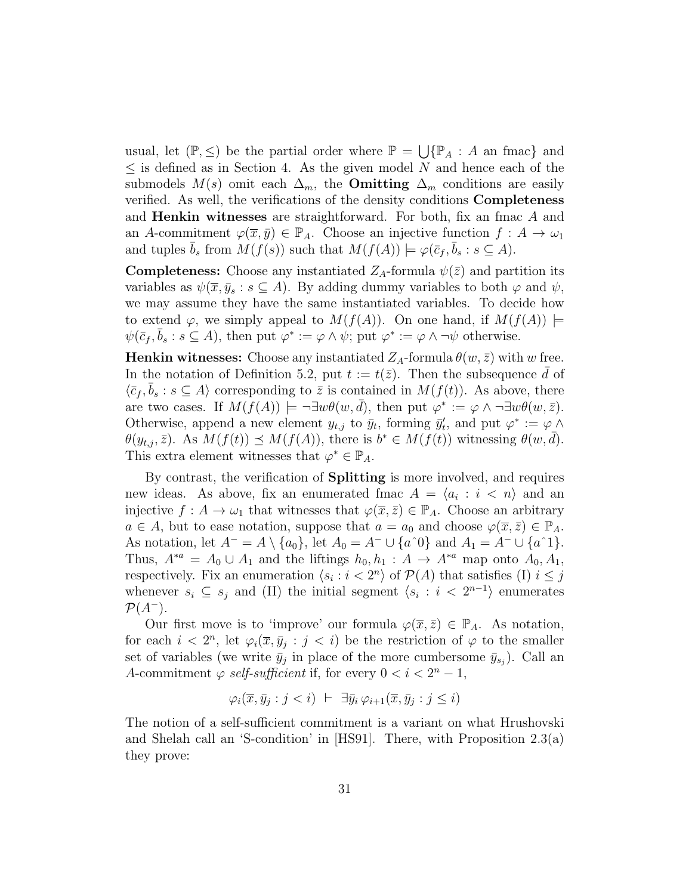usual, let $(\mathbb{P}, \leq)$ be the partial order where $\mathbb{P} = \bigcup\{\mathbb{P}_A : A \text{ an fmac}\}$ and $\leq$ is defined as in Section 4. As the given model $N$ and hence each of the submodels $M(s)$ omit each $\Delta_m$, the **Omitting** $\Delta_m$ conditions are easily verified. As well, the verifications of the density conditions **Completeness** and **Henkin witnesses** are straightforward. For both, fix an fmac $A$ and an $A$-commitment $\varphi(\overline{x}, \bar{y}) \in \mathbb{P}_A$. Choose an injective function $f : A \to \omega_1$ and tuples $\bar{b}_s$ from $M(f(s))$ such that $M(f(A)) \models \varphi(\bar{c}_f, \bar{b}_s : s \subseteq A)$.

**Completeness:** Choose any instantiated $Z_A$-formula $\psi(\bar{z})$ and partition its variables as $\psi(\overline{x}, \bar{y}_s : s \subseteq A)$. By adding dummy variables to both $\varphi$ and $\psi$, we may assume they have the same instantiated variables. To decide how to extend $\varphi$, we simply appeal to $M(f(A))$. On one hand, if $M(f(A)) \models \psi(\bar{c}_f, \bar{b}_s : s \subseteq A)$, then put $\varphi^* := \varphi \wedge \psi$; put $\varphi^* := \varphi \wedge \neg\psi$ otherwise.

**Henkin witnesses:** Choose any instantiated $Z_A$-formula $\theta(w, \bar{z})$ with $w$ free. In the notation of Definition 5.2, put $t := t(\bar{z})$. Then the subsequence $\bar{d}$ of $\langle \bar{c}_f, \bar{b}_s : s \subseteq A\rangle$ corresponding to $\bar{z}$ is contained in $M(f(t))$. As above, there are two cases. If $M(f(A)) \models \neg\exists w\theta(w, \bar{d})$, then put $\varphi^* := \varphi \wedge \neg\exists w\theta(w, \bar{z})$. Otherwise, append a new element $y_{t,j}$ to $\bar{y}_t$, forming $\bar{y}'_t$, and put $\varphi^* := \varphi \wedge \theta(y_{t,j}, \bar{z})$. As $M(f(t)) \preceq M(f(A))$, there is $b^* \in M(f(t))$ witnessing $\theta(w, \bar{d})$. This extra element witnesses that $\varphi^* \in \mathbb{P}_A$.

By contrast, the verification of **Splitting** is more involved, and requires new ideas. As above, fix an enumerated fmac $A = \langle a_i : i < n\rangle$ and an injective $f : A \to \omega_1$ that witnesses that $\varphi(\overline{x}, \bar{z}) \in \mathbb{P}_A$. Choose an arbitrary $a \in A$, but to ease notation, suppose that $a = a_0$ and choose $\varphi(\overline{x}, \bar{z}) \in \mathbb{P}_A$. As notation, let $A^- = A \setminus \{a_0\}$, let $A_0 = A^- \cup \{a\hat{\ }0\}$ and $A_1 = A^- \cup \{a\hat{\ }1\}$. Thus, $A^{*a} = A_0 \cup A_1$ and the liftings $h_0, h_1 : A \to A^{*a}$ map onto $A_0, A_1$, respectively. Fix an enumeration $\langle s_i : i < 2^n\rangle$ of $\mathcal{P}(A)$ that satisfies (I) $i \leq j$ whenever $s_i \subseteq s_j$ and (II) the initial segment $\langle s_i : i < 2^{n-1}\rangle$ enumerates $\mathcal{P}(A^-)$.

Our first move is to 'improve' our formula $\varphi(\overline{x}, \bar{z}) \in \mathbb{P}_A$. As notation, for each $i < 2^n$, let $\varphi_i(\overline{x}, \bar{y}_j : j < i)$ be the restriction of $\varphi$ to the smaller set of variables (we write $\bar{y}_j$ in place of the more cumbersome $\bar{y}_{s_j}$). Call an $A$-commitment $\varphi$ *self-sufficient* if, for every $0 < i < 2^n - 1$,

$$\varphi_i(\overline{x}, \bar{y}_j : j < i) \ \vdash \ \exists \bar{y}_i \, \varphi_{i+1}(\overline{x}, \bar{y}_j : j \leq i)$$

The notion of a self-sufficient commitment is a variant on what Hrushovski and Shelah call an 'S-condition' in [HS91]. There, with Proposition 2.3(a) they prove: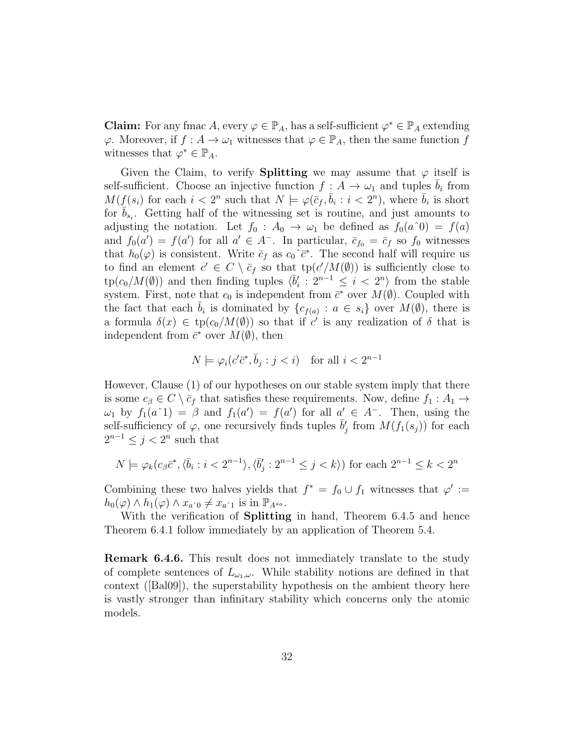**Claim:** For any fmac $A$, every $\varphi \in \mathbb{P}_A$, has a self-sufficient $\varphi^* \in \mathbb{P}_A$ extending $\varphi$. Moreover, if $f : A \to \omega_1$ witnesses that $\varphi \in \mathbb{P}_A$, then the same function $f$ witnesses that $\varphi^* \in \mathbb{P}_A$.

Given the Claim, to verify **Splitting** we may assume that $\varphi$ itself is self-sufficient. Choose an injective function $f : A \to \omega_1$ and tuples $\bar{b}_i$ from $M(f(s_i))$ for each $i < 2^n$ such that $N \models \varphi(\bar{c}_f, \bar{b}_i : i < 2^n)$, where $\bar{b}_i$ is short for $\bar{b}_{s_i}$. Getting half of the witnessing set is routine, and just amounts to adjusting the notation. Let $f_0 : A_0 \to \omega_1$ be defined as $f_0(a\hat{\ }0) = f(a)$ and $f_0(a') = f(a')$ for all $a' \in A^-$. In particular, $\bar{c}_{f_0} = \bar{c}_f$ so $f_0$ witnesses that $h_0(\varphi)$ is consistent. Write $\bar{c}_f$ as $c_0\hat{\ }\bar{c}^*$. The second half will require us to find an element $c' \in C \setminus \bar{c}_f$ so that $\mathrm{tp}(c'/M(\emptyset))$ is sufficiently close to $\mathrm{tp}(c_0/M(\emptyset))$ and then finding tuples $\langle \bar{b}'_i : 2^{n-1} \leq i < 2^n \rangle$ from the stable system. First, note that $c_0$ is independent from $\bar{c}^*$ over $M(\emptyset)$. Coupled with the fact that each $\bar{b}_i$ is dominated by $\{c_{f(a)} : a \in s_i\}$ over $M(\emptyset)$, there is a formula $\delta(x) \in \mathrm{tp}(c_0/M(\emptyset))$ so that if $c'$ is any realization of $\delta$ that is independent from $\bar{c}^*$ over $M(\emptyset)$, then

$$N \models \varphi_i(c'\bar{c}^*, \bar{b}_j : j < i) \quad \text{for all } i < 2^{n-1}$$

However, Clause (1) of our hypotheses on our stable system imply that there is some $c_\beta \in C \setminus \bar{c}_f$ that satisfies these requirements. Now, define $f_1 : A_1 \to \omega_1$ by $f_1(a\hat{\ }1) = \beta$ and $f_1(a') = f(a')$ for all $a' \in A^-$. Then, using the self-sufficiency of $\varphi$, one recursively finds tuples $\bar{b}'_j$ from $M(f_1(s_j))$ for each $2^{n-1} \leq j < 2^n$ such that

$$N \models \varphi_k(c_\beta \bar{c}^*, \langle \bar{b}_i : i < 2^{n-1} \rangle, \langle \bar{b}'_j : 2^{n-1} \leq j < k \rangle) \text{ for each } 2^{n-1} \leq k < 2^n$$

Combining these two halves yields that $f^* = f_0 \cup f_1$ witnesses that $\varphi' := h_0(\varphi) \wedge h_1(\varphi) \wedge x_{a\hat{\ }0} \neq x_{a\hat{\ }1}$ is in $\mathbb{P}_{A^{*a}}$.

With the verification of **Splitting** in hand, Theorem 6.4.5 and hence Theorem 6.4.1 follow immediately by an application of Theorem 5.4.

**Remark 6.4.6.** This result does not immediately translate to the study of complete sentences of $L_{\omega_1,\omega}$. While stability notions are defined in that context ([Bal09]), the superstability hypothesis on the ambient theory here is vastly stronger than infinitary stability which concerns only the atomic models.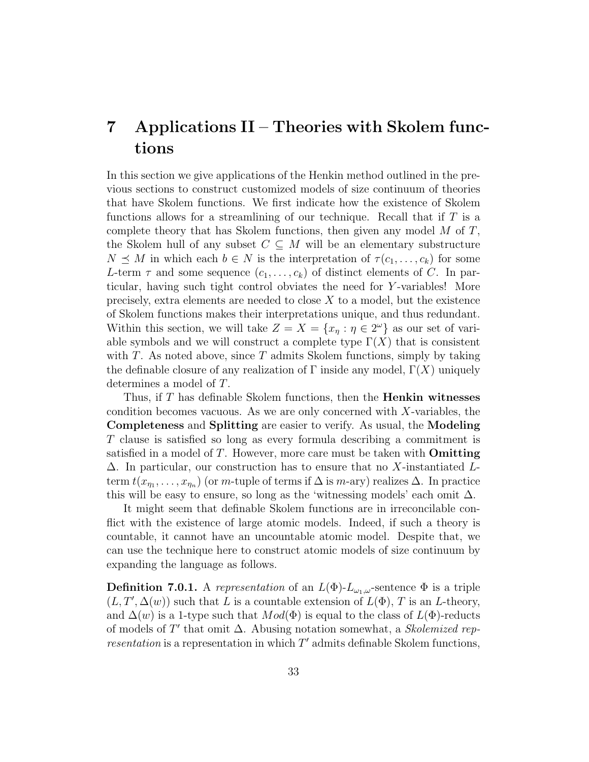# 7 Applications II – Theories with Skolem functions

In this section we give applications of the Henkin method outlined in the previous sections to construct customized models of size continuum of theories that have Skolem functions. We first indicate how the existence of Skolem functions allows for a streamlining of our technique. Recall that if $T$ is a complete theory that has Skolem functions, then given any model $M$ of $T$, the Skolem hull of any subset $C \subseteq M$ will be an elementary substructure $N \preceq M$ in which each $b \in N$ is the interpretation of $\tau(c_1, \ldots, c_k)$ for some $L$-term $\tau$ and some sequence $(c_1, \ldots, c_k)$ of distinct elements of $C$. In particular, having such tight control obviates the need for $Y$-variables! More precisely, extra elements are needed to close $X$ to a model, but the existence of Skolem functions makes their interpretations unique, and thus redundant. Within this section, we will take $Z = X = \{x_\eta : \eta \in 2^\omega\}$ as our set of variable symbols and we will construct a complete type $\Gamma(X)$ that is consistent with $T$. As noted above, since $T$ admits Skolem functions, simply by taking the definable closure of any realization of $\Gamma$ inside any model, $\Gamma(X)$ uniquely determines a model of $T$.

Thus, if $T$ has definable Skolem functions, then the **Henkin witnesses** condition becomes vacuous. As we are only concerned with $X$-variables, the **Completeness** and **Splitting** are easier to verify. As usual, the **Modeling** $T$ clause is satisfied so long as every formula describing a commitment is satisfied in a model of $T$. However, more care must be taken with **Omitting** $\Delta$. In particular, our construction has to ensure that no $X$-instantiated $L$-term $t(x_{\eta_1}, \ldots, x_{\eta_n})$ (or $m$-tuple of terms if $\Delta$ is $m$-ary) realizes $\Delta$. In practice this will be easy to ensure, so long as the 'witnessing models' each omit $\Delta$.

It might seem that definable Skolem functions are in irreconcilable conflict with the existence of large atomic models. Indeed, if such a theory is countable, it cannot have an uncountable atomic model. Despite that, we can use the technique here to construct atomic models of size continuum by expanding the language as follows.

**Definition 7.0.1.** A *representation* of an $L(\Phi)$-$L_{\omega_1,\omega}$-sentence $\Phi$ is a triple $(L, T', \Delta(w))$ such that $L$ is a countable extension of $L(\Phi)$, $T$ is an $L$-theory, and $\Delta(w)$ is a 1-type such that $Mod(\Phi)$ is equal to the class of $L(\Phi)$-reducts of models of $T'$ that omit $\Delta$. Abusing notation somewhat, a *Skolemized representation* is a representation in which $T'$ admits definable Skolem functions,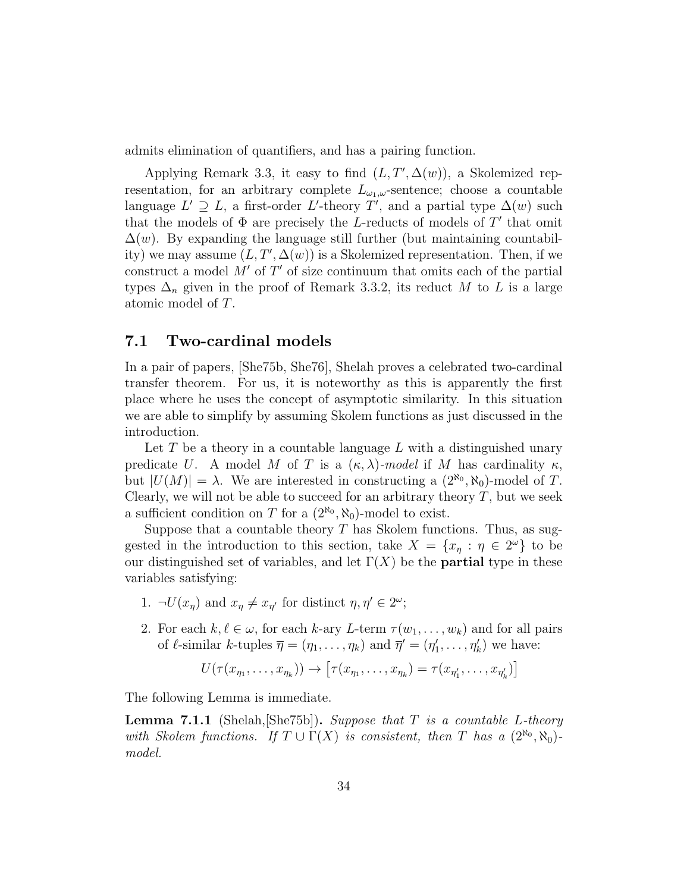admits elimination of quantifiers, and has a pairing function.

Applying Remark 3.3, it easy to find $(L, T', \Delta(w))$, a Skolemized representation, for an arbitrary complete $L_{\omega_1,\omega}$-sentence; choose a countable language $L' \supseteq L$, a first-order $L'$-theory $T'$, and a partial type $\Delta(w)$ such that the models of $\Phi$ are precisely the $L$-reducts of models of $T'$ that omit $\Delta(w)$. By expanding the language still further (but maintaining countability) we may assume $(L, T', \Delta(w))$ is a Skolemized representation. Then, if we construct a model $M'$ of $T'$ of size continuum that omits each of the partial types $\Delta_n$ given in the proof of Remark 3.3.2, its reduct $M$ to $L$ is a large atomic model of $T$.

## 7.1 Two-cardinal models

In a pair of papers, [She75b, She76], Shelah proves a celebrated two-cardinal transfer theorem. For us, it is noteworthy as this is apparently the first place where he uses the concept of asymptotic similarity. In this situation we are able to simplify by assuming Skolem functions as just discussed in the introduction.

Let $T$ be a theory in a countable language $L$ with a distinguished unary predicate $U$. A model $M$ of $T$ is a $(\kappa, \lambda)$-*model* if $M$ has cardinality $\kappa$, but $|U(M)| = \lambda$. We are interested in constructing a $(2^{\aleph_0}, \aleph_0)$-model of $T$. Clearly, we will not be able to succeed for an arbitrary theory $T$, but we seek a sufficient condition on $T$ for a $(2^{\aleph_0}, \aleph_0)$-model to exist.

Suppose that a countable theory $T$ has Skolem functions. Thus, as suggested in the introduction to this section, take $X = \{x_\eta : \eta \in 2^\omega\}$ to be our distinguished set of variables, and let $\Gamma(X)$ be the **partial** type in these variables satisfying:

1. $\neg U(x_\eta)$ and $x_\eta \neq x_{\eta'}$ for distinct $\eta, \eta' \in 2^\omega$;
2. For each $k, \ell \in \omega$, for each $k$-ary $L$-term $\tau(w_1, \ldots, w_k)$ and for all pairs of $\ell$-similar $k$-tuples $\overline{\eta} = (\eta_1, \ldots, \eta_k)$ and $\overline{\eta}' = (\eta'_1, \ldots, \eta'_k)$ we have:

$$U(\tau(x_{\eta_1}, \ldots, x_{\eta_k})) \to \left[\tau(x_{\eta_1}, \ldots, x_{\eta_k}) = \tau(x_{\eta'_1}, \ldots, x_{\eta'_k})\right]$$

The following Lemma is immediate.

**Lemma 7.1.1** (Shelah,[She75b]). *Suppose that $T$ is a countable $L$-theory with Skolem functions. If $T \cup \Gamma(X)$ is consistent, then $T$ has a $(2^{\aleph_0}, \aleph_0)$-model.*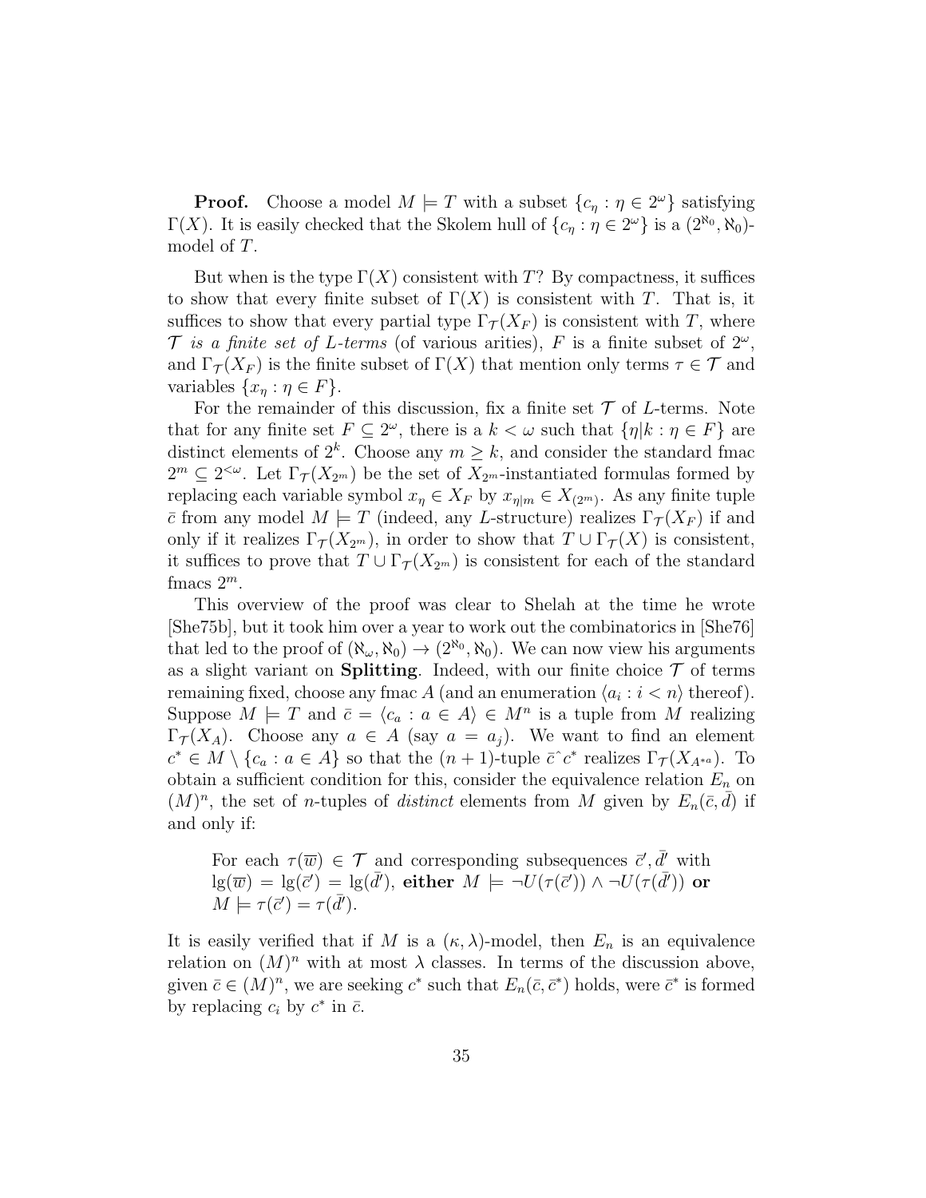**Proof.** Choose a model $M \models T$ with a subset $\{c_\eta : \eta \in 2^\omega\}$ satisfying $\Gamma(X)$. It is easily checked that the Skolem hull of $\{c_\eta : \eta \in 2^\omega\}$ is a $(2^{\aleph_0}, \aleph_0)$-model of $T$.

But when is the type $\Gamma(X)$ consistent with $T$? By compactness, it suffices to show that every finite subset of $\Gamma(X)$ is consistent with $T$. That is, it suffices to show that every partial type $\Gamma_{\mathcal{T}}(X_F)$ is consistent with $T$, where $\mathcal{T}$ *is a finite set of L-terms* (of various arities), $F$ is a finite subset of $2^\omega$, and $\Gamma_{\mathcal{T}}(X_F)$ is the finite subset of $\Gamma(X)$ that mention only terms $\tau \in \mathcal{T}$ and variables $\{x_\eta : \eta \in F\}$.

For the remainder of this discussion, fix a finite set $\mathcal{T}$ of $L$-terms. Note that for any finite set $F \subseteq 2^\omega$, there is a $k < \omega$ such that $\{\eta | k : \eta \in F\}$ are distinct elements of $2^k$. Choose any $m \geq k$, and consider the standard fmac $2^m \subseteq 2^{<\omega}$. Let $\Gamma_{\mathcal{T}}(X_{2^m})$ be the set of $X_{2^m}$-instantiated formulas formed by replacing each variable symbol $x_\eta \in X_F$ by $x_{\eta|m} \in X_{(2^m)}$. As any finite tuple $\bar{c}$ from any model $M \models T$ (indeed, any $L$-structure) realizes $\Gamma_{\mathcal{T}}(X_F)$ if and only if it realizes $\Gamma_{\mathcal{T}}(X_{2^m})$, in order to show that $T \cup \Gamma_{\mathcal{T}}(X)$ is consistent, it suffices to prove that $T \cup \Gamma_{\mathcal{T}}(X_{2^m})$ is consistent for each of the standard fmacs $2^m$.

This overview of the proof was clear to Shelah at the time he wrote [She75b], but it took him over a year to work out the combinatorics in [She76] that led to the proof of $(\aleph_\omega, \aleph_0) \to (2^{\aleph_0}, \aleph_0)$. We can now view his arguments as a slight variant on **Splitting**. Indeed, with our finite choice $\mathcal{T}$ of terms remaining fixed, choose any fmac $A$ (and an enumeration $\langle a_i : i < n \rangle$ thereof). Suppose $M \models T$ and $\bar{c} = \langle c_a : a \in A \rangle \in M^n$ is a tuple from $M$ realizing $\Gamma_{\mathcal{T}}(X_A)$. Choose any $a \in A$ (say $a = a_j$). We want to find an element $c^* \in M \setminus \{c_a : a \in A\}$ so that the $(n+1)$-tuple $\bar{c}\hat{\ }c^*$ realizes $\Gamma_{\mathcal{T}}(X_{A^{*a}})$. To obtain a sufficient condition for this, consider the equivalence relation $E_n$ on $(M)^n$, the set of $n$-tuples of *distinct* elements from $M$ given by $E_n(\bar{c}, \bar{d})$ if and only if:

> For each $\tau(\overline{w}) \in \mathcal{T}$ and corresponding subsequences $\bar{c}', \bar{d}'$ with $\lg(\overline{w}) = \lg(\bar{c}') = \lg(\bar{d}')$, **either** $M \models \neg U(\tau(\bar{c}')) \wedge \neg U(\tau(\bar{d}'))$ **or** $M \models \tau(\bar{c}') = \tau(\bar{d}')$.

It is easily verified that if $M$ is a $(\kappa, \lambda)$-model, then $E_n$ is an equivalence relation on $(M)^n$ with at most $\lambda$ classes. In terms of the discussion above, given $\bar{c} \in (M)^n$, we are seeking $c^*$ such that $E_n(\bar{c}, \bar{c}^*)$ holds, were $\bar{c}^*$ is formed by replacing $c_i$ by $c^*$ in $\bar{c}$.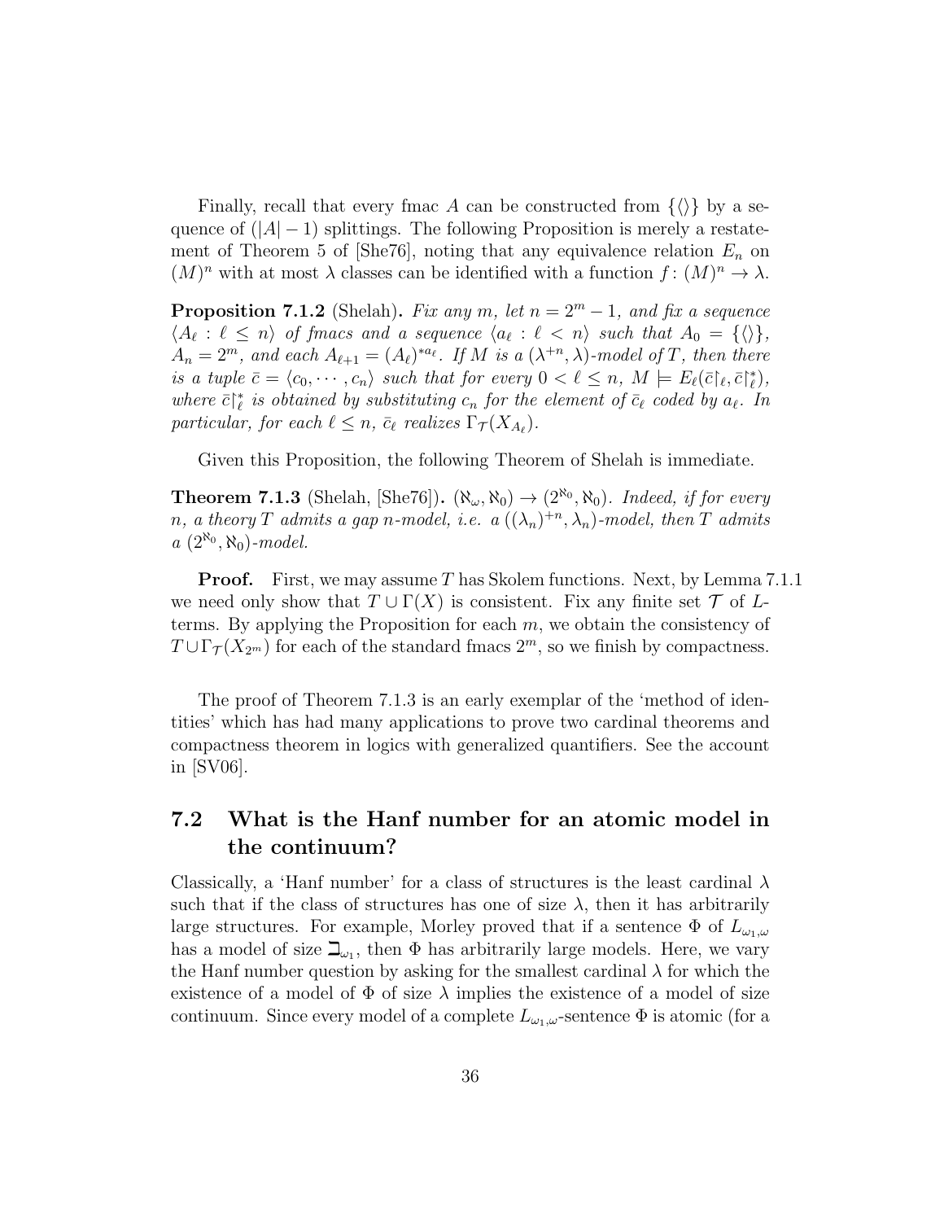Finally, recall that every fmac $A$ can be constructed from $\{\langle\rangle\}$ by a sequence of $(|A|-1)$ splittings. The following Proposition is merely a restatement of Theorem 5 of [She76], noting that any equivalence relation $E_n$ on $(M)^n$ with at most $\lambda$ classes can be identified with a function $f\colon (M)^n \to \lambda$.

**Proposition 7.1.2** (Shelah)**.** *Fix any $m$, let $n = 2^m - 1$, and fix a sequence $\langle A_\ell : \ell \leq n\rangle$ of fmacs and a sequence $\langle a_\ell : \ell < n\rangle$ such that $A_0 = \{\langle\rangle\}$, $A_n = 2^m$, and each $A_{\ell+1} = (A_\ell)^{*a_\ell}$. If $M$ is a $(\lambda^{+n}, \lambda)$-model of $T$, then there is a tuple $\bar{c} = \langle c_0, \cdots, c_n\rangle$ such that for every $0 < \ell \leq n$, $M \models E_\ell(\bar{c}\restriction_\ell, \bar{c}\restriction^*_\ell)$, where $\bar{c}\restriction^*_\ell$ is obtained by substituting $c_n$ for the element of $\bar{c}_\ell$ coded by $a_\ell$. In particular, for each $\ell \leq n$, $\bar{c}_\ell$ realizes $\Gamma_{\mathcal{T}}(X_{A_\ell})$.*

Given this Proposition, the following Theorem of Shelah is immediate.

**Theorem 7.1.3** (Shelah, [She76])**.** *$(\aleph_\omega, \aleph_0) \to (2^{\aleph_0}, \aleph_0)$. Indeed, if for every $n$, a theory $T$ admits a gap $n$-model, i.e. a $((\lambda_n)^{+n}, \lambda_n)$-model, then $T$ admits a $(2^{\aleph_0}, \aleph_0)$-model.*

**Proof.** First, we may assume $T$ has Skolem functions. Next, by Lemma 7.1.1 we need only show that $T \cup \Gamma(X)$ is consistent. Fix any finite set $\mathcal{T}$ of $L$-terms. By applying the Proposition for each $m$, we obtain the consistency of $T \cup \Gamma_{\mathcal{T}}(X_{2^m})$ for each of the standard fmacs $2^m$, so we finish by compactness.

The proof of Theorem 7.1.3 is an early exemplar of the 'method of identities' which has had many applications to prove two cardinal theorems and compactness theorem in logics with generalized quantifiers. See the account in [SV06].

## 7.2 What is the Hanf number for an atomic model in the continuum?

Classically, a 'Hanf number' for a class of structures is the least cardinal $\lambda$ such that if the class of structures has one of size $\lambda$, then it has arbitrarily large structures. For example, Morley proved that if a sentence $\Phi$ of $L_{\omega_1,\omega}$ has a model of size $\beth_{\omega_1}$, then $\Phi$ has arbitrarily large models. Here, we vary the Hanf number question by asking for the smallest cardinal $\lambda$ for which the existence of a model of $\Phi$ of size $\lambda$ implies the existence of a model of size continuum. Since every model of a complete $L_{\omega_1,\omega}$-sentence $\Phi$ is atomic (for a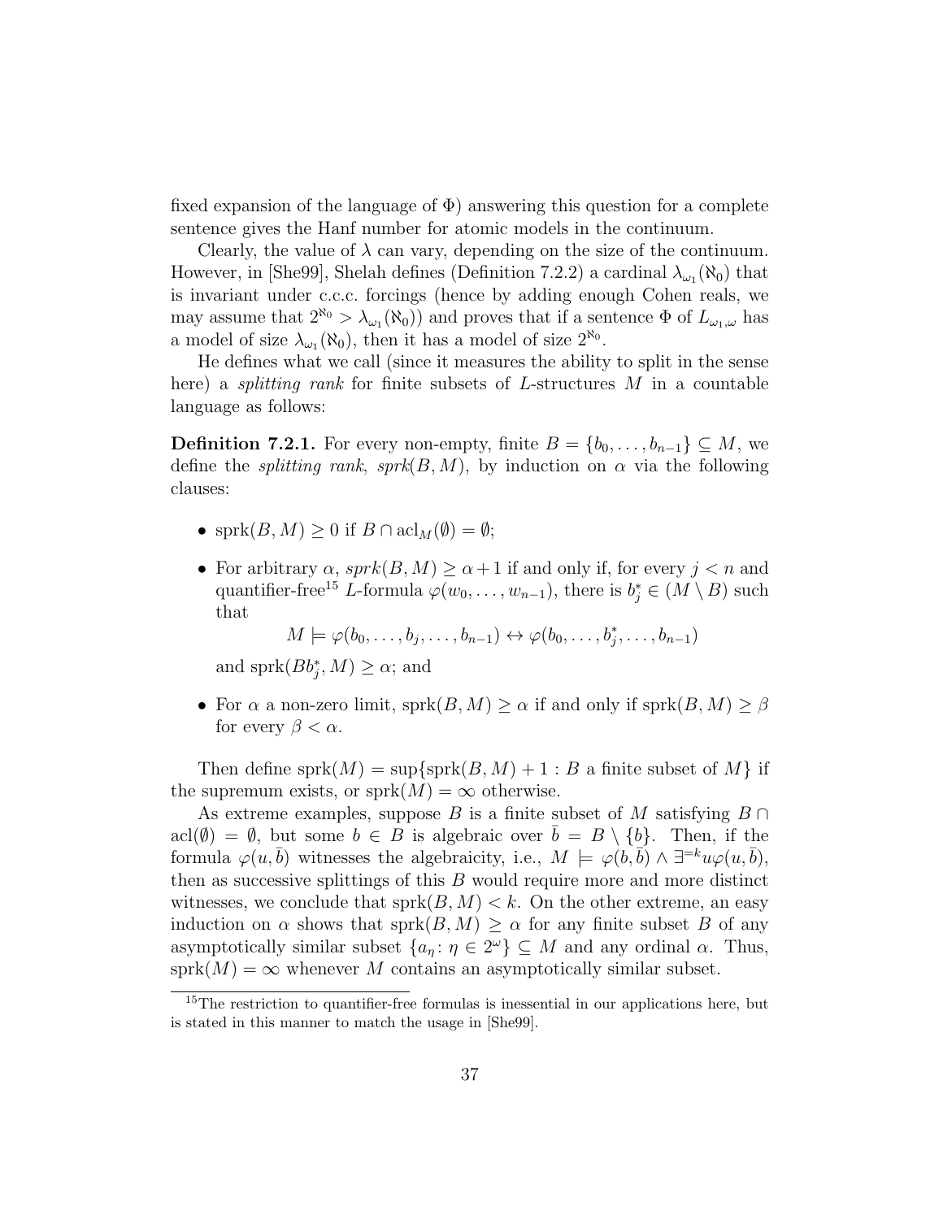fixed expansion of the language of $\Phi$) answering this question for a complete sentence gives the Hanf number for atomic models in the continuum.

Clearly, the value of $\lambda$ can vary, depending on the size of the continuum. However, in [She99], Shelah defines (Definition 7.2.2) a cardinal $\lambda_{\omega_1}(\aleph_0)$ that is invariant under c.c.c. forcings (hence by adding enough Cohen reals, we may assume that $2^{\aleph_0} > \lambda_{\omega_1}(\aleph_0)$) and proves that if a sentence $\Phi$ of $L_{\omega_1,\omega}$ has a model of size $\lambda_{\omega_1}(\aleph_0)$, then it has a model of size $2^{\aleph_0}$.

He defines what we call (since it measures the ability to split in the sense here) a *splitting rank* for finite subsets of $L$-structures $M$ in a countable language as follows:

**Definition 7.2.1.** For every non-empty, finite $B = \{b_0, \ldots, b_{n-1}\} \subseteq M$, we define the *splitting rank*, *sprk*$(B, M)$, by induction on $\alpha$ via the following clauses:

- $\text{sprk}(B, M) \geq 0$ if $B \cap \text{acl}_M(\emptyset) = \emptyset$;
- For arbitrary $\alpha$, $sprk(B, M) \geq \alpha + 1$ if and only if, for every $j < n$ and quantifier-free[15] $L$-formula $\varphi(w_0, \ldots, w_{n-1})$, there is $b_j^* \in (M \setminus B)$ such that

  $$M \models \varphi(b_0, \ldots, b_j, \ldots, b_{n-1}) \leftrightarrow \varphi(b_0, \ldots, b_j^*, \ldots, b_{n-1})$$

  and $\text{sprk}(Bb_j^*, M) \geq \alpha$; and
- For $\alpha$ a non-zero limit, $\text{sprk}(B, M) \geq \alpha$ if and only if $\text{sprk}(B, M) \geq \beta$ for every $\beta < \alpha$.

Then define $\text{sprk}(M) = \sup\{\text{sprk}(B, M) + 1 : B \text{ a finite subset of } M\}$ if the supremum exists, or $\text{sprk}(M) = \infty$ otherwise.

As extreme examples, suppose $B$ is a finite subset of $M$ satisfying $B \cap \text{acl}(\emptyset) = \emptyset$, but some $b \in B$ is algebraic over $\bar{b} = B \setminus \{b\}$. Then, if the formula $\varphi(u, \bar{b})$ witnesses the algebraicity, i.e., $M \models \varphi(b, \bar{b}) \wedge \exists^{=k} u \varphi(u, \bar{b})$, then as successive splittings of this $B$ would require more and more distinct witnesses, we conclude that $\text{sprk}(B, M) < k$. On the other extreme, an easy induction on $\alpha$ shows that $\text{sprk}(B, M) \geq \alpha$ for any finite subset $B$ of any asymptotically similar subset $\{a_\eta : \eta \in 2^\omega\} \subseteq M$ and any ordinal $\alpha$. Thus, $\text{sprk}(M) = \infty$ whenever $M$ contains an asymptotically similar subset.

[15] The restriction to quantifier-free formulas is inessential in our applications here, but is stated in this manner to match the usage in [She99].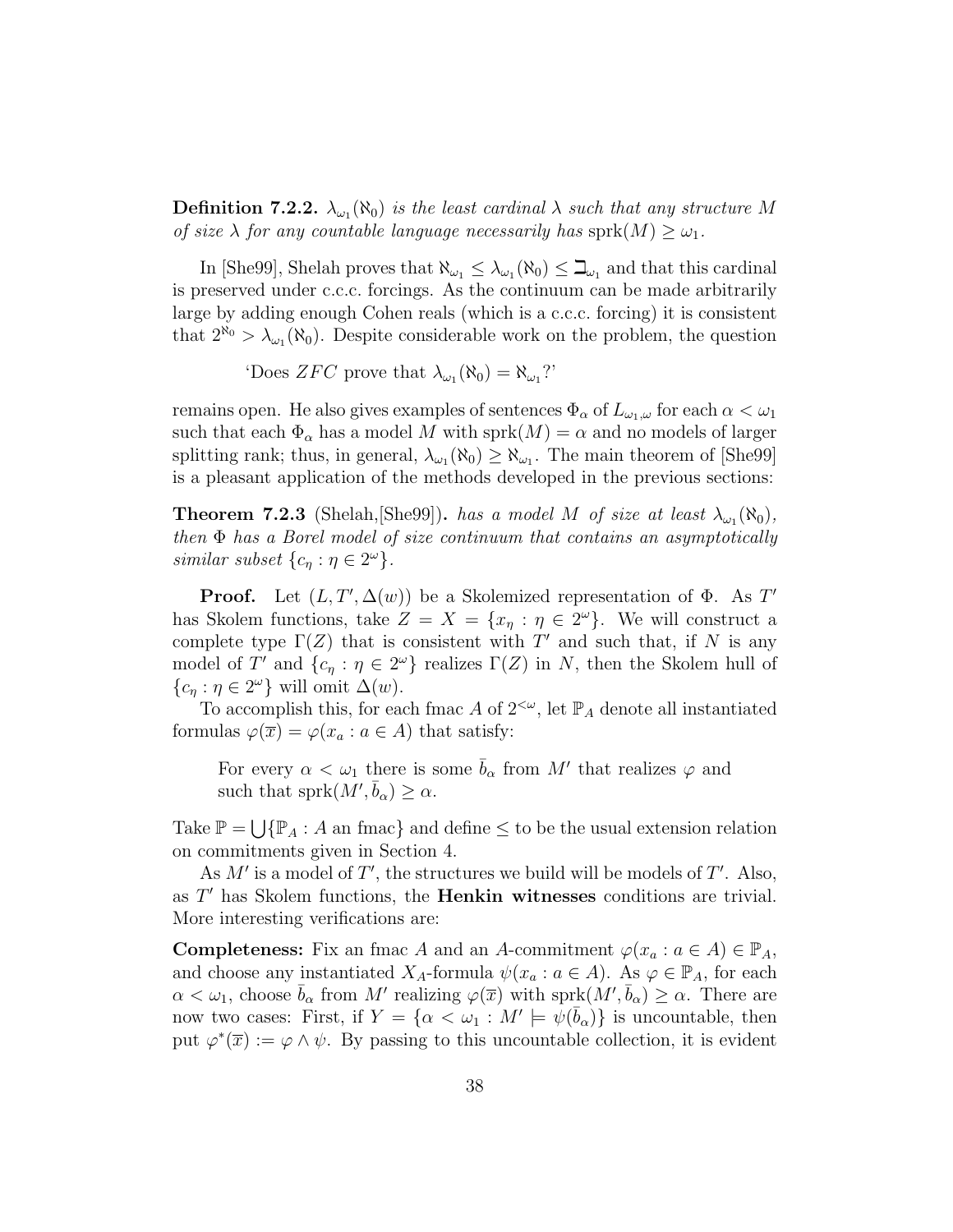**Definition 7.2.2.** $\lambda_{\omega_1}(\aleph_0)$ *is the least cardinal* $\lambda$ *such that any structure* $M$ *of size* $\lambda$ *for any countable language necessarily has* $\text{sprk}(M) \geq \omega_1$.

In [She99], Shelah proves that $\aleph_{\omega_1} \leq \lambda_{\omega_1}(\aleph_0) \leq \beth_{\omega_1}$ and that this cardinal is preserved under c.c.c. forcings. As the continuum can be made arbitrarily large by adding enough Cohen reals (which is a c.c.c. forcing) it is consistent that $2^{\aleph_0} > \lambda_{\omega_1}(\aleph_0)$. Despite considerable work on the problem, the question

'Does $ZFC$ prove that $\lambda_{\omega_1}(\aleph_0) = \aleph_{\omega_1}$?'

remains open. He also gives examples of sentences $\Phi_\alpha$ of $L_{\omega_1,\omega}$ for each $\alpha < \omega_1$ such that each $\Phi_\alpha$ has a model $M$ with $\text{sprk}(M) = \alpha$ and no models of larger splitting rank; thus, in general, $\lambda_{\omega_1}(\aleph_0) \geq \aleph_{\omega_1}$. The main theorem of [She99] is a pleasant application of the methods developed in the previous sections:

**Theorem 7.2.3** (Shelah,[She99])**.** *has a model* $M$ *of size at least* $\lambda_{\omega_1}(\aleph_0)$*, then* $\Phi$ *has a Borel model of size continuum that contains an asymptotically similar subset* $\{c_\eta : \eta \in 2^\omega\}$.

**Proof.** Let $(L, T', \Delta(w))$ be a Skolemized representation of $\Phi$. As $T'$ has Skolem functions, take $Z = X = \{x_\eta : \eta \in 2^\omega\}$. We will construct a complete type $\Gamma(Z)$ that is consistent with $T'$ and such that, if $N$ is any model of $T'$ and $\{c_\eta : \eta \in 2^\omega\}$ realizes $\Gamma(Z)$ in $N$, then the Skolem hull of $\{c_\eta : \eta \in 2^\omega\}$ will omit $\Delta(w)$.

To accomplish this, for each fmac $A$ of $2^{<\omega}$, let $\mathbb{P}_A$ denote all instantiated formulas $\varphi(\overline{x}) = \varphi(x_a : a \in A)$ that satisfy:

> For every $\alpha < \omega_1$ there is some $\bar{b}_\alpha$ from $M'$ that realizes $\varphi$ and such that $\text{sprk}(M', \bar{b}_\alpha) \geq \alpha$.

Take $\mathbb{P} = \bigcup\{\mathbb{P}_A : A \text{ an fmac}\}$ and define $\leq$ to be the usual extension relation on commitments given in Section 4.

As $M'$ is a model of $T'$, the structures we build will be models of $T'$. Also, as $T'$ has Skolem functions, the **Henkin witnesses** conditions are trivial. More interesting verifications are:

**Completeness:** Fix an fmac $A$ and an $A$-commitment $\varphi(x_a : a \in A) \in \mathbb{P}_A$, and choose any instantiated $X_A$-formula $\psi(x_a : a \in A)$. As $\varphi \in \mathbb{P}_A$, for each $\alpha < \omega_1$, choose $\bar{b}_\alpha$ from $M'$ realizing $\varphi(\overline{x})$ with $\text{sprk}(M', \bar{b}_\alpha) \geq \alpha$. There are now two cases: First, if $Y = \{\alpha < \omega_1 : M' \models \psi(\bar{b}_\alpha)\}$ is uncountable, then put $\varphi^*(\overline{x}) := \varphi \wedge \psi$. By passing to this uncountable collection, it is evident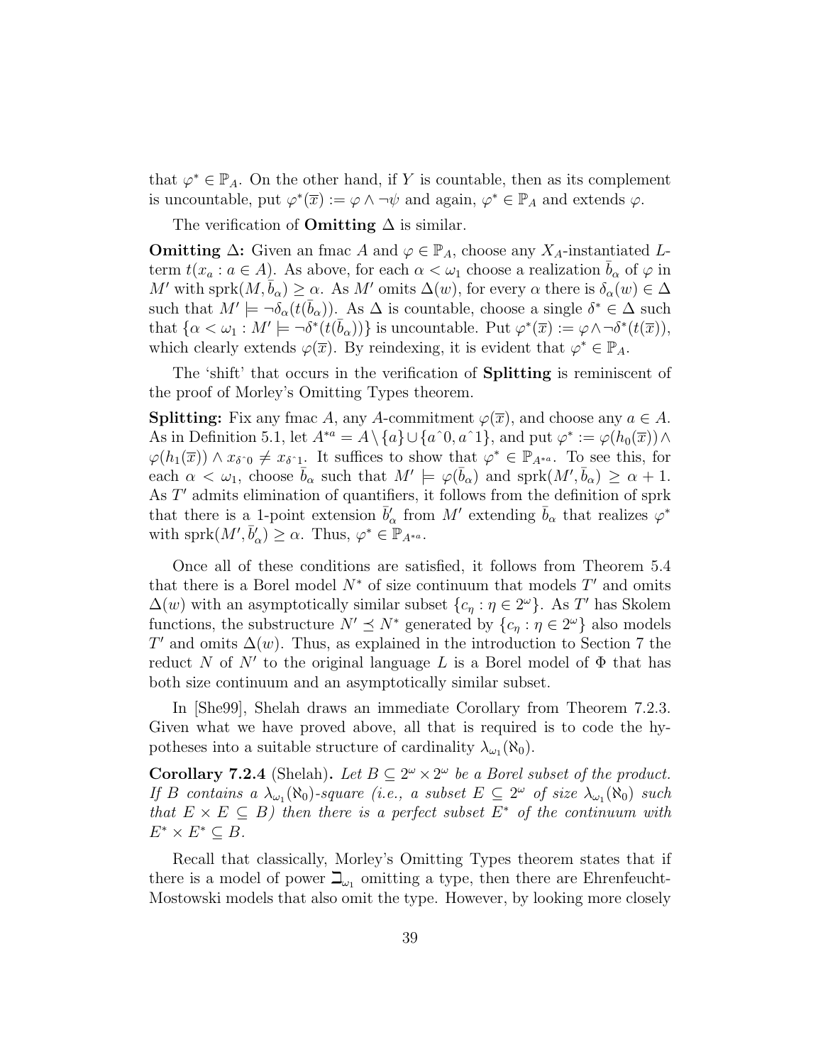that $\varphi^* \in \mathbb{P}_A$. On the other hand, if $Y$ is countable, then as its complement is uncountable, put $\varphi^*(\overline{x}) := \varphi \wedge \neg\psi$ and again, $\varphi^* \in \mathbb{P}_A$ and extends $\varphi$.

The verification of **Omitting** $\Delta$ is similar.

**Omitting $\Delta$:** Given an fmac $A$ and $\varphi \in \mathbb{P}_A$, choose any $X_A$-instantiated $L$-term $t(x_a : a \in A)$. As above, for each $\alpha < \omega_1$ choose a realization $\bar{b}_\alpha$ of $\varphi$ in $M'$ with $\text{sprk}(M, \bar{b}_\alpha) \geq \alpha$. As $M'$ omits $\Delta(w)$, for every $\alpha$ there is $\delta_\alpha(w) \in \Delta$ such that $M' \models \neg\delta_\alpha(t(\bar{b}_\alpha))$. As $\Delta$ is countable, choose a single $\delta^* \in \Delta$ such that $\{\alpha < \omega_1 : M' \models \neg\delta^*(t(\bar{b}_\alpha))\}$ is uncountable. Put $\varphi^*(\overline{x}) := \varphi \wedge \neg\delta^*(t(\overline{x}))$, which clearly extends $\varphi(\overline{x})$. By reindexing, it is evident that $\varphi^* \in \mathbb{P}_A$.

The 'shift' that occurs in the verification of **Splitting** is reminiscent of the proof of Morley's Omitting Types theorem.

**Splitting:** Fix any fmac $A$, any $A$-commitment $\varphi(\overline{x})$, and choose any $a \in A$. As in Definition 5.1, let $A^{*a} = A \setminus \{a\} \cup \{a\hat{\ }0, a\hat{\ }1\}$, and put $\varphi^* := \varphi(h_0(\overline{x})) \wedge \varphi(h_1(\overline{x})) \wedge x_{\delta\hat{\ }0} \neq x_{\delta\hat{\ }1}$. It suffices to show that $\varphi^* \in \mathbb{P}_{A^{*a}}$. To see this, for each $\alpha < \omega_1$, choose $\bar{b}_\alpha$ such that $M' \models \varphi(\bar{b}_\alpha)$ and $\text{sprk}(M', \bar{b}_\alpha) \geq \alpha + 1$. As $T'$ admits elimination of quantifiers, it follows from the definition of sprk that there is a 1-point extension $\bar{b}'_\alpha$ from $M'$ extending $\bar{b}_\alpha$ that realizes $\varphi^*$ with $\text{sprk}(M', \bar{b}'_\alpha) \geq \alpha$. Thus, $\varphi^* \in \mathbb{P}_{A^{*a}}$.

Once all of these conditions are satisfied, it follows from Theorem 5.4 that there is a Borel model $N^*$ of size continuum that models $T'$ and omits $\Delta(w)$ with an asymptotically similar subset $\{c_\eta : \eta \in 2^\omega\}$. As $T'$ has Skolem functions, the substructure $N' \preceq N^*$ generated by $\{c_\eta : \eta \in 2^\omega\}$ also models $T'$ and omits $\Delta(w)$. Thus, as explained in the introduction to Section 7 the reduct $N$ of $N'$ to the original language $L$ is a Borel model of $\Phi$ that has both size continuum and an asymptotically similar subset.

In [She99], Shelah draws an immediate Corollary from Theorem 7.2.3. Given what we have proved above, all that is required is to code the hypotheses into a suitable structure of cardinality $\lambda_{\omega_1}(\aleph_0)$.

**Corollary 7.2.4** (Shelah). *Let $B \subseteq 2^\omega \times 2^\omega$ be a Borel subset of the product. If $B$ contains a $\lambda_{\omega_1}(\aleph_0)$-square (i.e., a subset $E \subseteq 2^\omega$ of size $\lambda_{\omega_1}(\aleph_0)$ such that $E \times E \subseteq B$) then there is a perfect subset $E^*$ of the continuum with $E^* \times E^* \subseteq B$.*

Recall that classically, Morley's Omitting Types theorem states that if there is a model of power $\beth_{\omega_1}$ omitting a type, then there are Ehrenfeucht-Mostowski models that also omit the type. However, by looking more closely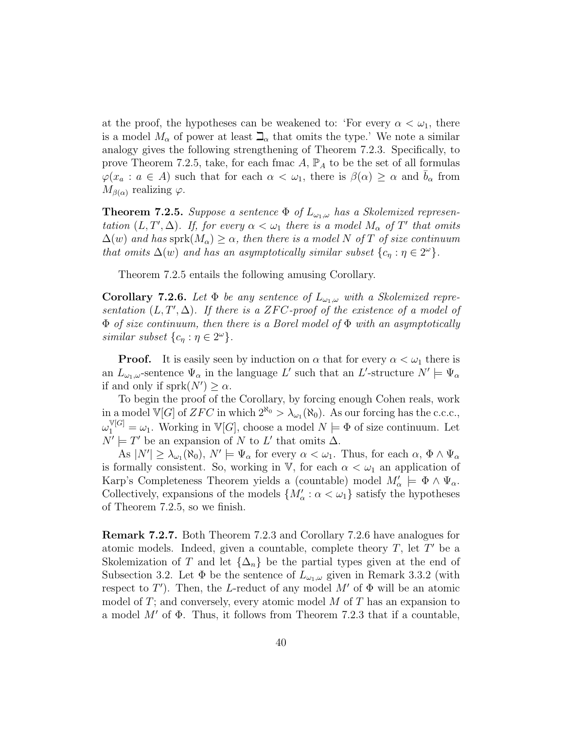at the proof, the hypotheses can be weakened to: 'For every $\alpha < \omega_1$, there is a model $M_\alpha$ of power at least $\beth_\alpha$ that omits the type.' We note a similar analogy gives the following strengthening of Theorem 7.2.3. Specifically, to prove Theorem 7.2.5, take, for each fmac $A$, $\mathbb{P}_A$ to be the set of all formulas $\varphi(x_a : a \in A)$ such that for each $\alpha < \omega_1$, there is $\beta(\alpha) \geq \alpha$ and $\bar{b}_\alpha$ from $M_{\beta(\alpha)}$ realizing $\varphi$.

**Theorem 7.2.5.** *Suppose a sentence $\Phi$ of $L_{\omega_1,\omega}$ has a Skolemized representation $(L, T', \Delta)$. If, for every $\alpha < \omega_1$ there is a model $M_\alpha$ of $T'$ that omits $\Delta(w)$ and has $\operatorname{sprk}(M_\alpha) \geq \alpha$, then there is a model $N$ of $T$ of size continuum that omits $\Delta(w)$ and has an asymptotically similar subset $\{c_\eta : \eta \in 2^\omega\}$.*

Theorem 7.2.5 entails the following amusing Corollary.

**Corollary 7.2.6.** *Let $\Phi$ be any sentence of $L_{\omega_1,\omega}$ with a Skolemized representation $(L, T', \Delta)$. If there is a ZFC-proof of the existence of a model of $\Phi$ of size continuum, then there is a Borel model of $\Phi$ with an asymptotically similar subset $\{c_\eta : \eta \in 2^\omega\}$.*

**Proof.** It is easily seen by induction on $\alpha$ that for every $\alpha < \omega_1$ there is an $L_{\omega_1,\omega}$-sentence $\Psi_\alpha$ in the language $L'$ such that an $L'$-structure $N' \models \Psi_\alpha$ if and only if $\operatorname{sprk}(N') \geq \alpha$.

To begin the proof of the Corollary, by forcing enough Cohen reals, work in a model $\mathbb{V}[G]$ of $ZFC$ in which $2^{\aleph_0} > \lambda_{\omega_1}(\aleph_0)$. As our forcing has the c.c.c., $\omega_1^{\mathbb{V}[G]} = \omega_1$. Working in $\mathbb{V}[G]$, choose a model $N \models \Phi$ of size continuum. Let $N' \models T'$ be an expansion of $N$ to $L'$ that omits $\Delta$.

As $|N'| \geq \lambda_{\omega_1}(\aleph_0)$, $N' \models \Psi_\alpha$ for every $\alpha < \omega_1$. Thus, for each $\alpha$, $\Phi \wedge \Psi_\alpha$ is formally consistent. So, working in $\mathbb{V}$, for each $\alpha < \omega_1$ an application of Karp's Completeness Theorem yields a (countable) model $M'_\alpha \models \Phi \wedge \Psi_\alpha$. Collectively, expansions of the models $\{M'_\alpha : \alpha < \omega_1\}$ satisfy the hypotheses of Theorem 7.2.5, so we finish.

**Remark 7.2.7.** Both Theorem 7.2.3 and Corollary 7.2.6 have analogues for atomic models. Indeed, given a countable, complete theory $T$, let $T'$ be a Skolemization of $T$ and let $\{\Delta_n\}$ be the partial types given at the end of Subsection 3.2. Let $\Phi$ be the sentence of $L_{\omega_1,\omega}$ given in Remark 3.3.2 (with respect to $T'$). Then, the $L$-reduct of any model $M'$ of $\Phi$ will be an atomic model of $T$; and conversely, every atomic model $M$ of $T$ has an expansion to a model $M'$ of $\Phi$. Thus, it follows from Theorem 7.2.3 that if a countable,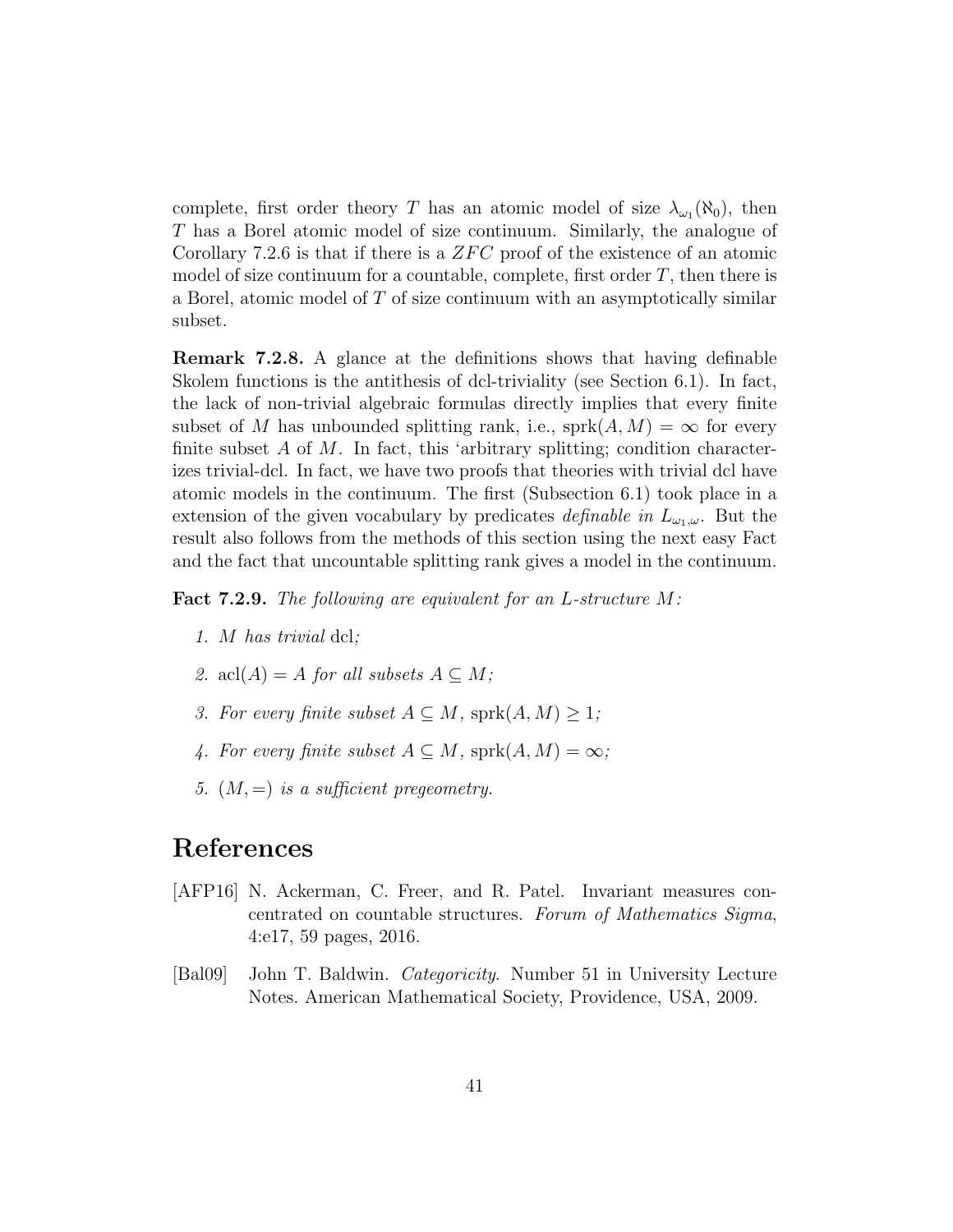complete, first order theory $T$ has an atomic model of size $\lambda_{\omega_1}(\aleph_0)$, then $T$ has a Borel atomic model of size continuum. Similarly, the analogue of Corollary 7.2.6 is that if there is a $ZFC$ proof of the existence of an atomic model of size continuum for a countable, complete, first order $T$, then there is a Borel, atomic model of $T$ of size continuum with an asymptotically similar subset.

**Remark 7.2.8.** A glance at the definitions shows that having definable Skolem functions is the antithesis of dcl-triviality (see Section 6.1). In fact, the lack of non-trivial algebraic formulas directly implies that every finite subset of $M$ has unbounded splitting rank, i.e., $\text{sprk}(A, M) = \infty$ for every finite subset $A$ of $M$. In fact, this 'arbitrary splitting; condition characterizes trivial-dcl. In fact, we have two proofs that theories with trivial dcl have atomic models in the continuum. The first (Subsection 6.1) took place in a extension of the given vocabulary by predicates *definable in* $L_{\omega_1,\omega}$. But the result also follows from the methods of this section using the next easy Fact and the fact that uncountable splitting rank gives a model in the continuum.

**Fact 7.2.9.** *The following are equivalent for an L-structure M:*

1. *M has trivial* dcl*;*
2. $\text{acl}(A) = A$ *for all subsets* $A \subseteq M$*;*
3. *For every finite subset* $A \subseteq M$*,* $\text{sprk}(A, M) \geq 1$*;*
4. *For every finite subset* $A \subseteq M$*,* $\text{sprk}(A, M) = \infty$*;*
5. $(M, =)$ *is a sufficient pregeometry.*

# References

[AFP16] N. Ackerman, C. Freer, and R. Patel. Invariant measures concentrated on countable structures. *Forum of Mathematics Sigma*, 4:e17, 59 pages, 2016.

[Bal09] John T. Baldwin. *Categoricity*. Number 51 in University Lecture Notes. American Mathematical Society, Providence, USA, 2009.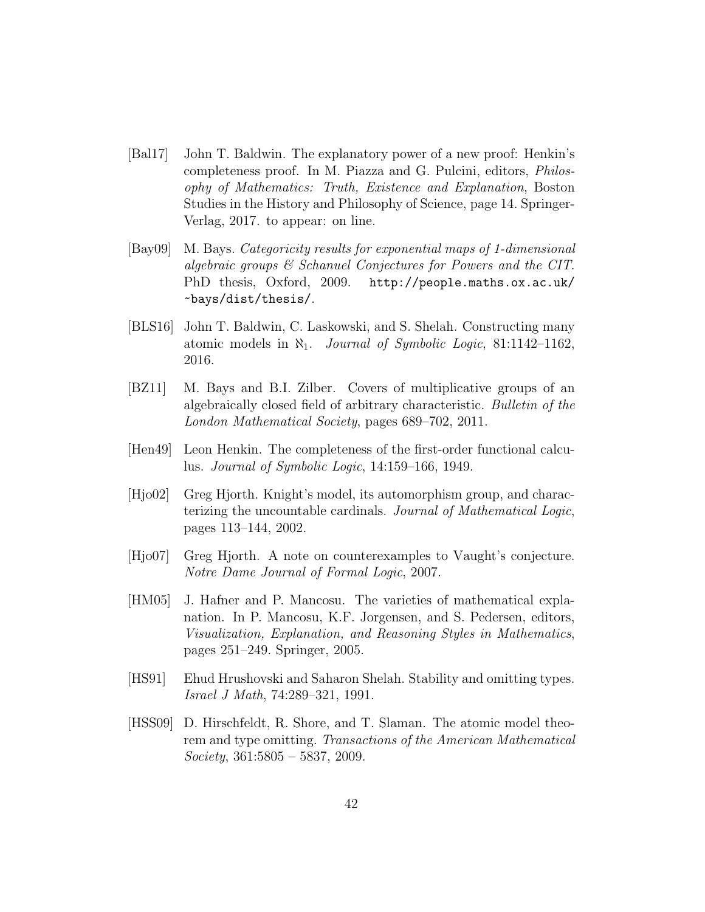[Bal17] John T. Baldwin. The explanatory power of a new proof: Henkin's completeness proof. In M. Piazza and G. Pulcini, editors, *Philosophy of Mathematics: Truth, Existence and Explanation*, Boston Studies in the History and Philosophy of Science, page 14. Springer-Verlag, 2017. to appear: on line.

[Bay09] M. Bays. *Categoricity results for exponential maps of 1-dimensional algebraic groups & Schanuel Conjectures for Powers and the CIT*. PhD thesis, Oxford, 2009. `http://people.maths.ox.ac.uk/~bays/dist/thesis/`.

[BLS16] John T. Baldwin, C. Laskowski, and S. Shelah. Constructing many atomic models in $\aleph_1$. *Journal of Symbolic Logic*, 81:1142–1162, 2016.

[BZ11] M. Bays and B.I. Zilber. Covers of multiplicative groups of an algebraically closed field of arbitrary characteristic. *Bulletin of the London Mathematical Society*, pages 689–702, 2011.

[Hen49] Leon Henkin. The completeness of the first-order functional calculus. *Journal of Symbolic Logic*, 14:159–166, 1949.

[Hjo02] Greg Hjorth. Knight's model, its automorphism group, and characterizing the uncountable cardinals. *Journal of Mathematical Logic*, pages 113–144, 2002.

[Hjo07] Greg Hjorth. A note on counterexamples to Vaught's conjecture. *Notre Dame Journal of Formal Logic*, 2007.

[HM05] J. Hafner and P. Mancosu. The varieties of mathematical explanation. In P. Mancosu, K.F. Jorgensen, and S. Pedersen, editors, *Visualization, Explanation, and Reasoning Styles in Mathematics*, pages 251–249. Springer, 2005.

[HS91] Ehud Hrushovski and Saharon Shelah. Stability and omitting types. *Israel J Math*, 74:289–321, 1991.

[HSS09] D. Hirschfeldt, R. Shore, and T. Slaman. The atomic model theorem and type omitting. *Transactions of the American Mathematical Society*, 361:5805 – 5837, 2009.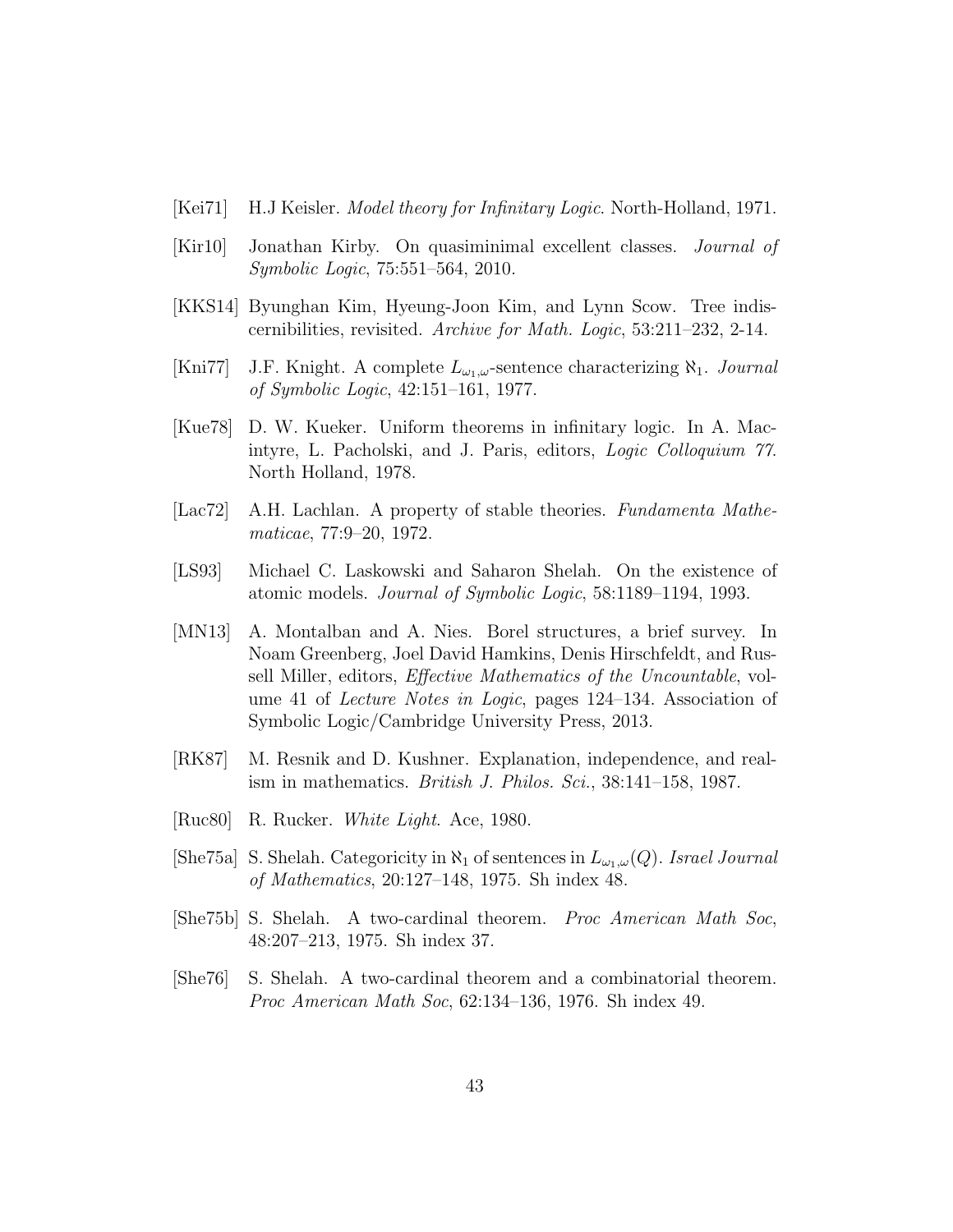[Kei71] H.J Keisler. *Model theory for Infinitary Logic*. North-Holland, 1971.

[Kir10] Jonathan Kirby. On quasiminimal excellent classes. *Journal of Symbolic Logic*, 75:551–564, 2010.

[KKS14] Byunghan Kim, Hyeung-Joon Kim, and Lynn Scow. Tree indiscernibilities, revisited. *Archive for Math. Logic*, 53:211–232, 2-14.

[Kni77] J.F. Knight. A complete $L_{\omega_1,\omega}$-sentence characterizing $\aleph_1$. *Journal of Symbolic Logic*, 42:151–161, 1977.

[Kue78] D. W. Kueker. Uniform theorems in infinitary logic. In A. Macintyre, L. Pacholski, and J. Paris, editors, *Logic Colloquium 77*. North Holland, 1978.

[Lac72] A.H. Lachlan. A property of stable theories. *Fundamenta Mathematicae*, 77:9–20, 1972.

[LS93] Michael C. Laskowski and Saharon Shelah. On the existence of atomic models. *Journal of Symbolic Logic*, 58:1189–1194, 1993.

[MN13] A. Montalban and A. Nies. Borel structures, a brief survey. In Noam Greenberg, Joel David Hamkins, Denis Hirschfeldt, and Russell Miller, editors, *Effective Mathematics of the Uncountable*, volume 41 of *Lecture Notes in Logic*, pages 124–134. Association of Symbolic Logic/Cambridge University Press, 2013.

[RK87] M. Resnik and D. Kushner. Explanation, independence, and realism in mathematics. *British J. Philos. Sci.*, 38:141–158, 1987.

[Ruc80] R. Rucker. *White Light*. Ace, 1980.

[She75a] S. Shelah. Categoricity in $\aleph_1$ of sentences in $L_{\omega_1,\omega}(Q)$. *Israel Journal of Mathematics*, 20:127–148, 1975. Sh index 48.

[She75b] S. Shelah. A two-cardinal theorem. *Proc American Math Soc*, 48:207–213, 1975. Sh index 37.

[She76] S. Shelah. A two-cardinal theorem and a combinatorial theorem. *Proc American Math Soc*, 62:134–136, 1976. Sh index 49.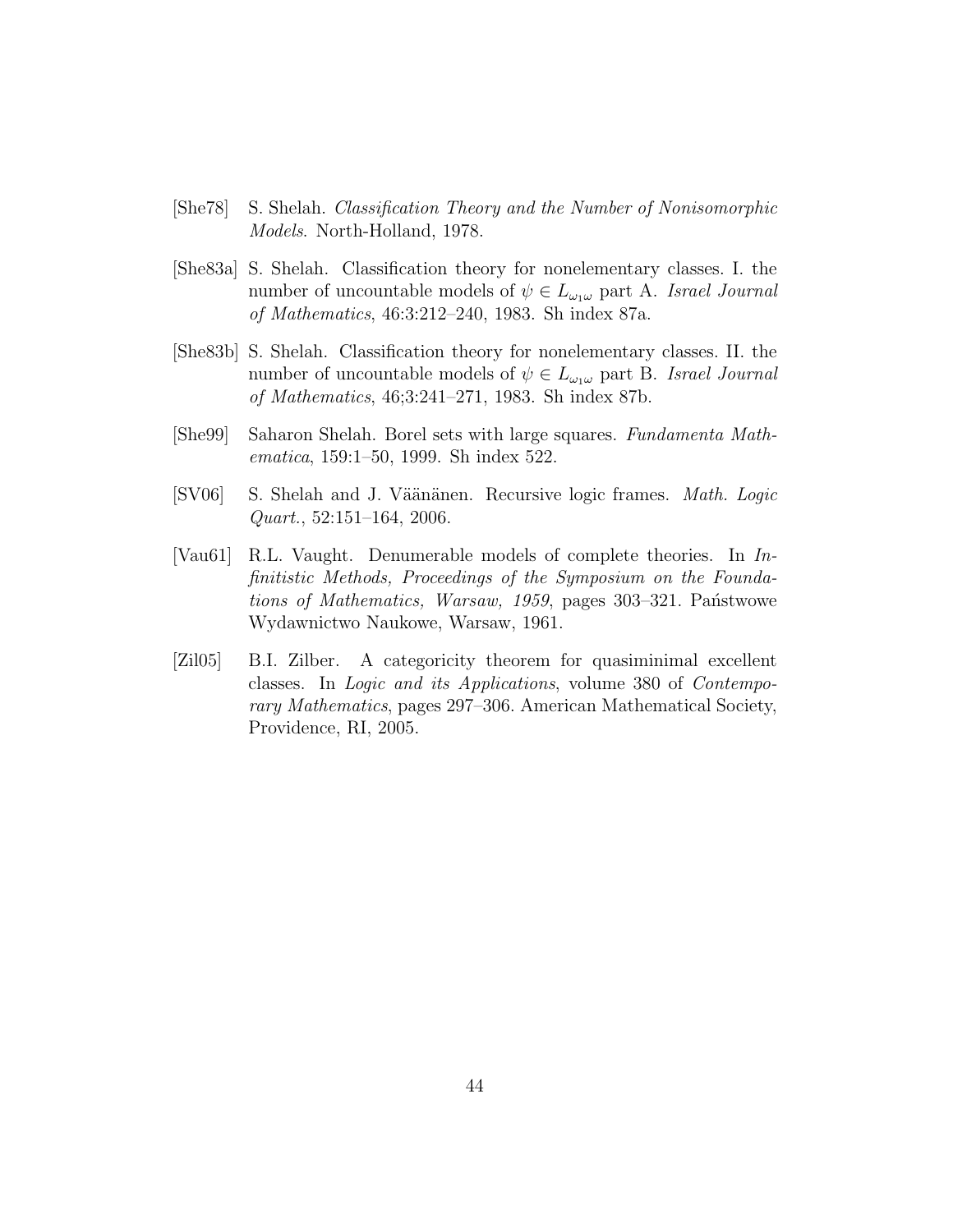[She78] S. Shelah. *Classification Theory and the Number of Nonisomorphic Models*. North-Holland, 1978.

[She83a] S. Shelah. Classification theory for nonelementary classes. I. the number of uncountable models of $\psi \in L_{\omega_1\omega}$ part A. *Israel Journal of Mathematics*, 46:3:212–240, 1983. Sh index 87a.

[She83b] S. Shelah. Classification theory for nonelementary classes. II. the number of uncountable models of $\psi \in L_{\omega_1\omega}$ part B. *Israel Journal of Mathematics*, 46;3:241–271, 1983. Sh index 87b.

[She99] Saharon Shelah. Borel sets with large squares. *Fundamenta Mathematica*, 159:1–50, 1999. Sh index 522.

[SV06] S. Shelah and J. Väänänen. Recursive logic frames. *Math. Logic Quart.*, 52:151–164, 2006.

[Vau61] R.L. Vaught. Denumerable models of complete theories. In *Infinitistic Methods, Proceedings of the Symposium on the Foundations of Mathematics, Warsaw, 1959*, pages 303–321. Państwowe Wydawnictwo Naukowe, Warsaw, 1961.

[Zil05] B.I. Zilber. A categoricity theorem for quasiminimal excellent classes. In *Logic and its Applications*, volume 380 of *Contemporary Mathematics*, pages 297–306. American Mathematical Society, Providence, RI, 2005.